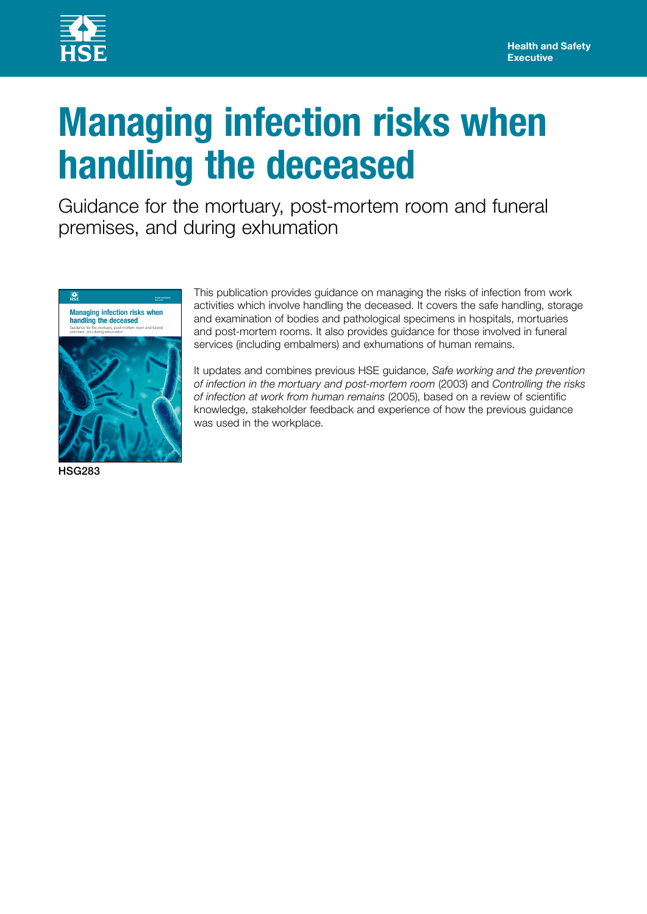HSE

Health and Safety Executive

# Managing infection risks when handling the deceased

## Guidance for the mortuary, post-mortem room and funeral premises, and during exhumation

This publication provides guidance on managing the risks of infection from work activities which involve handling the deceased. It covers the safe handling, storage and examination of bodies and pathological specimens in hospitals, mortuaries and post-mortem rooms. It also provides guidance for those involved in funeral services (including embalmers) and exhumations of human remains.

It updates and combines previous HSE guidance, *Safe working and the prevention of infection in the mortuary and post-mortem room* (2003) and *Controlling the risks of infection at work from human remains* (2005), based on a review of scientific knowledge, stakeholder feedback and experience of how the previous guidance was used in the workplace.

**HSG283**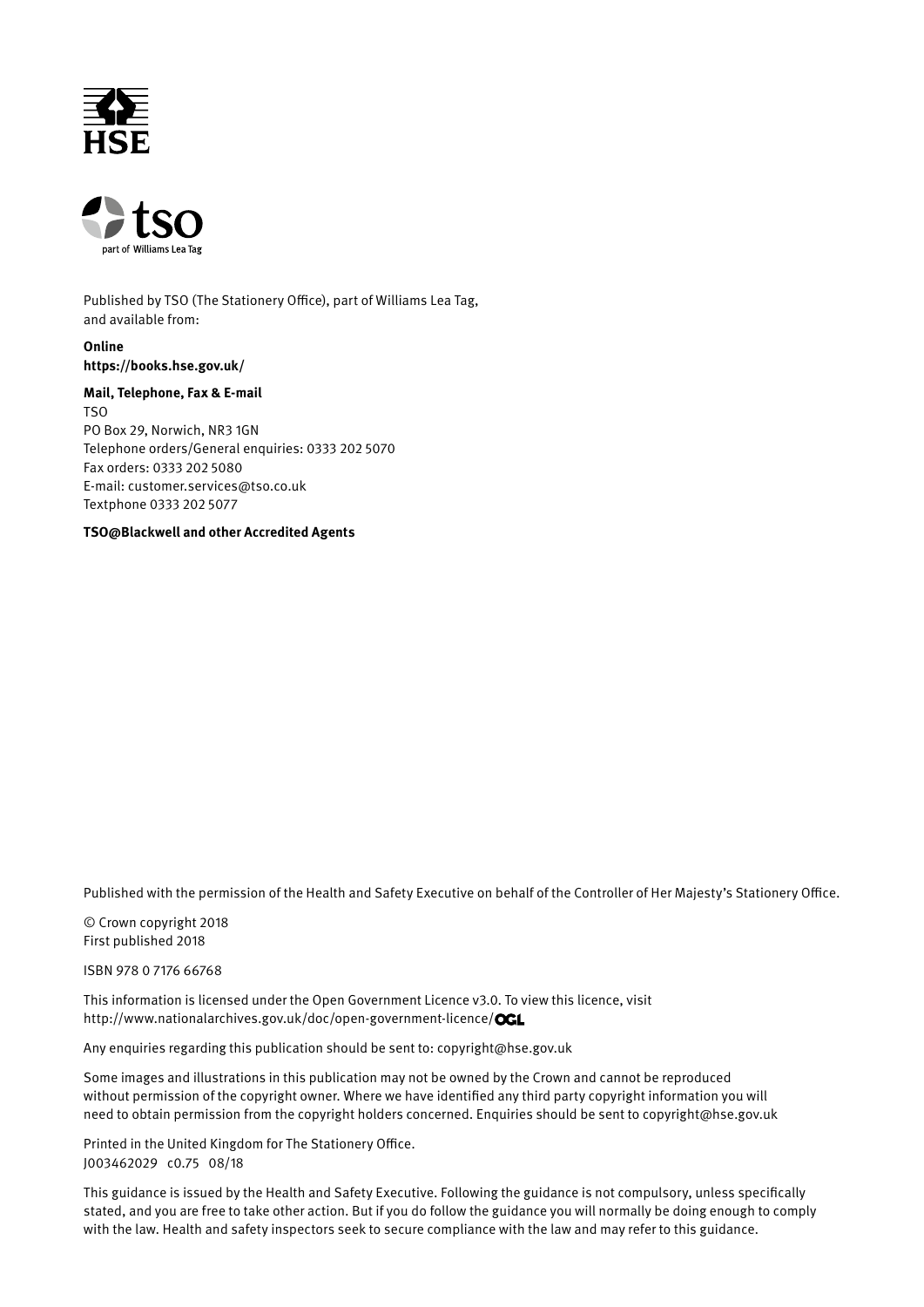Published by TSO (The Stationery Office), part of Williams Lea Tag, and available from:

**Online**
**https://books.hse.gov.uk/**

**Mail, Telephone, Fax & E-mail**
TSO
PO Box 29, Norwich, NR3 1GN
Telephone orders/General enquiries: 0333 202 5070
Fax orders: 0333 202 5080
E-mail: customer.services@tso.co.uk
Textphone 0333 202 5077

**TSO@Blackwell and other Accredited Agents**

Published with the permission of the Health and Safety Executive on behalf of the Controller of Her Majesty's Stationery Office.

© Crown copyright 2018
First published 2018

ISBN 978 0 7176 66768

This information is licensed under the Open Government Licence v3.0. To view this licence, visit http://www.nationalarchives.gov.uk/doc/open-government-licence/

Any enquiries regarding this publication should be sent to: copyright@hse.gov.uk

Some images and illustrations in this publication may not be owned by the Crown and cannot be reproduced without permission of the copyright owner. Where we have identified any third party copyright information you will need to obtain permission from the copyright holders concerned. Enquiries should be sent to copyright@hse.gov.uk

Printed in the United Kingdom for The Stationery Office.
J003462029 c0.75 08/18

This guidance is issued by the Health and Safety Executive. Following the guidance is not compulsory, unless specifically stated, and you are free to take other action. But if you do follow the guidance you will normally be doing enough to comply with the law. Health and safety inspectors seek to secure compliance with the law and may refer to this guidance.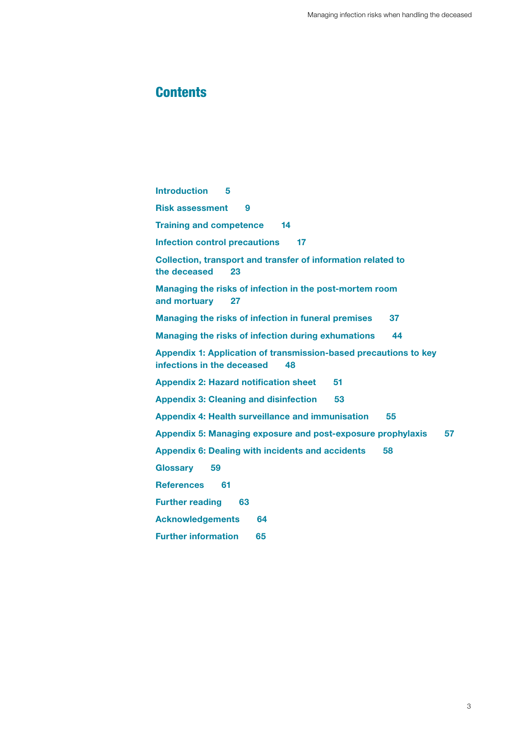# Contents

Introduction 5

Risk assessment 9

Training and competence 14

Infection control precautions 17

Collection, transport and transfer of information related to the deceased 23

Managing the risks of infection in the post-mortem room and mortuary 27

Managing the risks of infection in funeral premises 37

Managing the risks of infection during exhumations 44

Appendix 1: Application of transmission-based precautions to key infections in the deceased 48

Appendix 2: Hazard notification sheet 51

Appendix 3: Cleaning and disinfection 53

Appendix 4: Health surveillance and immunisation 55

Appendix 5: Managing exposure and post-exposure prophylaxis 57

Appendix 6: Dealing with incidents and accidents 58

Glossary 59

References 61

Further reading 63

Acknowledgements 64

Further information 65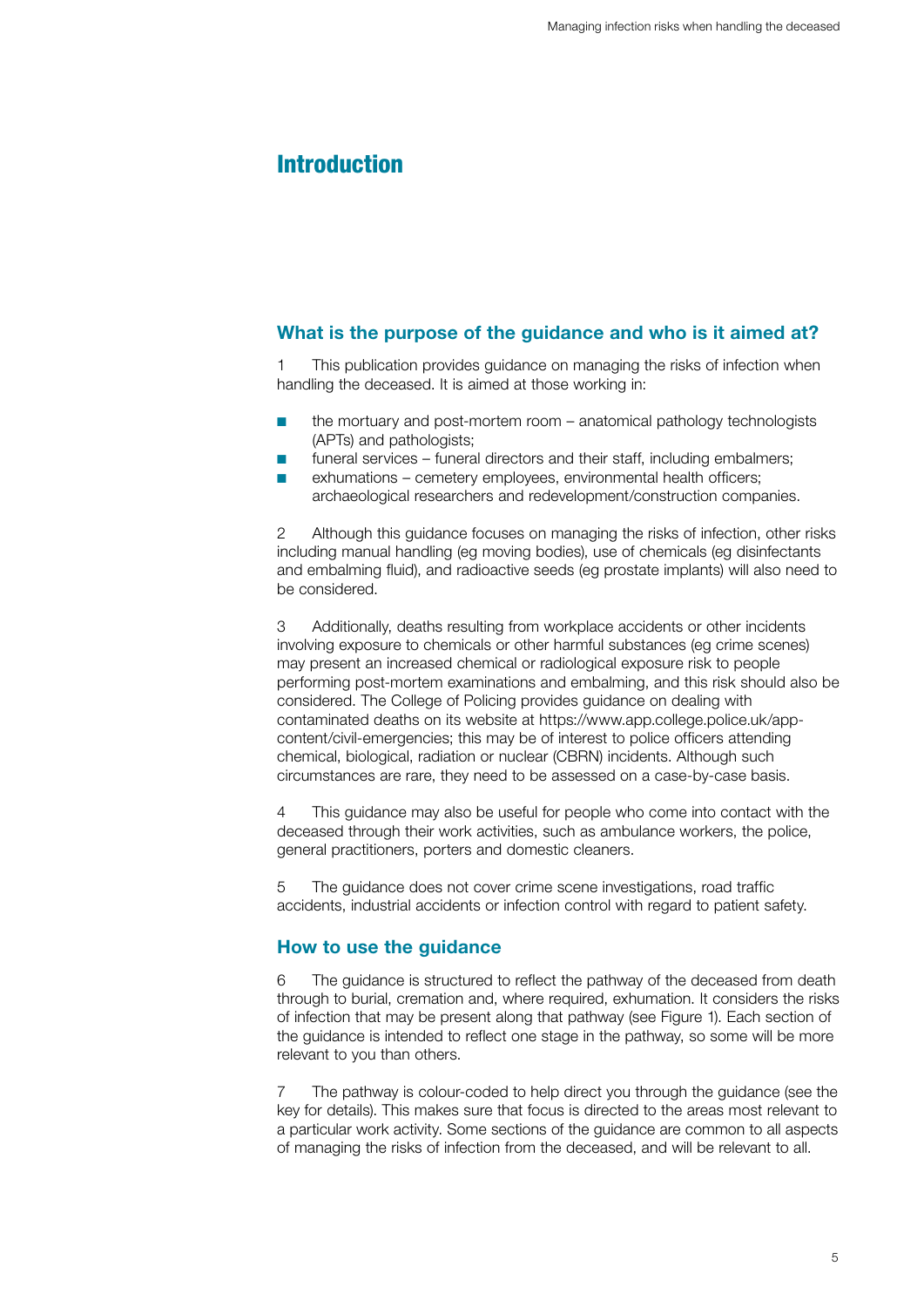# Introduction

## What is the purpose of the guidance and who is it aimed at?

1 This publication provides guidance on managing the risks of infection when handling the deceased. It is aimed at those working in:

- the mortuary and post-mortem room – anatomical pathology technologists (APTs) and pathologists;
- funeral services – funeral directors and their staff, including embalmers;
- exhumations – cemetery employees, environmental health officers; archaeological researchers and redevelopment/construction companies.

2 Although this guidance focuses on managing the risks of infection, other risks including manual handling (eg moving bodies), use of chemicals (eg disinfectants and embalming fluid), and radioactive seeds (eg prostate implants) will also need to be considered.

3 Additionally, deaths resulting from workplace accidents or other incidents involving exposure to chemicals or other harmful substances (eg crime scenes) may present an increased chemical or radiological exposure risk to people performing post-mortem examinations and embalming, and this risk should also be considered. The College of Policing provides guidance on dealing with contaminated deaths on its website at https://www.app.college.police.uk/app-content/civil-emergencies; this may be of interest to police officers attending chemical, biological, radiation or nuclear (CBRN) incidents. Although such circumstances are rare, they need to be assessed on a case-by-case basis.

4 This guidance may also be useful for people who come into contact with the deceased through their work activities, such as ambulance workers, the police, general practitioners, porters and domestic cleaners.

5 The guidance does not cover crime scene investigations, road traffic accidents, industrial accidents or infection control with regard to patient safety.

## How to use the guidance

6 The guidance is structured to reflect the pathway of the deceased from death through to burial, cremation and, where required, exhumation. It considers the risks of infection that may be present along that pathway (see Figure 1). Each section of the guidance is intended to reflect one stage in the pathway, so some will be more relevant to you than others.

7 The pathway is colour-coded to help direct you through the guidance (see the key for details). This makes sure that focus is directed to the areas most relevant to a particular work activity. Some sections of the guidance are common to all aspects of managing the risks of infection from the deceased, and will be relevant to all.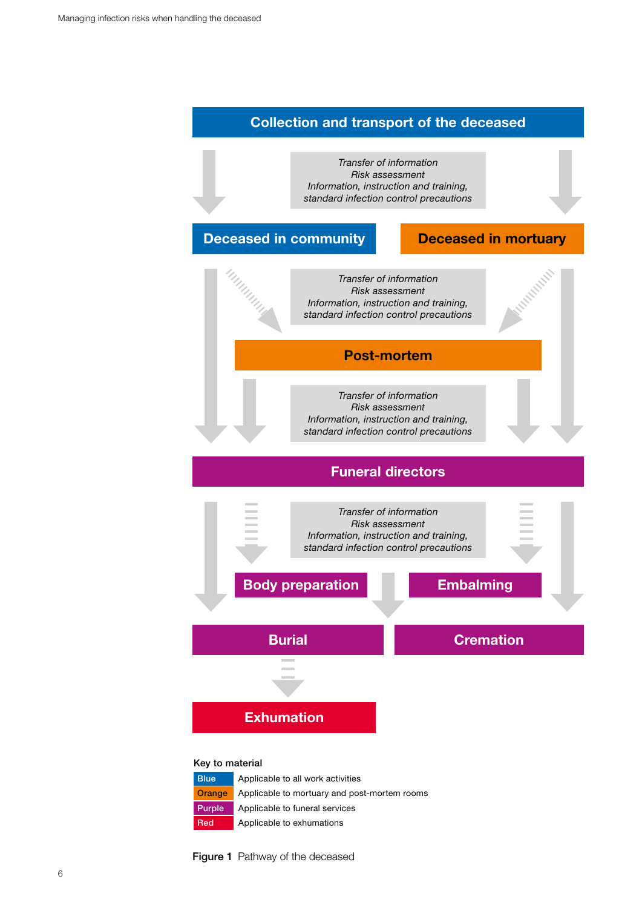**Collection and transport of the deceased**

*Transfer of information*
*Risk assessment*
*Information, instruction and training, standard infection control precautions*

**Deceased in community** | **Deceased in mortuary**

*Transfer of information*
*Risk assessment*
*Information, instruction and training, standard infection control precautions*

**Post-mortem**

*Transfer of information*
*Risk assessment*
*Information, instruction and training, standard infection control precautions*

**Funeral directors**

*Transfer of information*
*Risk assessment*
*Information, instruction and training, standard infection control precautions*

**Body preparation** | **Embalming**

**Burial** | **Cremation**

**Exhumation**

Key to material

| | |
|---|---|
| Blue | Applicable to all work activities |
| Orange | Applicable to mortuary and post-mortem rooms |
| Purple | Applicable to funeral services |
| Red | Applicable to exhumations |

**Figure 1** Pathway of the deceased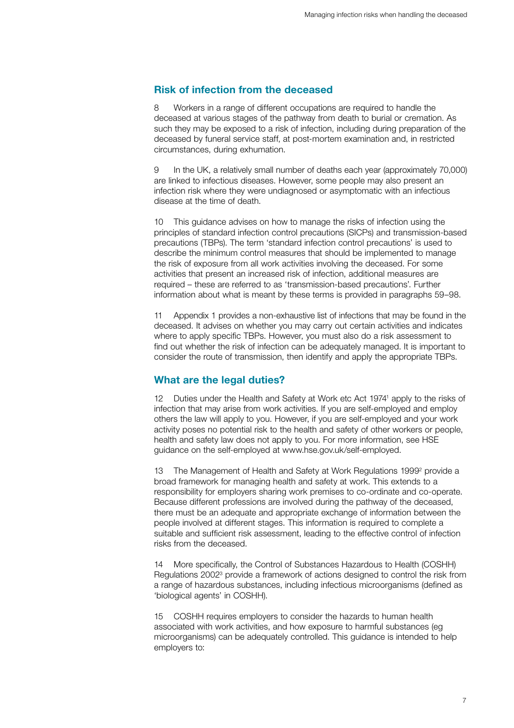## Risk of infection from the deceased

8 Workers in a range of different occupations are required to handle the deceased at various stages of the pathway from death to burial or cremation. As such they may be exposed to a risk of infection, including during preparation of the deceased by funeral service staff, at post-mortem examination and, in restricted circumstances, during exhumation.

9 In the UK, a relatively small number of deaths each year (approximately 70,000) are linked to infectious diseases. However, some people may also present an infection risk where they were undiagnosed or asymptomatic with an infectious disease at the time of death.

10 This guidance advises on how to manage the risks of infection using the principles of standard infection control precautions (SICPs) and transmission-based precautions (TBPs). The term 'standard infection control precautions' is used to describe the minimum control measures that should be implemented to manage the risk of exposure from all work activities involving the deceased. For some activities that present an increased risk of infection, additional measures are required – these are referred to as 'transmission-based precautions'. Further information about what is meant by these terms is provided in paragraphs 59–98.

11 Appendix 1 provides a non-exhaustive list of infections that may be found in the deceased. It advises on whether you may carry out certain activities and indicates where to apply specific TBPs. However, you must also do a risk assessment to find out whether the risk of infection can be adequately managed. It is important to consider the route of transmission, then identify and apply the appropriate TBPs.

## What are the legal duties?

12 Duties under the Health and Safety at Work etc Act 1974[1] apply to the risks of infection that may arise from work activities. If you are self-employed and employ others the law will apply to you. However, if you are self-employed and your work activity poses no potential risk to the health and safety of other workers or people, health and safety law does not apply to you. For more information, see HSE guidance on the self-employed at www.hse.gov.uk/self-employed.

13 The Management of Health and Safety at Work Regulations 1999[2] provide a broad framework for managing health and safety at work. This extends to a responsibility for employers sharing work premises to co-ordinate and co-operate. Because different professions are involved during the pathway of the deceased, there must be an adequate and appropriate exchange of information between the people involved at different stages. This information is required to complete a suitable and sufficient risk assessment, leading to the effective control of infection risks from the deceased.

14 More specifically, the Control of Substances Hazardous to Health (COSHH) Regulations 2002[3] provide a framework of actions designed to control the risk from a range of hazardous substances, including infectious microorganisms (defined as 'biological agents' in COSHH).

15 COSHH requires employers to consider the hazards to human health associated with work activities, and how exposure to harmful substances (eg microorganisms) can be adequately controlled. This guidance is intended to help employers to: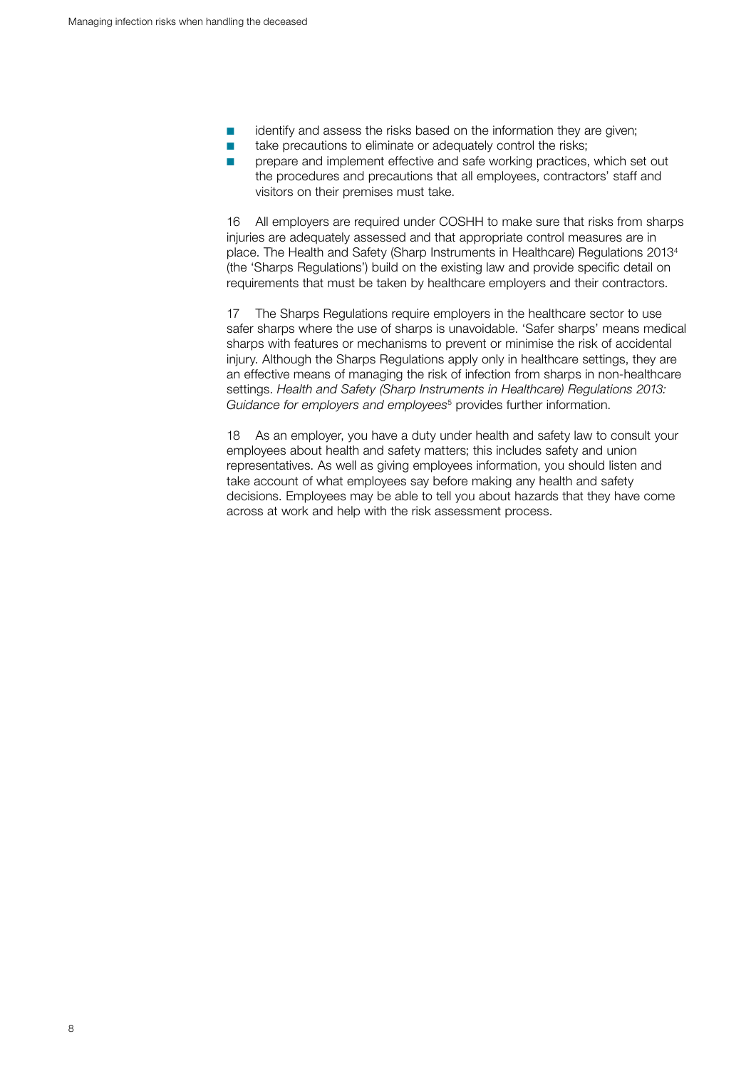- identify and assess the risks based on the information they are given;
- take precautions to eliminate or adequately control the risks;
- prepare and implement effective and safe working practices, which set out the procedures and precautions that all employees, contractors' staff and visitors on their premises must take.

16 All employers are required under COSHH to make sure that risks from sharps injuries are adequately assessed and that appropriate control measures are in place. The Health and Safety (Sharp Instruments in Healthcare) Regulations 2013[4] (the 'Sharps Regulations') build on the existing law and provide specific detail on requirements that must be taken by healthcare employers and their contractors.

17 The Sharps Regulations require employers in the healthcare sector to use safer sharps where the use of sharps is unavoidable. 'Safer sharps' means medical sharps with features or mechanisms to prevent or minimise the risk of accidental injury. Although the Sharps Regulations apply only in healthcare settings, they are an effective means of managing the risk of infection from sharps in non-healthcare settings. *Health and Safety (Sharp Instruments in Healthcare) Regulations 2013: Guidance for employers and employees*[5] provides further information.

18 As an employer, you have a duty under health and safety law to consult your employees about health and safety matters; this includes safety and union representatives. As well as giving employees information, you should listen and take account of what employees say before making any health and safety decisions. Employees may be able to tell you about hazards that they have come across at work and help with the risk assessment process.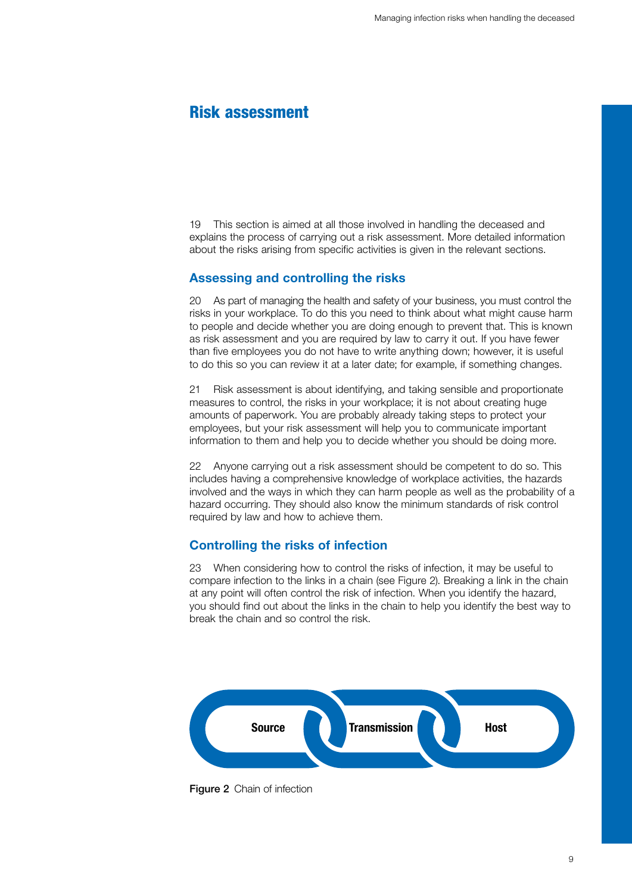# Risk assessment

19 This section is aimed at all those involved in handling the deceased and explains the process of carrying out a risk assessment. More detailed information about the risks arising from specific activities is given in the relevant sections.

## Assessing and controlling the risks

20 As part of managing the health and safety of your business, you must control the risks in your workplace. To do this you need to think about what might cause harm to people and decide whether you are doing enough to prevent that. This is known as risk assessment and you are required by law to carry it out. If you have fewer than five employees you do not have to write anything down; however, it is useful to do this so you can review it at a later date; for example, if something changes.

21 Risk assessment is about identifying, and taking sensible and proportionate measures to control, the risks in your workplace; it is not about creating huge amounts of paperwork. You are probably already taking steps to protect your employees, but your risk assessment will help you to communicate important information to them and help you to decide whether you should be doing more.

22 Anyone carrying out a risk assessment should be competent to do so. This includes having a comprehensive knowledge of workplace activities, the hazards involved and the ways in which they can harm people as well as the probability of a hazard occurring. They should also know the minimum standards of risk control required by law and how to achieve them.

## Controlling the risks of infection

23 When considering how to control the risks of infection, it may be useful to compare infection to the links in a chain (see Figure 2). Breaking a link in the chain at any point will often control the risk of infection. When you identify the hazard, you should find out about the links in the chain to help you identify the best way to break the chain and so control the risk.

Source → Transmission → Host

**Figure 2** Chain of infection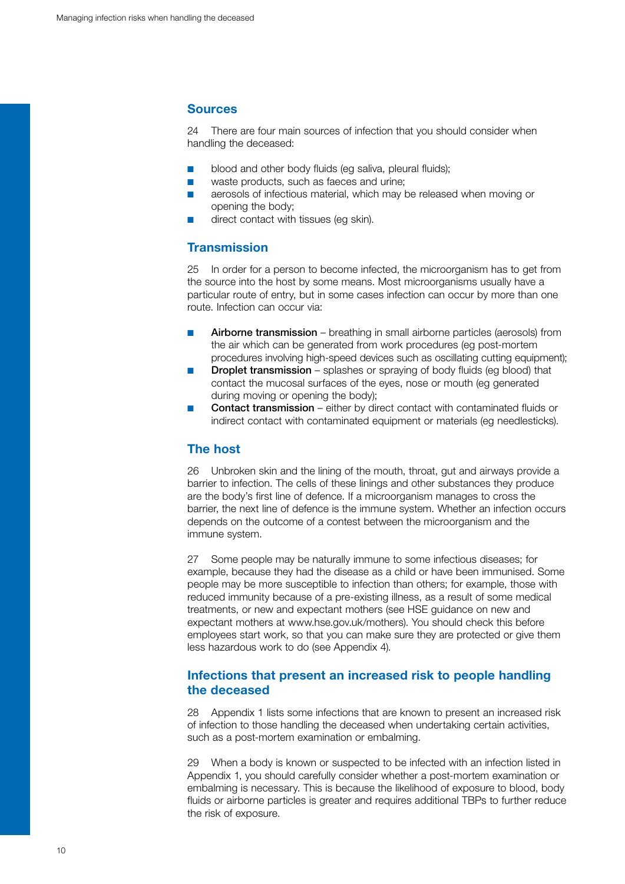## Sources

24 There are four main sources of infection that you should consider when handling the deceased:

- blood and other body fluids (eg saliva, pleural fluids);
- waste products, such as faeces and urine;
- aerosols of infectious material, which may be released when moving or opening the body;
- direct contact with tissues (eg skin).

## Transmission

25 In order for a person to become infected, the microorganism has to get from the source into the host by some means. Most microorganisms usually have a particular route of entry, but in some cases infection can occur by more than one route. Infection can occur via:

- **Airborne transmission** – breathing in small airborne particles (aerosols) from the air which can be generated from work procedures (eg post-mortem procedures involving high-speed devices such as oscillating cutting equipment);
- **Droplet transmission** – splashes or spraying of body fluids (eg blood) that contact the mucosal surfaces of the eyes, nose or mouth (eg generated during moving or opening the body);
- **Contact transmission** – either by direct contact with contaminated fluids or indirect contact with contaminated equipment or materials (eg needlesticks).

## The host

26 Unbroken skin and the lining of the mouth, throat, gut and airways provide a barrier to infection. The cells of these linings and other substances they produce are the body's first line of defence. If a microorganism manages to cross the barrier, the next line of defence is the immune system. Whether an infection occurs depends on the outcome of a contest between the microorganism and the immune system.

27 Some people may be naturally immune to some infectious diseases; for example, because they had the disease as a child or have been immunised. Some people may be more susceptible to infection than others; for example, those with reduced immunity because of a pre-existing illness, as a result of some medical treatments, or new and expectant mothers (see HSE guidance on new and expectant mothers at www.hse.gov.uk/mothers). You should check this before employees start work, so that you can make sure they are protected or give them less hazardous work to do (see Appendix 4).

## Infections that present an increased risk to people handling the deceased

28 Appendix 1 lists some infections that are known to present an increased risk of infection to those handling the deceased when undertaking certain activities, such as a post-mortem examination or embalming.

29 When a body is known or suspected to be infected with an infection listed in Appendix 1, you should carefully consider whether a post-mortem examination or embalming is necessary. This is because the likelihood of exposure to blood, body fluids or airborne particles is greater and requires additional TBPs to further reduce the risk of exposure.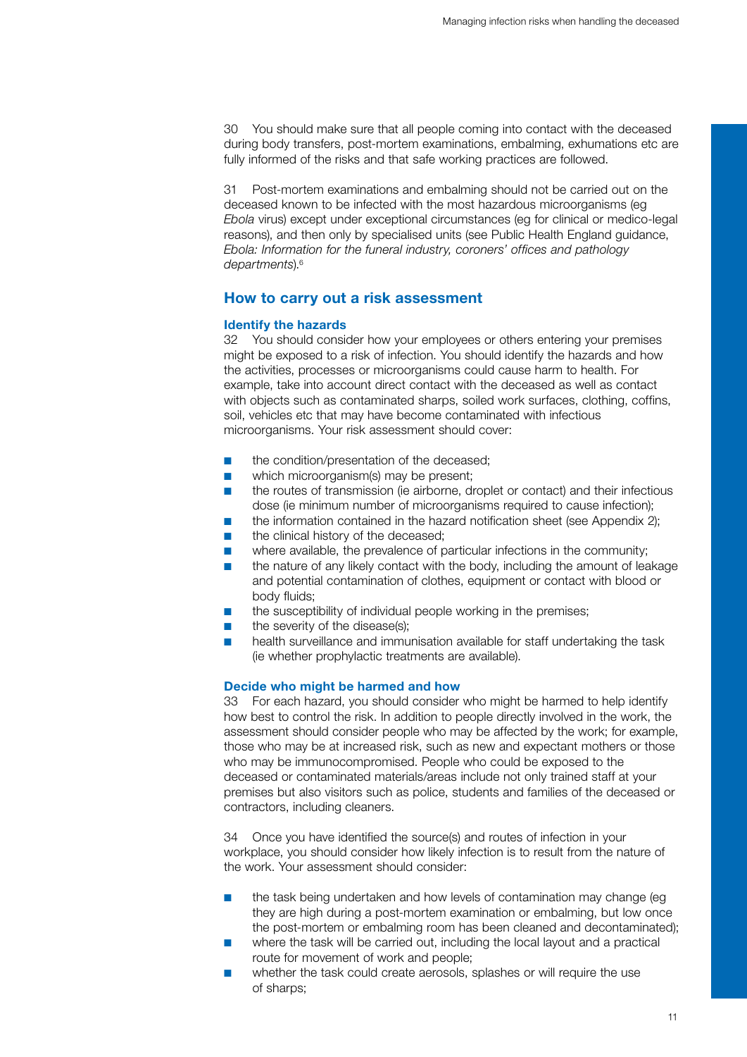30 You should make sure that all people coming into contact with the deceased during body transfers, post-mortem examinations, embalming, exhumations etc are fully informed of the risks and that safe working practices are followed.

31 Post-mortem examinations and embalming should not be carried out on the deceased known to be infected with the most hazardous microorganisms (eg *Ebola* virus) except under exceptional circumstances (eg for clinical or medico-legal reasons), and then only by specialised units (see Public Health England guidance, *Ebola: Information for the funeral industry, coroners' offices and pathology departments*).[6]

## How to carry out a risk assessment

### Identify the hazards

32 You should consider how your employees or others entering your premises might be exposed to a risk of infection. You should identify the hazards and how the activities, processes or microorganisms could cause harm to health. For example, take into account direct contact with the deceased as well as contact with objects such as contaminated sharps, soiled work surfaces, clothing, coffins, soil, vehicles etc that may have become contaminated with infectious microorganisms. Your risk assessment should cover:

- the condition/presentation of the deceased;
- which microorganism(s) may be present;
- the routes of transmission (ie airborne, droplet or contact) and their infectious dose (ie minimum number of microorganisms required to cause infection);
- the information contained in the hazard notification sheet (see Appendix 2);
- the clinical history of the deceased;
- where available, the prevalence of particular infections in the community;
- the nature of any likely contact with the body, including the amount of leakage and potential contamination of clothes, equipment or contact with blood or body fluids;
- the susceptibility of individual people working in the premises;
- the severity of the disease(s);
- health surveillance and immunisation available for staff undertaking the task (ie whether prophylactic treatments are available).

### Decide who might be harmed and how

33 For each hazard, you should consider who might be harmed to help identify how best to control the risk. In addition to people directly involved in the work, the assessment should consider people who may be affected by the work; for example, those who may be at increased risk, such as new and expectant mothers or those who may be immunocompromised. People who could be exposed to the deceased or contaminated materials/areas include not only trained staff at your premises but also visitors such as police, students and families of the deceased or contractors, including cleaners.

34 Once you have identified the source(s) and routes of infection in your workplace, you should consider how likely infection is to result from the nature of the work. Your assessment should consider:

- the task being undertaken and how levels of contamination may change (eg they are high during a post-mortem examination or embalming, but low once the post-mortem or embalming room has been cleaned and decontaminated);
- where the task will be carried out, including the local layout and a practical route for movement of work and people;
- whether the task could create aerosols, splashes or will require the use of sharps;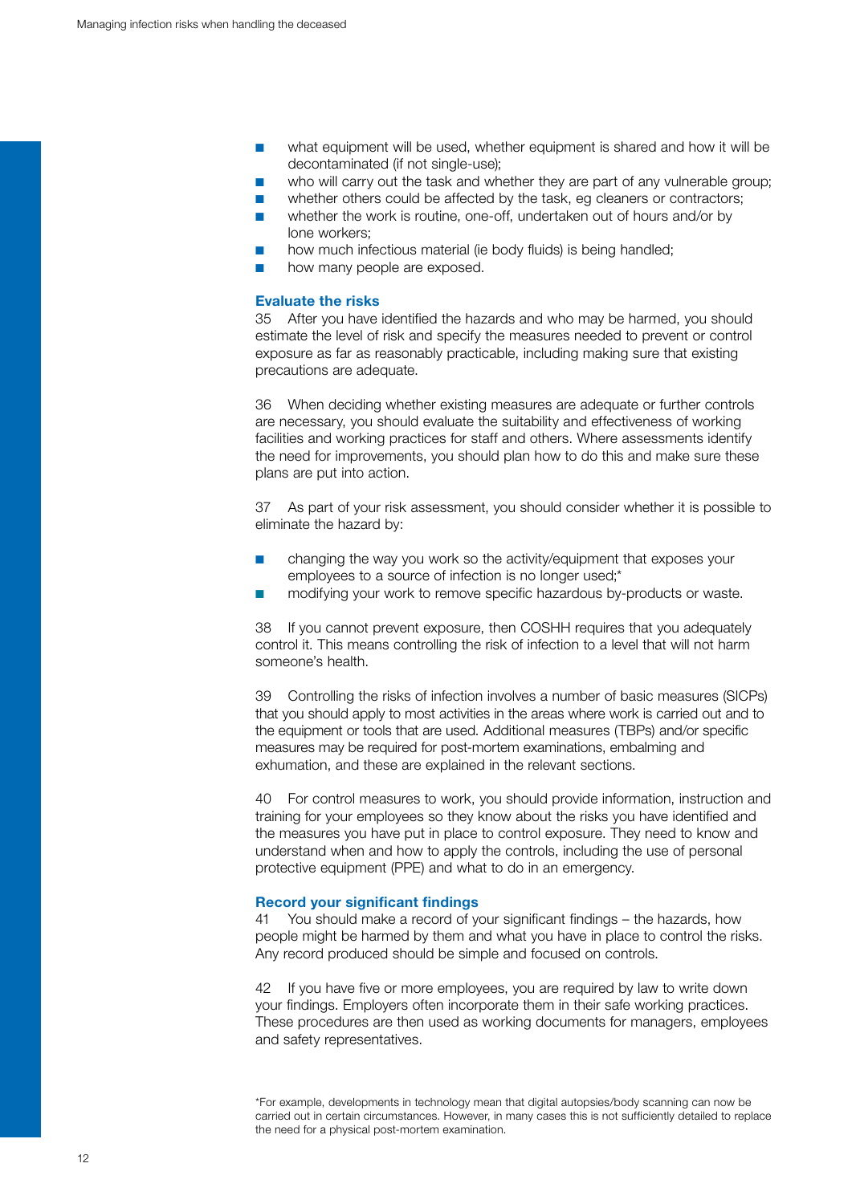- what equipment will be used, whether equipment is shared and how it will be decontaminated (if not single-use);
- who will carry out the task and whether they are part of any vulnerable group;
- whether others could be affected by the task, eg cleaners or contractors;
- whether the work is routine, one-off, undertaken out of hours and/or by lone workers;
- how much infectious material (ie body fluids) is being handled;
- how many people are exposed.

### Evaluate the risks

35 After you have identified the hazards and who may be harmed, you should estimate the level of risk and specify the measures needed to prevent or control exposure as far as reasonably practicable, including making sure that existing precautions are adequate.

36 When deciding whether existing measures are adequate or further controls are necessary, you should evaluate the suitability and effectiveness of working facilities and working practices for staff and others. Where assessments identify the need for improvements, you should plan how to do this and make sure these plans are put into action.

37 As part of your risk assessment, you should consider whether it is possible to eliminate the hazard by:

- changing the way you work so the activity/equipment that exposes your employees to a source of infection is no longer used;*
- modifying your work to remove specific hazardous by-products or waste.

38 If you cannot prevent exposure, then COSHH requires that you adequately control it. This means controlling the risk of infection to a level that will not harm someone's health.

39 Controlling the risks of infection involves a number of basic measures (SICPs) that you should apply to most activities in the areas where work is carried out and to the equipment or tools that are used. Additional measures (TBPs) and/or specific measures may be required for post-mortem examinations, embalming and exhumation, and these are explained in the relevant sections.

40 For control measures to work, you should provide information, instruction and training for your employees so they know about the risks you have identified and the measures you have put in place to control exposure. They need to know and understand when and how to apply the controls, including the use of personal protective equipment (PPE) and what to do in an emergency.

### Record your significant findings

41 You should make a record of your significant findings – the hazards, how people might be harmed by them and what you have in place to control the risks. Any record produced should be simple and focused on controls.

42 If you have five or more employees, you are required by law to write down your findings. Employers often incorporate them in their safe working practices. These procedures are then used as working documents for managers, employees and safety representatives.

*For example, developments in technology mean that digital autopsies/body scanning can now be carried out in certain circumstances. However, in many cases this is not sufficiently detailed to replace the need for a physical post-mortem examination.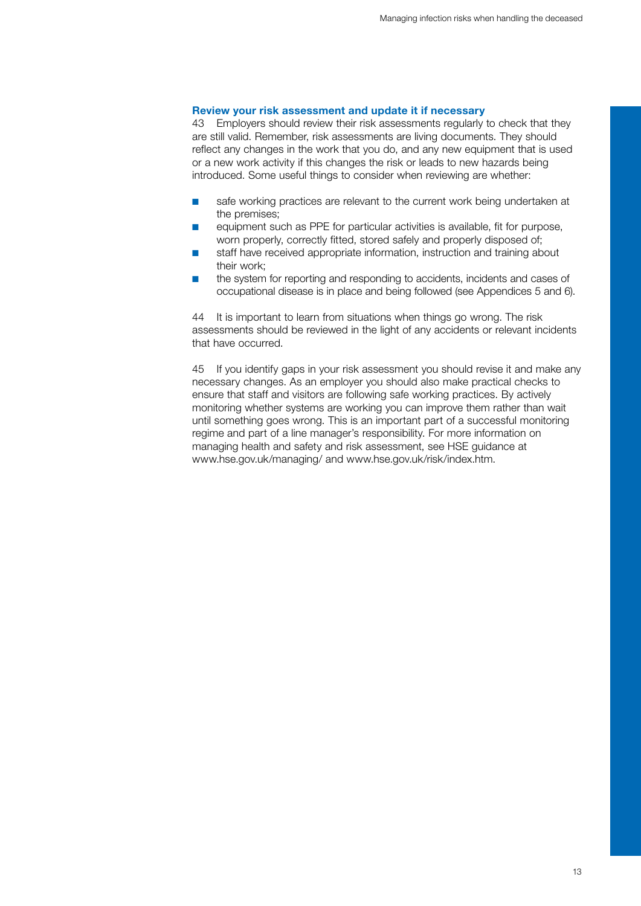### Review your risk assessment and update it if necessary

43 Employers should review their risk assessments regularly to check that they are still valid. Remember, risk assessments are living documents. They should reflect any changes in the work that you do, and any new equipment that is used or a new work activity if this changes the risk or leads to new hazards being introduced. Some useful things to consider when reviewing are whether:

- safe working practices are relevant to the current work being undertaken at the premises;
- equipment such as PPE for particular activities is available, fit for purpose, worn properly, correctly fitted, stored safely and properly disposed of;
- staff have received appropriate information, instruction and training about their work;
- the system for reporting and responding to accidents, incidents and cases of occupational disease is in place and being followed (see Appendices 5 and 6).

44 It is important to learn from situations when things go wrong. The risk assessments should be reviewed in the light of any accidents or relevant incidents that have occurred.

45 If you identify gaps in your risk assessment you should revise it and make any necessary changes. As an employer you should also make practical checks to ensure that staff and visitors are following safe working practices. By actively monitoring whether systems are working you can improve them rather than wait until something goes wrong. This is an important part of a successful monitoring regime and part of a line manager's responsibility. For more information on managing health and safety and risk assessment, see HSE guidance at www.hse.gov.uk/managing/ and www.hse.gov.uk/risk/index.htm.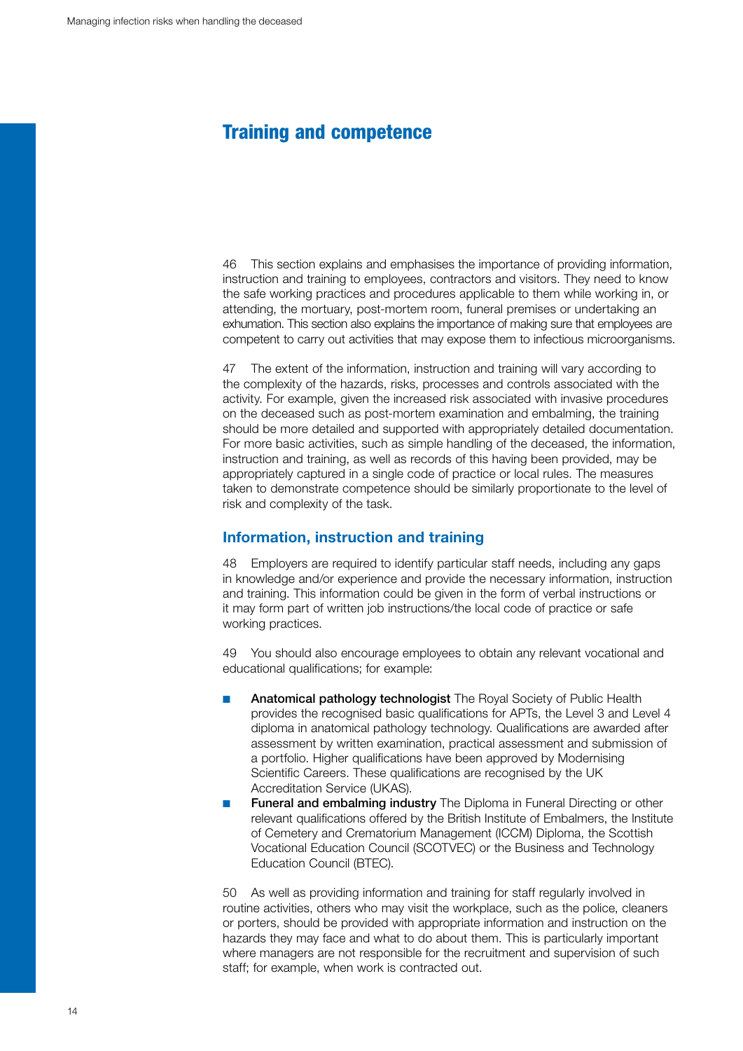# Training and competence

46 This section explains and emphasises the importance of providing information, instruction and training to employees, contractors and visitors. They need to know the safe working practices and procedures applicable to them while working in, or attending, the mortuary, post-mortem room, funeral premises or undertaking an exhumation. This section also explains the importance of making sure that employees are competent to carry out activities that may expose them to infectious microorganisms.

47 The extent of the information, instruction and training will vary according to the complexity of the hazards, risks, processes and controls associated with the activity. For example, given the increased risk associated with invasive procedures on the deceased such as post-mortem examination and embalming, the training should be more detailed and supported with appropriately detailed documentation. For more basic activities, such as simple handling of the deceased, the information, instruction and training, as well as records of this having been provided, may be appropriately captured in a single code of practice or local rules. The measures taken to demonstrate competence should be similarly proportionate to the level of risk and complexity of the task.

## Information, instruction and training

48 Employers are required to identify particular staff needs, including any gaps in knowledge and/or experience and provide the necessary information, instruction and training. This information could be given in the form of verbal instructions or it may form part of written job instructions/the local code of practice or safe working practices.

49 You should also encourage employees to obtain any relevant vocational and educational qualifications; for example:

- **Anatomical pathology technologist** The Royal Society of Public Health provides the recognised basic qualifications for APTs, the Level 3 and Level 4 diploma in anatomical pathology technology. Qualifications are awarded after assessment by written examination, practical assessment and submission of a portfolio. Higher qualifications have been approved by Modernising Scientific Careers. These qualifications are recognised by the UK Accreditation Service (UKAS).
- **Funeral and embalming industry** The Diploma in Funeral Directing or other relevant qualifications offered by the British Institute of Embalmers, the Institute of Cemetery and Crematorium Management (ICCM) Diploma, the Scottish Vocational Education Council (SCOTVEC) or the Business and Technology Education Council (BTEC).

50 As well as providing information and training for staff regularly involved in routine activities, others who may visit the workplace, such as the police, cleaners or porters, should be provided with appropriate information and instruction on the hazards they may face and what to do about them. This is particularly important where managers are not responsible for the recruitment and supervision of such staff; for example, when work is contracted out.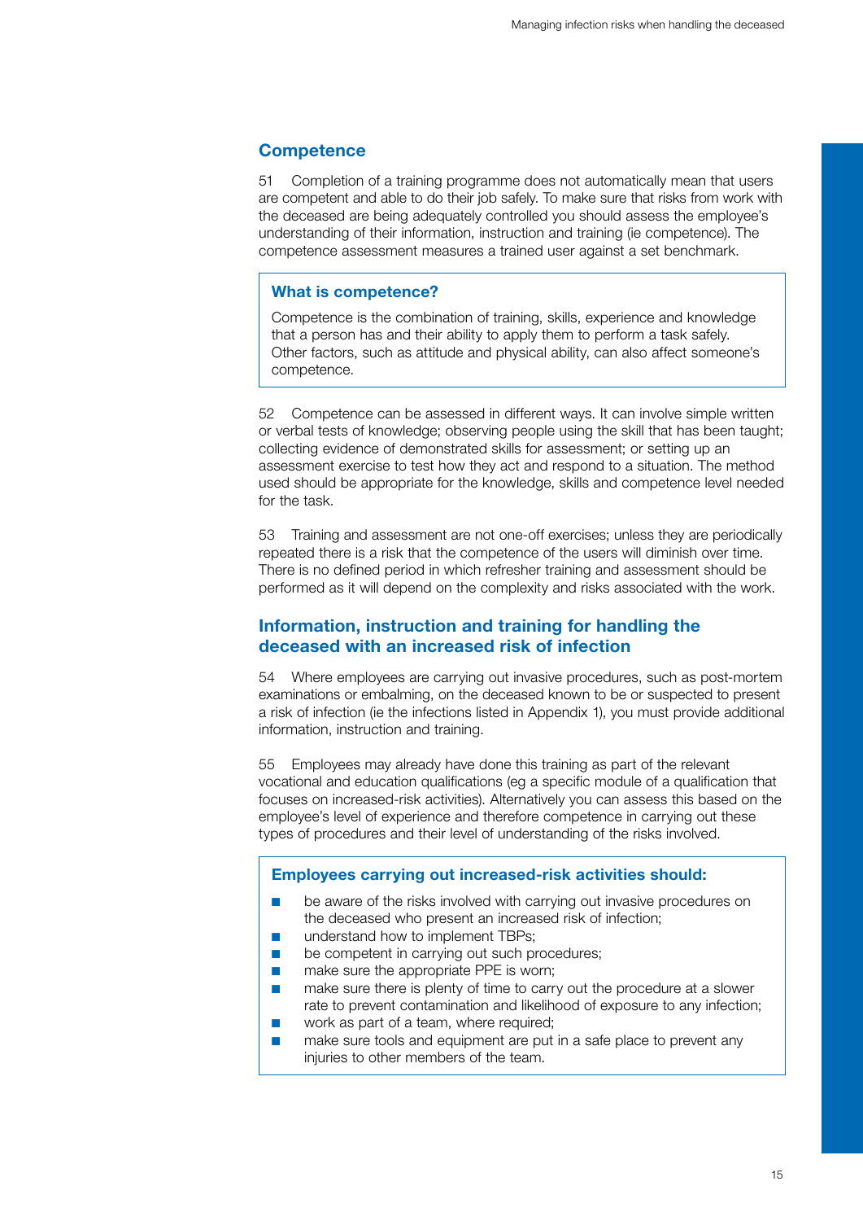## Competence

51 Completion of a training programme does not automatically mean that users are competent and able to do their job safely. To make sure that risks from work with the deceased are being adequately controlled you should assess the employee's understanding of their information, instruction and training (ie competence). The competence assessment measures a trained user against a set benchmark.

> **What is competence?**
>
> Competence is the combination of training, skills, experience and knowledge that a person has and their ability to apply them to perform a task safely. Other factors, such as attitude and physical ability, can also affect someone's competence.

52 Competence can be assessed in different ways. It can involve simple written or verbal tests of knowledge; observing people using the skill that has been taught; collecting evidence of demonstrated skills for assessment; or setting up an assessment exercise to test how they act and respond to a situation. The method used should be appropriate for the knowledge, skills and competence level needed for the task.

53 Training and assessment are not one-off exercises; unless they are periodically repeated there is a risk that the competence of the users will diminish over time. There is no defined period in which refresher training and assessment should be performed as it will depend on the complexity and risks associated with the work.

## Information, instruction and training for handling the deceased with an increased risk of infection

54 Where employees are carrying out invasive procedures, such as post-mortem examinations or embalming, on the deceased known to be or suspected to present a risk of infection (ie the infections listed in Appendix 1), you must provide additional information, instruction and training.

55 Employees may already have done this training as part of the relevant vocational and education qualifications (eg a specific module of a qualification that focuses on increased-risk activities). Alternatively you can assess this based on the employee's level of experience and therefore competence in carrying out these types of procedures and their level of understanding of the risks involved.

> **Employees carrying out increased-risk activities should:**
>
> - be aware of the risks involved with carrying out invasive procedures on the deceased who present an increased risk of infection;
> - understand how to implement TBPs;
> - be competent in carrying out such procedures;
> - make sure the appropriate PPE is worn;
> - make sure there is plenty of time to carry out the procedure at a slower rate to prevent contamination and likelihood of exposure to any infection;
> - work as part of a team, where required;
> - make sure tools and equipment are put in a safe place to prevent any injuries to other members of the team.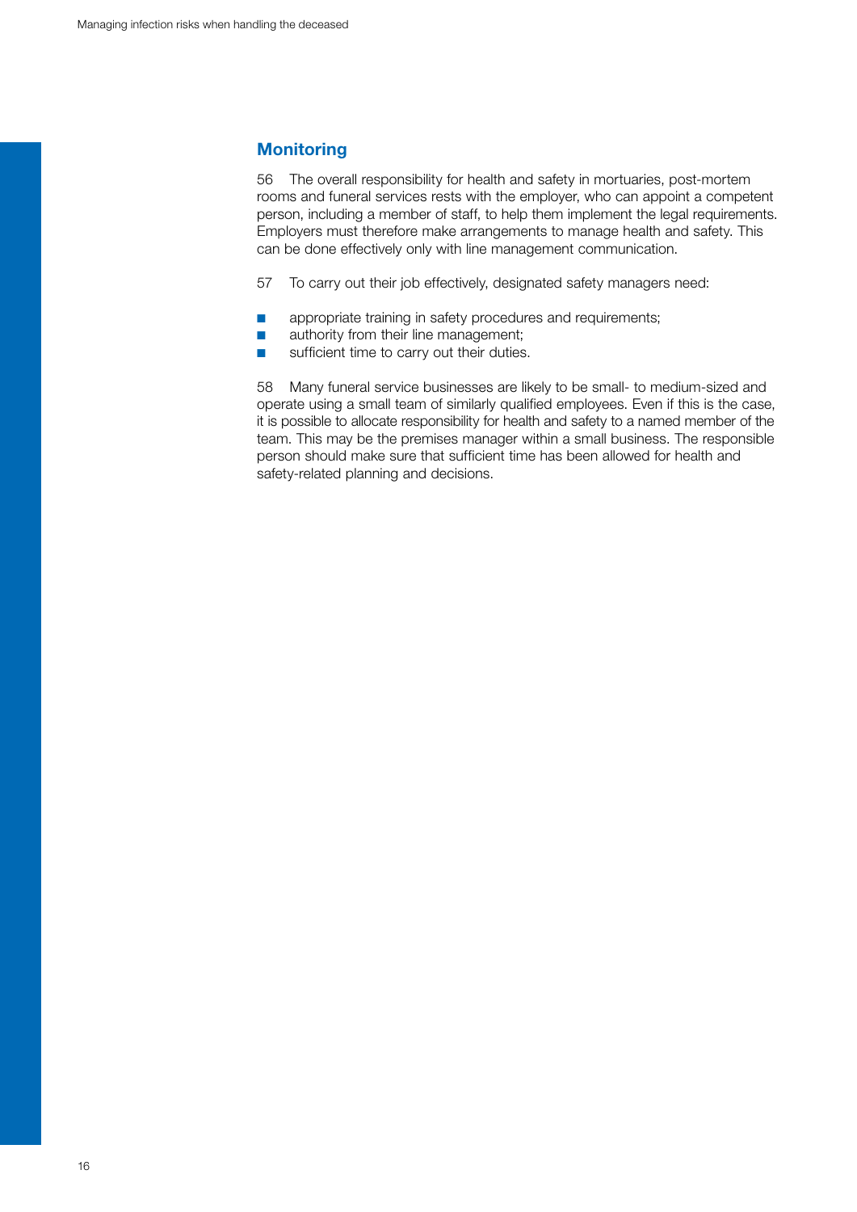## Monitoring

56 The overall responsibility for health and safety in mortuaries, post-mortem rooms and funeral services rests with the employer, who can appoint a competent person, including a member of staff, to help them implement the legal requirements. Employers must therefore make arrangements to manage health and safety. This can be done effectively only with line management communication.

57 To carry out their job effectively, designated safety managers need:

- appropriate training in safety procedures and requirements;
- authority from their line management;
- sufficient time to carry out their duties.

58 Many funeral service businesses are likely to be small- to medium-sized and operate using a small team of similarly qualified employees. Even if this is the case, it is possible to allocate responsibility for health and safety to a named member of the team. This may be the premises manager within a small business. The responsible person should make sure that sufficient time has been allowed for health and safety-related planning and decisions.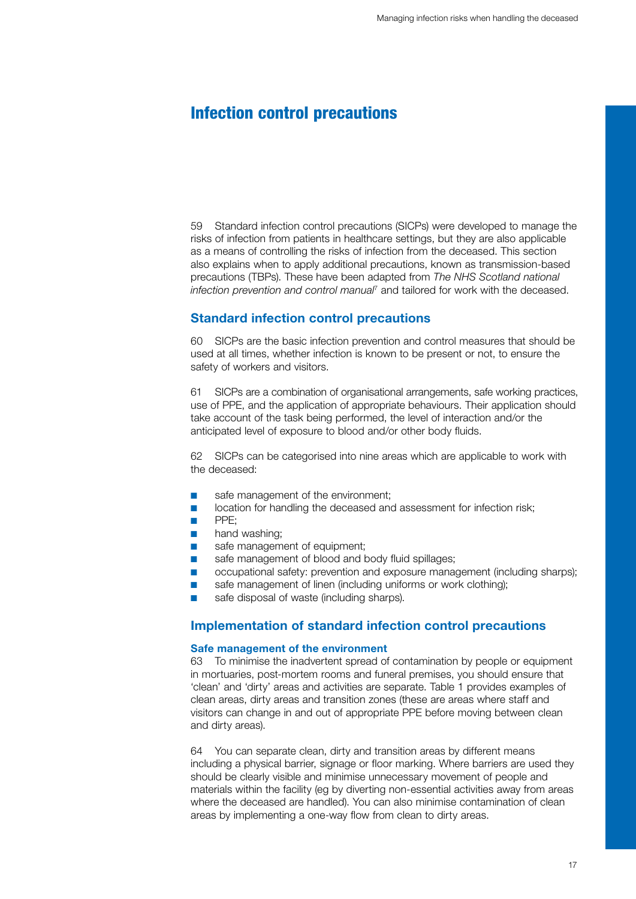# Infection control precautions

59 Standard infection control precautions (SICPs) were developed to manage the risks of infection from patients in healthcare settings, but they are also applicable as a means of controlling the risks of infection from the deceased. This section also explains when to apply additional precautions, known as transmission-based precautions (TBPs). These have been adapted from *The NHS Scotland national infection prevention and control manual*[7] and tailored for work with the deceased.

## Standard infection control precautions

60 SICPs are the basic infection prevention and control measures that should be used at all times, whether infection is known to be present or not, to ensure the safety of workers and visitors.

61 SICPs are a combination of organisational arrangements, safe working practices, use of PPE, and the application of appropriate behaviours. Their application should take account of the task being performed, the level of interaction and/or the anticipated level of exposure to blood and/or other body fluids.

62 SICPs can be categorised into nine areas which are applicable to work with the deceased:

- safe management of the environment;
- location for handling the deceased and assessment for infection risk;
- PPE;
- hand washing;
- safe management of equipment;
- safe management of blood and body fluid spillages;
- occupational safety: prevention and exposure management (including sharps);
- safe management of linen (including uniforms or work clothing);
- safe disposal of waste (including sharps).

## Implementation of standard infection control precautions

### Safe management of the environment

63 To minimise the inadvertent spread of contamination by people or equipment in mortuaries, post-mortem rooms and funeral premises, you should ensure that 'clean' and 'dirty' areas and activities are separate. Table 1 provides examples of clean areas, dirty areas and transition zones (these are areas where staff and visitors can change in and out of appropriate PPE before moving between clean and dirty areas).

64 You can separate clean, dirty and transition areas by different means including a physical barrier, signage or floor marking. Where barriers are used they should be clearly visible and minimise unnecessary movement of people and materials within the facility (eg by diverting non-essential activities away from areas where the deceased are handled). You can also minimise contamination of clean areas by implementing a one-way flow from clean to dirty areas.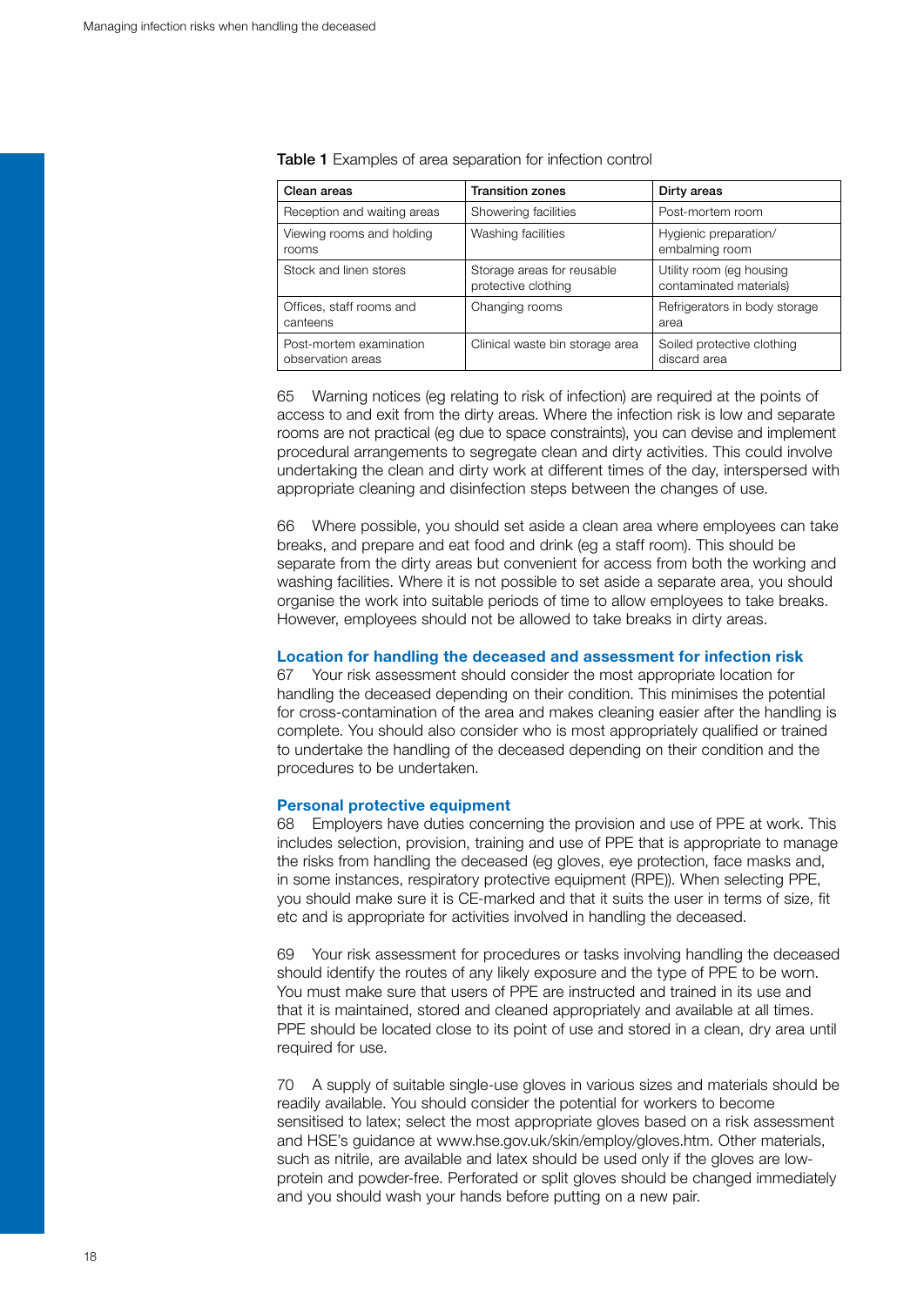**Table 1** Examples of area separation for infection control

| Clean areas | Transition zones | Dirty areas |
|---|---|---|
| Reception and waiting areas | Showering facilities | Post-mortem room |
| Viewing rooms and holding rooms | Washing facilities | Hygienic preparation/ embalming room |
| Stock and linen stores | Storage areas for reusable protective clothing | Utility room (eg housing contaminated materials) |
| Offices, staff rooms and canteens | Changing rooms | Refrigerators in body storage area |
| Post-mortem examination observation areas | Clinical waste bin storage area | Soiled protective clothing discard area |

65 Warning notices (eg relating to risk of infection) are required at the points of access to and exit from the dirty areas. Where the infection risk is low and separate rooms are not practical (eg due to space constraints), you can devise and implement procedural arrangements to segregate clean and dirty activities. This could involve undertaking the clean and dirty work at different times of the day, interspersed with appropriate cleaning and disinfection steps between the changes of use.

66 Where possible, you should set aside a clean area where employees can take breaks, and prepare and eat food and drink (eg a staff room). This should be separate from the dirty areas but convenient for access from both the working and washing facilities. Where it is not possible to set aside a separate area, you should organise the work into suitable periods of time to allow employees to take breaks. However, employees should not be allowed to take breaks in dirty areas.

### Location for handling the deceased and assessment for infection risk

67 Your risk assessment should consider the most appropriate location for handling the deceased depending on their condition. This minimises the potential for cross-contamination of the area and makes cleaning easier after the handling is complete. You should also consider who is most appropriately qualified or trained to undertake the handling of the deceased depending on their condition and the procedures to be undertaken.

### Personal protective equipment

68 Employers have duties concerning the provision and use of PPE at work. This includes selection, provision, training and use of PPE that is appropriate to manage the risks from handling the deceased (eg gloves, eye protection, face masks and, in some instances, respiratory protective equipment (RPE)). When selecting PPE, you should make sure it is CE-marked and that it suits the user in terms of size, fit etc and is appropriate for activities involved in handling the deceased.

69 Your risk assessment for procedures or tasks involving handling the deceased should identify the routes of any likely exposure and the type of PPE to be worn. You must make sure that users of PPE are instructed and trained in its use and that it is maintained, stored and cleaned appropriately and available at all times. PPE should be located close to its point of use and stored in a clean, dry area until required for use.

70 A supply of suitable single-use gloves in various sizes and materials should be readily available. You should consider the potential for workers to become sensitised to latex; select the most appropriate gloves based on a risk assessment and HSE's guidance at www.hse.gov.uk/skin/employ/gloves.htm. Other materials, such as nitrile, are available and latex should be used only if the gloves are low-protein and powder-free. Perforated or split gloves should be changed immediately and you should wash your hands before putting on a new pair.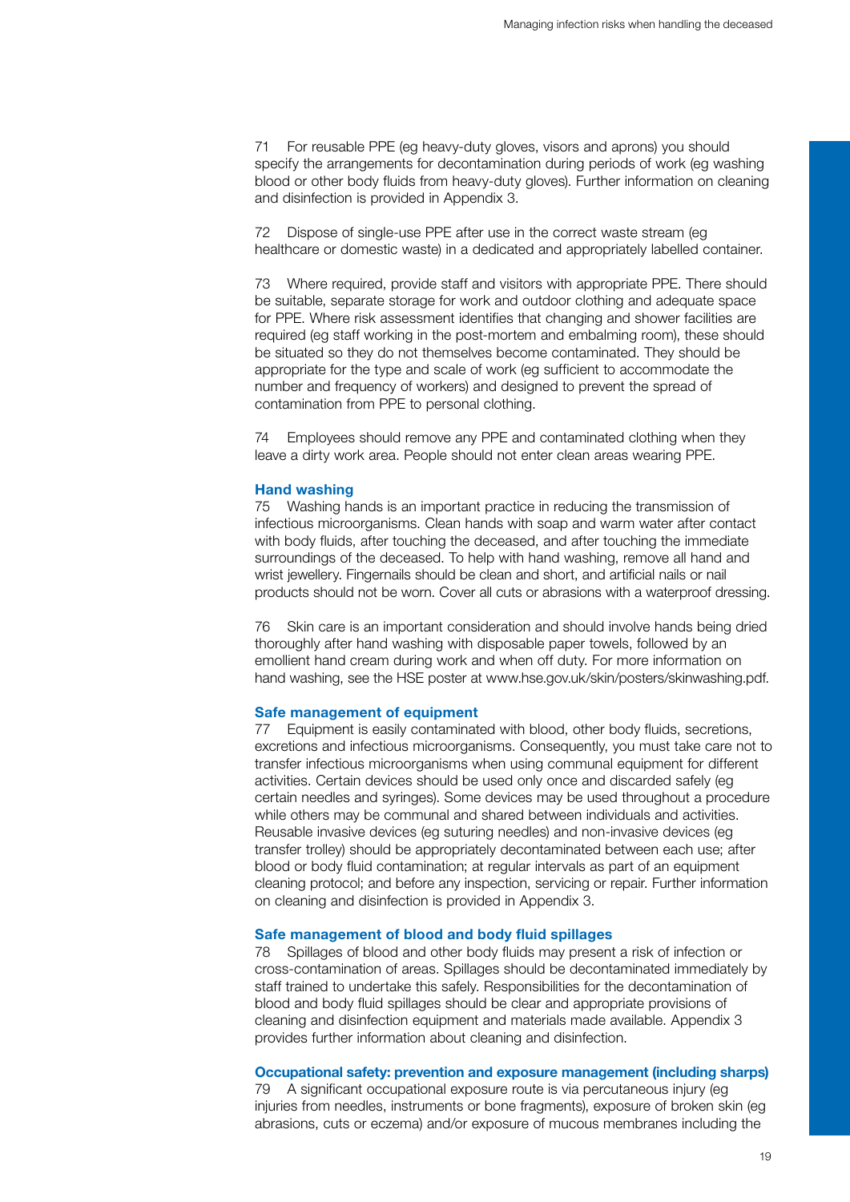71 For reusable PPE (eg heavy-duty gloves, visors and aprons) you should specify the arrangements for decontamination during periods of work (eg washing blood or other body fluids from heavy-duty gloves). Further information on cleaning and disinfection is provided in Appendix 3.

72 Dispose of single-use PPE after use in the correct waste stream (eg healthcare or domestic waste) in a dedicated and appropriately labelled container.

73 Where required, provide staff and visitors with appropriate PPE. There should be suitable, separate storage for work and outdoor clothing and adequate space for PPE. Where risk assessment identifies that changing and shower facilities are required (eg staff working in the post-mortem and embalming room), these should be situated so they do not themselves become contaminated. They should be appropriate for the type and scale of work (eg sufficient to accommodate the number and frequency of workers) and designed to prevent the spread of contamination from PPE to personal clothing.

74 Employees should remove any PPE and contaminated clothing when they leave a dirty work area. People should not enter clean areas wearing PPE.

### Hand washing

75 Washing hands is an important practice in reducing the transmission of infectious microorganisms. Clean hands with soap and warm water after contact with body fluids, after touching the deceased, and after touching the immediate surroundings of the deceased. To help with hand washing, remove all hand and wrist jewellery. Fingernails should be clean and short, and artificial nails or nail products should not be worn. Cover all cuts or abrasions with a waterproof dressing.

76 Skin care is an important consideration and should involve hands being dried thoroughly after hand washing with disposable paper towels, followed by an emollient hand cream during work and when off duty. For more information on hand washing, see the HSE poster at www.hse.gov.uk/skin/posters/skinwashing.pdf.

### Safe management of equipment

77 Equipment is easily contaminated with blood, other body fluids, secretions, excretions and infectious microorganisms. Consequently, you must take care not to transfer infectious microorganisms when using communal equipment for different activities. Certain devices should be used only once and discarded safely (eg certain needles and syringes). Some devices may be used throughout a procedure while others may be communal and shared between individuals and activities. Reusable invasive devices (eg suturing needles) and non-invasive devices (eg transfer trolley) should be appropriately decontaminated between each use; after blood or body fluid contamination; at regular intervals as part of an equipment cleaning protocol; and before any inspection, servicing or repair. Further information on cleaning and disinfection is provided in Appendix 3.

### Safe management of blood and body fluid spillages

78 Spillages of blood and other body fluids may present a risk of infection or cross-contamination of areas. Spillages should be decontaminated immediately by staff trained to undertake this safely. Responsibilities for the decontamination of blood and body fluid spillages should be clear and appropriate provisions of cleaning and disinfection equipment and materials made available. Appendix 3 provides further information about cleaning and disinfection.

### Occupational safety: prevention and exposure management (including sharps)

79 A significant occupational exposure route is via percutaneous injury (eg injuries from needles, instruments or bone fragments), exposure of broken skin (eg abrasions, cuts or eczema) and/or exposure of mucous membranes including the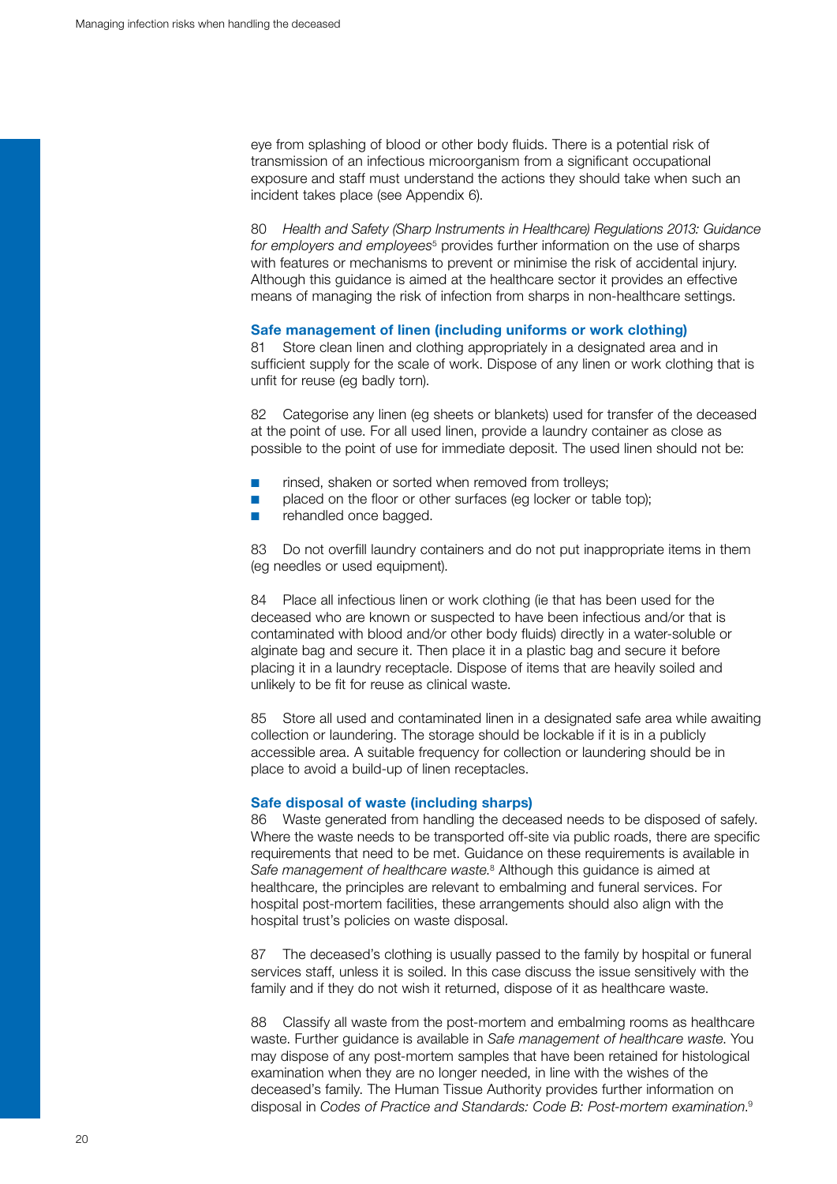eye from splashing of blood or other body fluids. There is a potential risk of transmission of an infectious microorganism from a significant occupational exposure and staff must understand the actions they should take when such an incident takes place (see Appendix 6).

80 *Health and Safety (Sharp Instruments in Healthcare) Regulations 2013: Guidance for employers and employees*[5] provides further information on the use of sharps with features or mechanisms to prevent or minimise the risk of accidental injury. Although this guidance is aimed at the healthcare sector it provides an effective means of managing the risk of infection from sharps in non-healthcare settings.

### Safe management of linen (including uniforms or work clothing)

81 Store clean linen and clothing appropriately in a designated area and in sufficient supply for the scale of work. Dispose of any linen or work clothing that is unfit for reuse (eg badly torn).

82 Categorise any linen (eg sheets or blankets) used for transfer of the deceased at the point of use. For all used linen, provide a laundry container as close as possible to the point of use for immediate deposit. The used linen should not be:

- rinsed, shaken or sorted when removed from trolleys;
- placed on the floor or other surfaces (eg locker or table top);
- rehandled once bagged.

83 Do not overfill laundry containers and do not put inappropriate items in them (eg needles or used equipment).

84 Place all infectious linen or work clothing (ie that has been used for the deceased who are known or suspected to have been infectious and/or that is contaminated with blood and/or other body fluids) directly in a water-soluble or alginate bag and secure it. Then place it in a plastic bag and secure it before placing it in a laundry receptacle. Dispose of items that are heavily soiled and unlikely to be fit for reuse as clinical waste.

85 Store all used and contaminated linen in a designated safe area while awaiting collection or laundering. The storage should be lockable if it is in a publicly accessible area. A suitable frequency for collection or laundering should be in place to avoid a build-up of linen receptacles.

### Safe disposal of waste (including sharps)

86 Waste generated from handling the deceased needs to be disposed of safely. Where the waste needs to be transported off-site via public roads, there are specific requirements that need to be met. Guidance on these requirements is available in *Safe management of healthcare waste*.[8] Although this guidance is aimed at healthcare, the principles are relevant to embalming and funeral services. For hospital post-mortem facilities, these arrangements should also align with the hospital trust's policies on waste disposal.

87 The deceased's clothing is usually passed to the family by hospital or funeral services staff, unless it is soiled. In this case discuss the issue sensitively with the family and if they do not wish it returned, dispose of it as healthcare waste.

88 Classify all waste from the post-mortem and embalming rooms as healthcare waste. Further guidance is available in *Safe management of healthcare waste*. You may dispose of any post-mortem samples that have been retained for histological examination when they are no longer needed, in line with the wishes of the deceased's family. The Human Tissue Authority provides further information on disposal in *Codes of Practice and Standards: Code B: Post-mortem examination*.[9]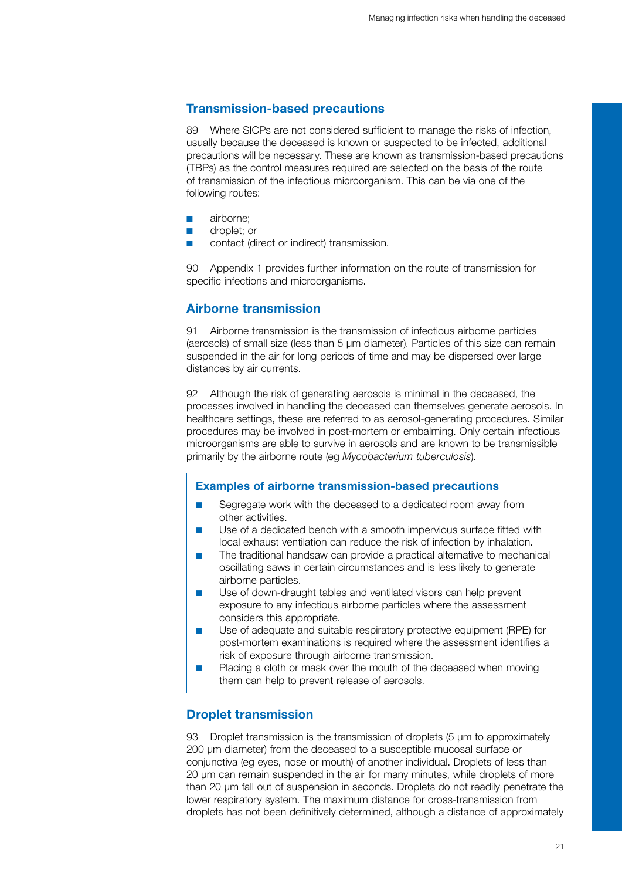## Transmission-based precautions

89 Where SICPs are not considered sufficient to manage the risks of infection, usually because the deceased is known or suspected to be infected, additional precautions will be necessary. These are known as transmission-based precautions (TBPs) as the control measures required are selected on the basis of the route of transmission of the infectious microorganism. This can be via one of the following routes:

- airborne;
- droplet; or
- contact (direct or indirect) transmission.

90 Appendix 1 provides further information on the route of transmission for specific infections and microorganisms.

## Airborne transmission

91 Airborne transmission is the transmission of infectious airborne particles (aerosols) of small size (less than 5 μm diameter). Particles of this size can remain suspended in the air for long periods of time and may be dispersed over large distances by air currents.

92 Although the risk of generating aerosols is minimal in the deceased, the processes involved in handling the deceased can themselves generate aerosols. In healthcare settings, these are referred to as aerosol-generating procedures. Similar procedures may be involved in post-mortem or embalming. Only certain infectious microorganisms are able to survive in aerosols and are known to be transmissible primarily by the airborne route (eg *Mycobacterium tuberculosis*).

### Examples of airborne transmission-based precautions

- Segregate work with the deceased to a dedicated room away from other activities.
- Use of a dedicated bench with a smooth impervious surface fitted with local exhaust ventilation can reduce the risk of infection by inhalation.
- The traditional handsaw can provide a practical alternative to mechanical oscillating saws in certain circumstances and is less likely to generate airborne particles.
- Use of down-draught tables and ventilated visors can help prevent exposure to any infectious airborne particles where the assessment considers this appropriate.
- Use of adequate and suitable respiratory protective equipment (RPE) for post-mortem examinations is required where the assessment identifies a risk of exposure through airborne transmission.
- Placing a cloth or mask over the mouth of the deceased when moving them can help to prevent release of aerosols.

## Droplet transmission

93 Droplet transmission is the transmission of droplets (5 μm to approximately 200 μm diameter) from the deceased to a susceptible mucosal surface or conjunctiva (eg eyes, nose or mouth) of another individual. Droplets of less than 20 μm can remain suspended in the air for many minutes, while droplets of more than 20 μm fall out of suspension in seconds. Droplets do not readily penetrate the lower respiratory system. The maximum distance for cross-transmission from droplets has not been definitively determined, although a distance of approximately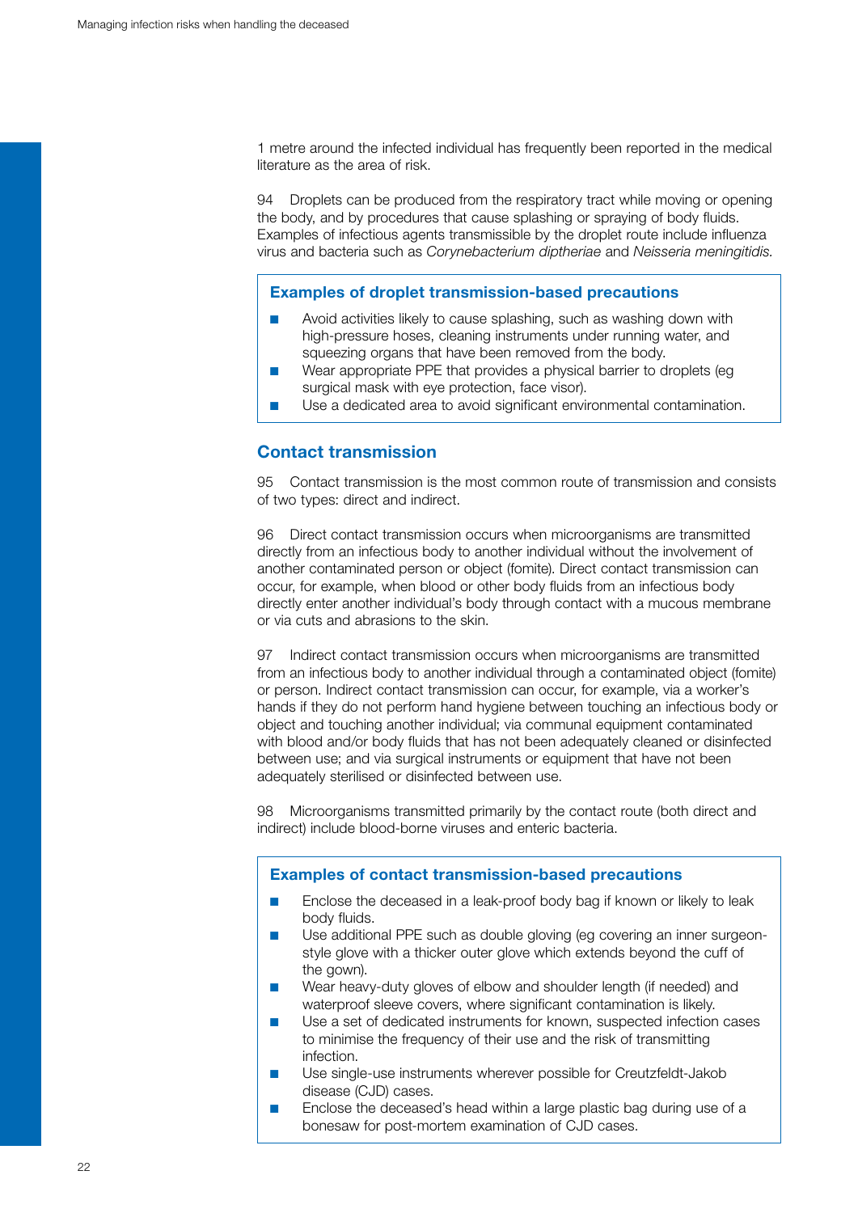1 metre around the infected individual has frequently been reported in the medical literature as the area of risk.

94 Droplets can be produced from the respiratory tract while moving or opening the body, and by procedures that cause splashing or spraying of body fluids. Examples of infectious agents transmissible by the droplet route include influenza virus and bacteria such as *Corynebacterium diptheriae* and *Neisseria meningitidis*.

> **Examples of droplet transmission-based precautions**
>
> - Avoid activities likely to cause splashing, such as washing down with high-pressure hoses, cleaning instruments under running water, and squeezing organs that have been removed from the body.
> - Wear appropriate PPE that provides a physical barrier to droplets (eg surgical mask with eye protection, face visor).
> - Use a dedicated area to avoid significant environmental contamination.

## Contact transmission

95 Contact transmission is the most common route of transmission and consists of two types: direct and indirect.

96 Direct contact transmission occurs when microorganisms are transmitted directly from an infectious body to another individual without the involvement of another contaminated person or object (fomite). Direct contact transmission can occur, for example, when blood or other body fluids from an infectious body directly enter another individual's body through contact with a mucous membrane or via cuts and abrasions to the skin.

97 Indirect contact transmission occurs when microorganisms are transmitted from an infectious body to another individual through a contaminated object (fomite) or person. Indirect contact transmission can occur, for example, via a worker's hands if they do not perform hand hygiene between touching an infectious body or object and touching another individual; via communal equipment contaminated with blood and/or body fluids that has not been adequately cleaned or disinfected between use; and via surgical instruments or equipment that have not been adequately sterilised or disinfected between use.

98 Microorganisms transmitted primarily by the contact route (both direct and indirect) include blood-borne viruses and enteric bacteria.

> **Examples of contact transmission-based precautions**
>
> - Enclose the deceased in a leak-proof body bag if known or likely to leak body fluids.
> - Use additional PPE such as double gloving (eg covering an inner surgeon-style glove with a thicker outer glove which extends beyond the cuff of the gown).
> - Wear heavy-duty gloves of elbow and shoulder length (if needed) and waterproof sleeve covers, where significant contamination is likely.
> - Use a set of dedicated instruments for known, suspected infection cases to minimise the frequency of their use and the risk of transmitting infection.
> - Use single-use instruments wherever possible for Creutzfeldt-Jakob disease (CJD) cases.
> - Enclose the deceased's head within a large plastic bag during use of a bonesaw for post-mortem examination of CJD cases.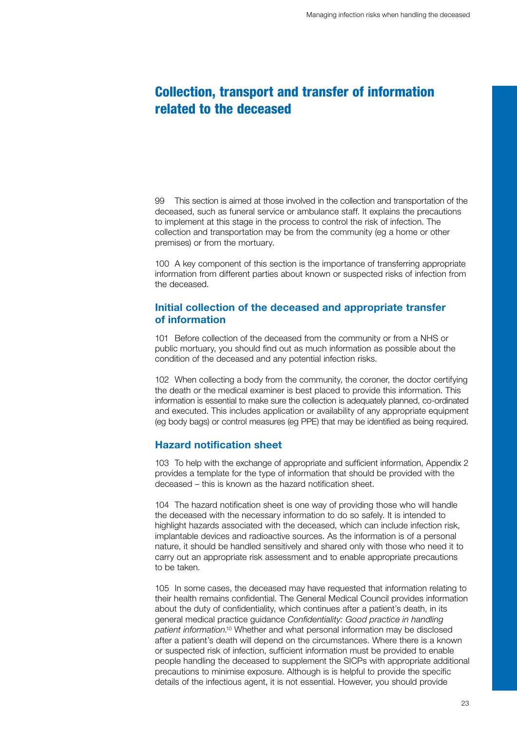# Collection, transport and transfer of information related to the deceased

99 This section is aimed at those involved in the collection and transportation of the deceased, such as funeral service or ambulance staff. It explains the precautions to implement at this stage in the process to control the risk of infection. The collection and transportation may be from the community (eg a home or other premises) or from the mortuary.

100 A key component of this section is the importance of transferring appropriate information from different parties about known or suspected risks of infection from the deceased.

## Initial collection of the deceased and appropriate transfer of information

101 Before collection of the deceased from the community or from a NHS or public mortuary, you should find out as much information as possible about the condition of the deceased and any potential infection risks.

102 When collecting a body from the community, the coroner, the doctor certifying the death or the medical examiner is best placed to provide this information. This information is essential to make sure the collection is adequately planned, co-ordinated and executed. This includes application or availability of any appropriate equipment (eg body bags) or control measures (eg PPE) that may be identified as being required.

## Hazard notification sheet

103 To help with the exchange of appropriate and sufficient information, Appendix 2 provides a template for the type of information that should be provided with the deceased – this is known as the hazard notification sheet.

104 The hazard notification sheet is one way of providing those who will handle the deceased with the necessary information to do so safely. It is intended to highlight hazards associated with the deceased, which can include infection risk, implantable devices and radioactive sources. As the information is of a personal nature, it should be handled sensitively and shared only with those who need it to carry out an appropriate risk assessment and to enable appropriate precautions to be taken.

105 In some cases, the deceased may have requested that information relating to their health remains confidential. The General Medical Council provides information about the duty of confidentiality, which continues after a patient's death, in its general medical practice guidance *Confidentiality: Good practice in handling patient information*.[10] Whether and what personal information may be disclosed after a patient's death will depend on the circumstances. Where there is a known or suspected risk of infection, sufficient information must be provided to enable people handling the deceased to supplement the SICPs with appropriate additional precautions to minimise exposure. Although is is helpful to provide the specific details of the infectious agent, it is not essential. However, you should provide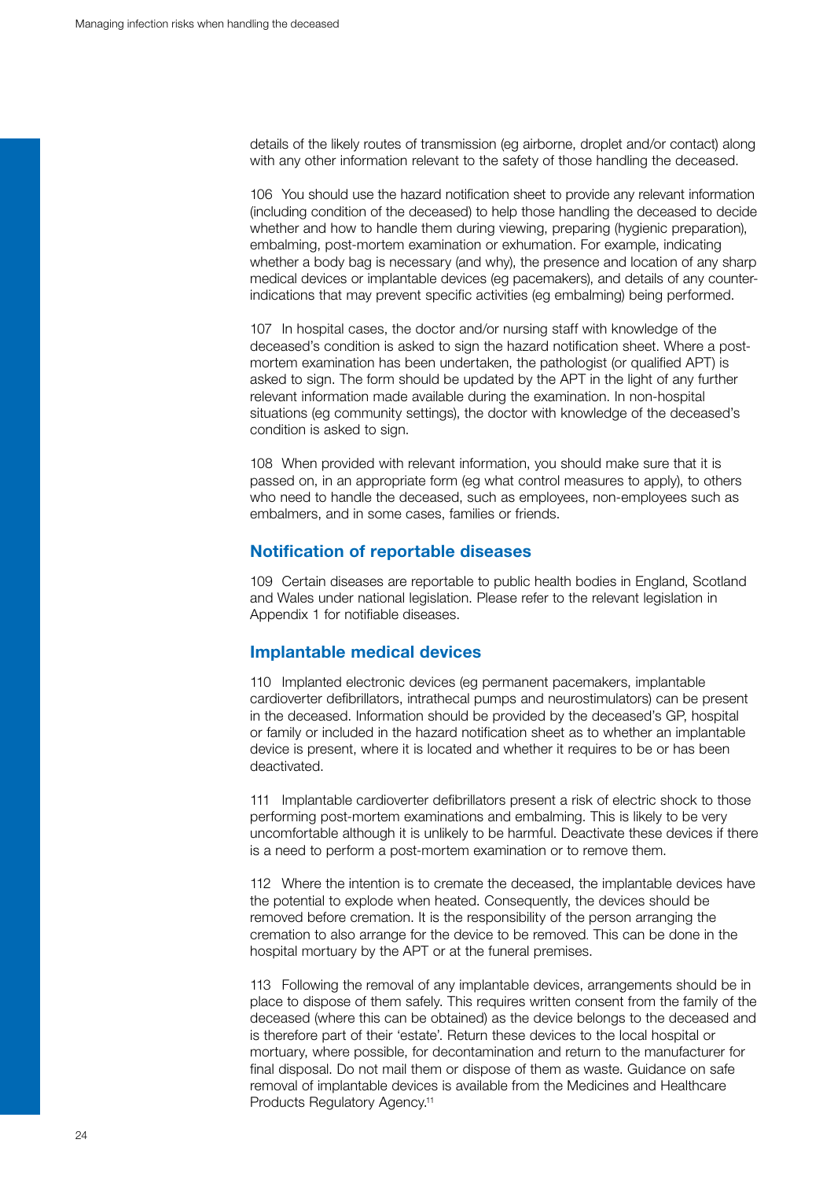details of the likely routes of transmission (eg airborne, droplet and/or contact) along with any other information relevant to the safety of those handling the deceased.

106 You should use the hazard notification sheet to provide any relevant information (including condition of the deceased) to help those handling the deceased to decide whether and how to handle them during viewing, preparing (hygienic preparation), embalming, post-mortem examination or exhumation. For example, indicating whether a body bag is necessary (and why), the presence and location of any sharp medical devices or implantable devices (eg pacemakers), and details of any counter-indications that may prevent specific activities (eg embalming) being performed.

107 In hospital cases, the doctor and/or nursing staff with knowledge of the deceased's condition is asked to sign the hazard notification sheet. Where a post-mortem examination has been undertaken, the pathologist (or qualified APT) is asked to sign. The form should be updated by the APT in the light of any further relevant information made available during the examination. In non-hospital situations (eg community settings), the doctor with knowledge of the deceased's condition is asked to sign.

108 When provided with relevant information, you should make sure that it is passed on, in an appropriate form (eg what control measures to apply), to others who need to handle the deceased, such as employees, non-employees such as embalmers, and in some cases, families or friends.

## Notification of reportable diseases

109 Certain diseases are reportable to public health bodies in England, Scotland and Wales under national legislation. Please refer to the relevant legislation in Appendix 1 for notifiable diseases.

## Implantable medical devices

110 Implanted electronic devices (eg permanent pacemakers, implantable cardioverter defibrillators, intrathecal pumps and neurostimulators) can be present in the deceased. Information should be provided by the deceased's GP, hospital or family or included in the hazard notification sheet as to whether an implantable device is present, where it is located and whether it requires to be or has been deactivated.

111 Implantable cardioverter defibrillators present a risk of electric shock to those performing post-mortem examinations and embalming. This is likely to be very uncomfortable although it is unlikely to be harmful. Deactivate these devices if there is a need to perform a post-mortem examination or to remove them.

112 Where the intention is to cremate the deceased, the implantable devices have the potential to explode when heated. Consequently, the devices should be removed before cremation. It is the responsibility of the person arranging the cremation to also arrange for the device to be removed. This can be done in the hospital mortuary by the APT or at the funeral premises.

113 Following the removal of any implantable devices, arrangements should be in place to dispose of them safely. This requires written consent from the family of the deceased (where this can be obtained) as the device belongs to the deceased and is therefore part of their 'estate'. Return these devices to the local hospital or mortuary, where possible, for decontamination and return to the manufacturer for final disposal. Do not mail them or dispose of them as waste. Guidance on safe removal of implantable devices is available from the Medicines and Healthcare Products Regulatory Agency.[11]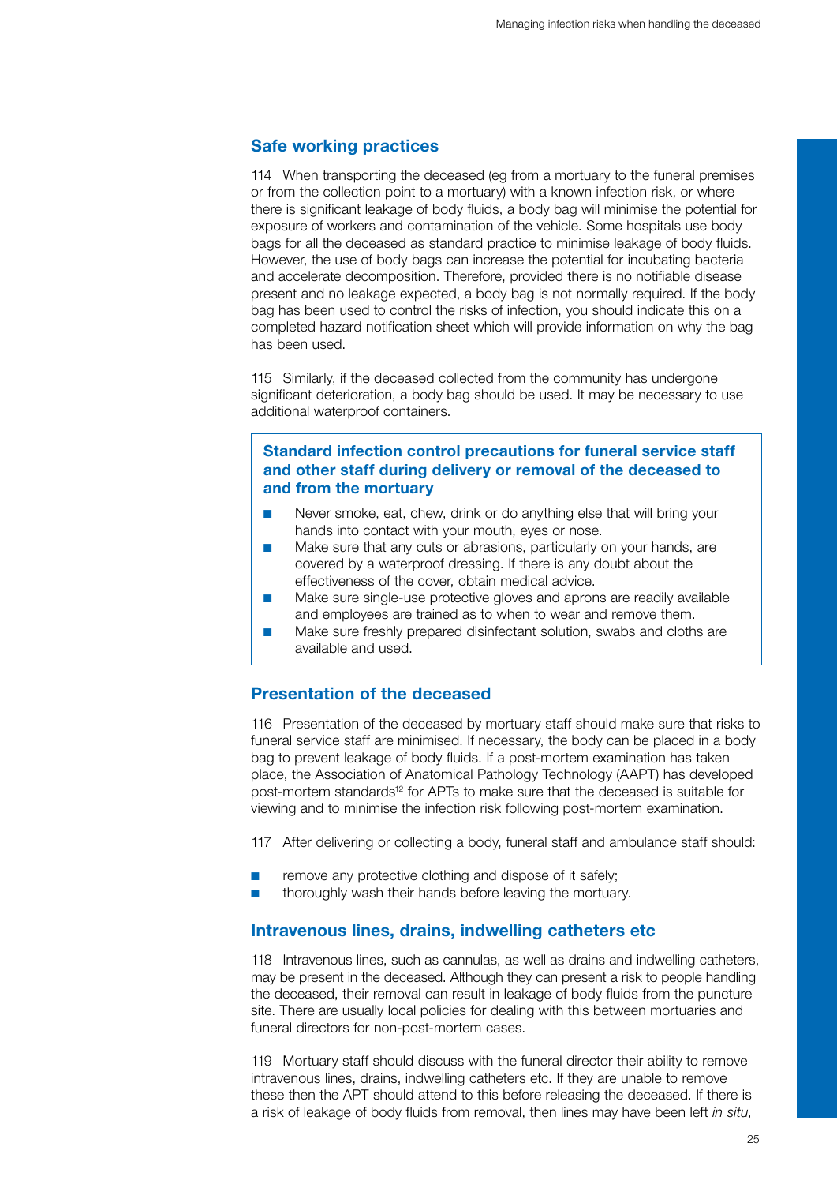## Safe working practices

114 When transporting the deceased (eg from a mortuary to the funeral premises or from the collection point to a mortuary) with a known infection risk, or where there is significant leakage of body fluids, a body bag will minimise the potential for exposure of workers and contamination of the vehicle. Some hospitals use body bags for all the deceased as standard practice to minimise leakage of body fluids. However, the use of body bags can increase the potential for incubating bacteria and accelerate decomposition. Therefore, provided there is no notifiable disease present and no leakage expected, a body bag is not normally required. If the body bag has been used to control the risks of infection, you should indicate this on a completed hazard notification sheet which will provide information on why the bag has been used.

115 Similarly, if the deceased collected from the community has undergone significant deterioration, a body bag should be used. It may be necessary to use additional waterproof containers.

> **Standard infection control precautions for funeral service staff and other staff during delivery or removal of the deceased to and from the mortuary**
>
> - Never smoke, eat, chew, drink or do anything else that will bring your hands into contact with your mouth, eyes or nose.
> - Make sure that any cuts or abrasions, particularly on your hands, are covered by a waterproof dressing. If there is any doubt about the effectiveness of the cover, obtain medical advice.
> - Make sure single-use protective gloves and aprons are readily available and employees are trained as to when to wear and remove them.
> - Make sure freshly prepared disinfectant solution, swabs and cloths are available and used.

## Presentation of the deceased

116 Presentation of the deceased by mortuary staff should make sure that risks to funeral service staff are minimised. If necessary, the body can be placed in a body bag to prevent leakage of body fluids. If a post-mortem examination has taken place, the Association of Anatomical Pathology Technology (AAPT) has developed post-mortem standards[12] for APTs to make sure that the deceased is suitable for viewing and to minimise the infection risk following post-mortem examination.

117 After delivering or collecting a body, funeral staff and ambulance staff should:

- remove any protective clothing and dispose of it safely;
- thoroughly wash their hands before leaving the mortuary.

## Intravenous lines, drains, indwelling catheters etc

118 Intravenous lines, such as cannulas, as well as drains and indwelling catheters, may be present in the deceased. Although they can present a risk to people handling the deceased, their removal can result in leakage of body fluids from the puncture site. There are usually local policies for dealing with this between mortuaries and funeral directors for non-post-mortem cases.

119 Mortuary staff should discuss with the funeral director their ability to remove intravenous lines, drains, indwelling catheters etc. If they are unable to remove these then the APT should attend to this before releasing the deceased. If there is a risk of leakage of body fluids from removal, then lines may have been left *in situ*,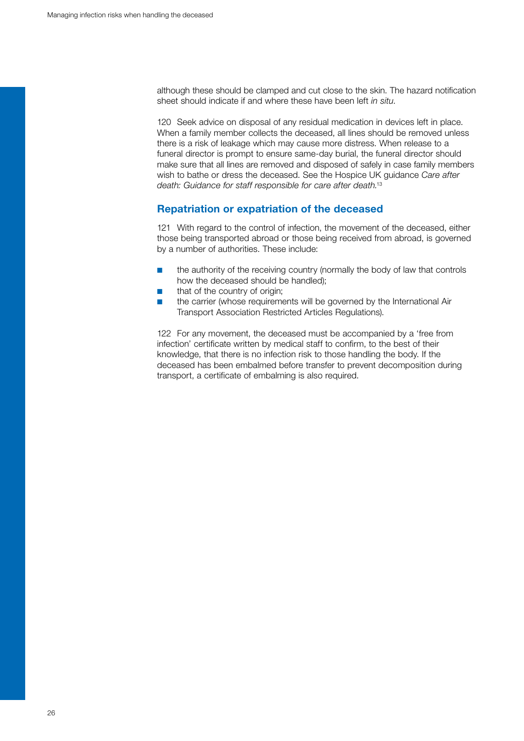although these should be clamped and cut close to the skin. The hazard notification sheet should indicate if and where these have been left *in situ*.

120 Seek advice on disposal of any residual medication in devices left in place. When a family member collects the deceased, all lines should be removed unless there is a risk of leakage which may cause more distress. When release to a funeral director is prompt to ensure same-day burial, the funeral director should make sure that all lines are removed and disposed of safely in case family members wish to bathe or dress the deceased. See the Hospice UK guidance *Care after death: Guidance for staff responsible for care after death*.[13]

## Repatriation or expatriation of the deceased

121 With regard to the control of infection, the movement of the deceased, either those being transported abroad or those being received from abroad, is governed by a number of authorities. These include:

- the authority of the receiving country (normally the body of law that controls how the deceased should be handled);
- that of the country of origin;
- the carrier (whose requirements will be governed by the International Air Transport Association Restricted Articles Regulations).

122 For any movement, the deceased must be accompanied by a 'free from infection' certificate written by medical staff to confirm, to the best of their knowledge, that there is no infection risk to those handling the body. If the deceased has been embalmed before transfer to prevent decomposition during transport, a certificate of embalming is also required.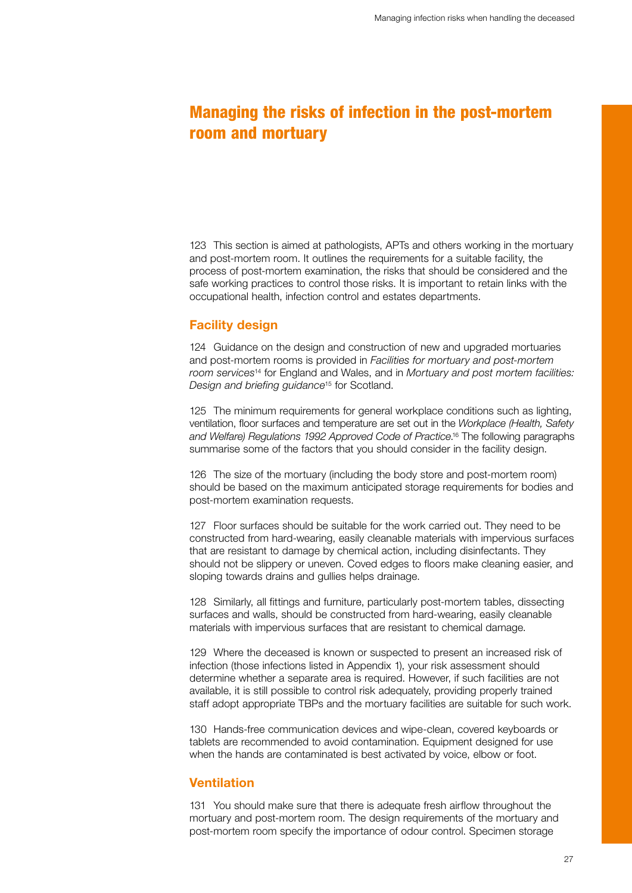# Managing the risks of infection in the post-mortem room and mortuary

123 This section is aimed at pathologists, APTs and others working in the mortuary and post-mortem room. It outlines the requirements for a suitable facility, the process of post-mortem examination, the risks that should be considered and the safe working practices to control those risks. It is important to retain links with the occupational health, infection control and estates departments.

## Facility design

124 Guidance on the design and construction of new and upgraded mortuaries and post-mortem rooms is provided in *Facilities for mortuary and post-mortem room services*[14] for England and Wales, and in *Mortuary and post mortem facilities: Design and briefing guidance*[15] for Scotland.

125 The minimum requirements for general workplace conditions such as lighting, ventilation, floor surfaces and temperature are set out in the *Workplace (Health, Safety and Welfare) Regulations 1992 Approved Code of Practice*.[16] The following paragraphs summarise some of the factors that you should consider in the facility design.

126 The size of the mortuary (including the body store and post-mortem room) should be based on the maximum anticipated storage requirements for bodies and post-mortem examination requests.

127 Floor surfaces should be suitable for the work carried out. They need to be constructed from hard-wearing, easily cleanable materials with impervious surfaces that are resistant to damage by chemical action, including disinfectants. They should not be slippery or uneven. Coved edges to floors make cleaning easier, and sloping towards drains and gullies helps drainage.

128 Similarly, all fittings and furniture, particularly post-mortem tables, dissecting surfaces and walls, should be constructed from hard-wearing, easily cleanable materials with impervious surfaces that are resistant to chemical damage.

129 Where the deceased is known or suspected to present an increased risk of infection (those infections listed in Appendix 1), your risk assessment should determine whether a separate area is required. However, if such facilities are not available, it is still possible to control risk adequately, providing properly trained staff adopt appropriate TBPs and the mortuary facilities are suitable for such work.

130 Hands-free communication devices and wipe-clean, covered keyboards or tablets are recommended to avoid contamination. Equipment designed for use when the hands are contaminated is best activated by voice, elbow or foot.

## Ventilation

131 You should make sure that there is adequate fresh airflow throughout the mortuary and post-mortem room. The design requirements of the mortuary and post-mortem room specify the importance of odour control. Specimen storage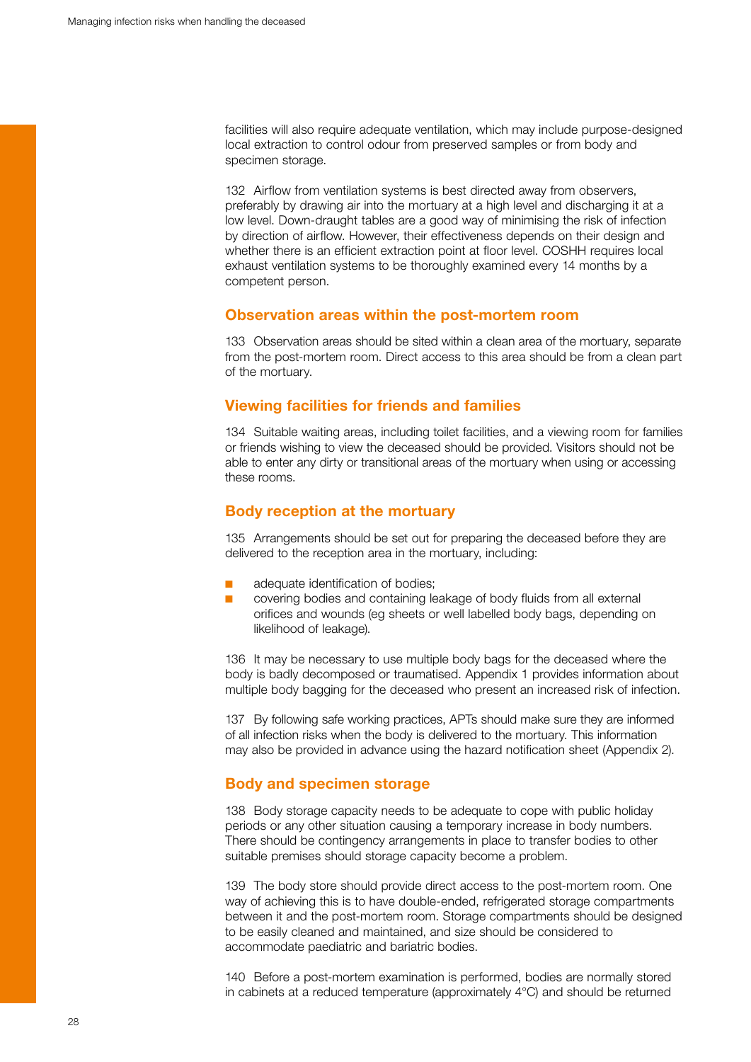facilities will also require adequate ventilation, which may include purpose-designed local extraction to control odour from preserved samples or from body and specimen storage.

132 Airflow from ventilation systems is best directed away from observers, preferably by drawing air into the mortuary at a high level and discharging it at a low level. Down-draught tables are a good way of minimising the risk of infection by direction of airflow. However, their effectiveness depends on their design and whether there is an efficient extraction point at floor level. COSHH requires local exhaust ventilation systems to be thoroughly examined every 14 months by a competent person.

## Observation areas within the post-mortem room

133 Observation areas should be sited within a clean area of the mortuary, separate from the post-mortem room. Direct access to this area should be from a clean part of the mortuary.

## Viewing facilities for friends and families

134 Suitable waiting areas, including toilet facilities, and a viewing room for families or friends wishing to view the deceased should be provided. Visitors should not be able to enter any dirty or transitional areas of the mortuary when using or accessing these rooms.

## Body reception at the mortuary

135 Arrangements should be set out for preparing the deceased before they are delivered to the reception area in the mortuary, including:

- adequate identification of bodies;
- covering bodies and containing leakage of body fluids from all external orifices and wounds (eg sheets or well labelled body bags, depending on likelihood of leakage).

136 It may be necessary to use multiple body bags for the deceased where the body is badly decomposed or traumatised. Appendix 1 provides information about multiple body bagging for the deceased who present an increased risk of infection.

137 By following safe working practices, APTs should make sure they are informed of all infection risks when the body is delivered to the mortuary. This information may also be provided in advance using the hazard notification sheet (Appendix 2).

## Body and specimen storage

138 Body storage capacity needs to be adequate to cope with public holiday periods or any other situation causing a temporary increase in body numbers. There should be contingency arrangements in place to transfer bodies to other suitable premises should storage capacity become a problem.

139 The body store should provide direct access to the post-mortem room. One way of achieving this is to have double-ended, refrigerated storage compartments between it and the post-mortem room. Storage compartments should be designed to be easily cleaned and maintained, and size should be considered to accommodate paediatric and bariatric bodies.

140 Before a post-mortem examination is performed, bodies are normally stored in cabinets at a reduced temperature (approximately 4°C) and should be returned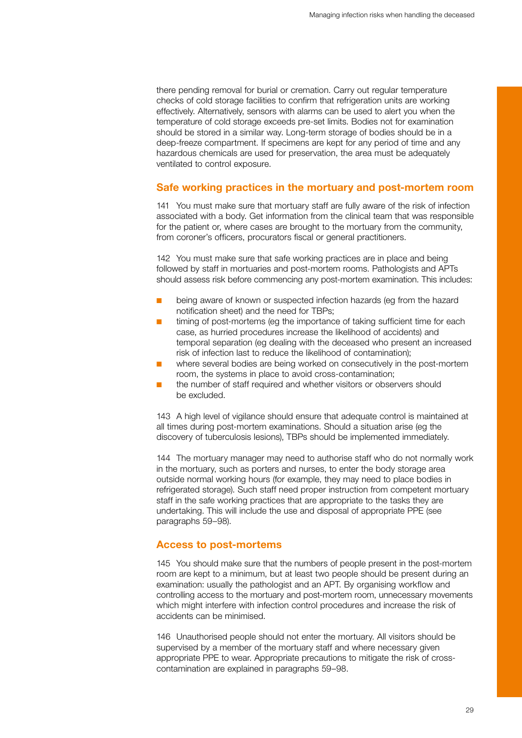there pending removal for burial or cremation. Carry out regular temperature checks of cold storage facilities to confirm that refrigeration units are working effectively. Alternatively, sensors with alarms can be used to alert you when the temperature of cold storage exceeds pre-set limits. Bodies not for examination should be stored in a similar way. Long-term storage of bodies should be in a deep-freeze compartment. If specimens are kept for any period of time and any hazardous chemicals are used for preservation, the area must be adequately ventilated to control exposure.

## Safe working practices in the mortuary and post-mortem room

141 You must make sure that mortuary staff are fully aware of the risk of infection associated with a body. Get information from the clinical team that was responsible for the patient or, where cases are brought to the mortuary from the community, from coroner's officers, procurators fiscal or general practitioners.

142 You must make sure that safe working practices are in place and being followed by staff in mortuaries and post-mortem rooms. Pathologists and APTs should assess risk before commencing any post-mortem examination. This includes:

- being aware of known or suspected infection hazards (eg from the hazard notification sheet) and the need for TBPs;
- timing of post-mortems (eg the importance of taking sufficient time for each case, as hurried procedures increase the likelihood of accidents) and temporal separation (eg dealing with the deceased who present an increased risk of infection last to reduce the likelihood of contamination);
- where several bodies are being worked on consecutively in the post-mortem room, the systems in place to avoid cross-contamination;
- the number of staff required and whether visitors or observers should be excluded.

143 A high level of vigilance should ensure that adequate control is maintained at all times during post-mortem examinations. Should a situation arise (eg the discovery of tuberculosis lesions), TBPs should be implemented immediately.

144 The mortuary manager may need to authorise staff who do not normally work in the mortuary, such as porters and nurses, to enter the body storage area outside normal working hours (for example, they may need to place bodies in refrigerated storage). Such staff need proper instruction from competent mortuary staff in the safe working practices that are appropriate to the tasks they are undertaking. This will include the use and disposal of appropriate PPE (see paragraphs 59–98).

## Access to post-mortems

145 You should make sure that the numbers of people present in the post-mortem room are kept to a minimum, but at least two people should be present during an examination: usually the pathologist and an APT. By organising workflow and controlling access to the mortuary and post-mortem room, unnecessary movements which might interfere with infection control procedures and increase the risk of accidents can be minimised.

146 Unauthorised people should not enter the mortuary. All visitors should be supervised by a member of the mortuary staff and where necessary given appropriate PPE to wear. Appropriate precautions to mitigate the risk of cross-contamination are explained in paragraphs 59–98.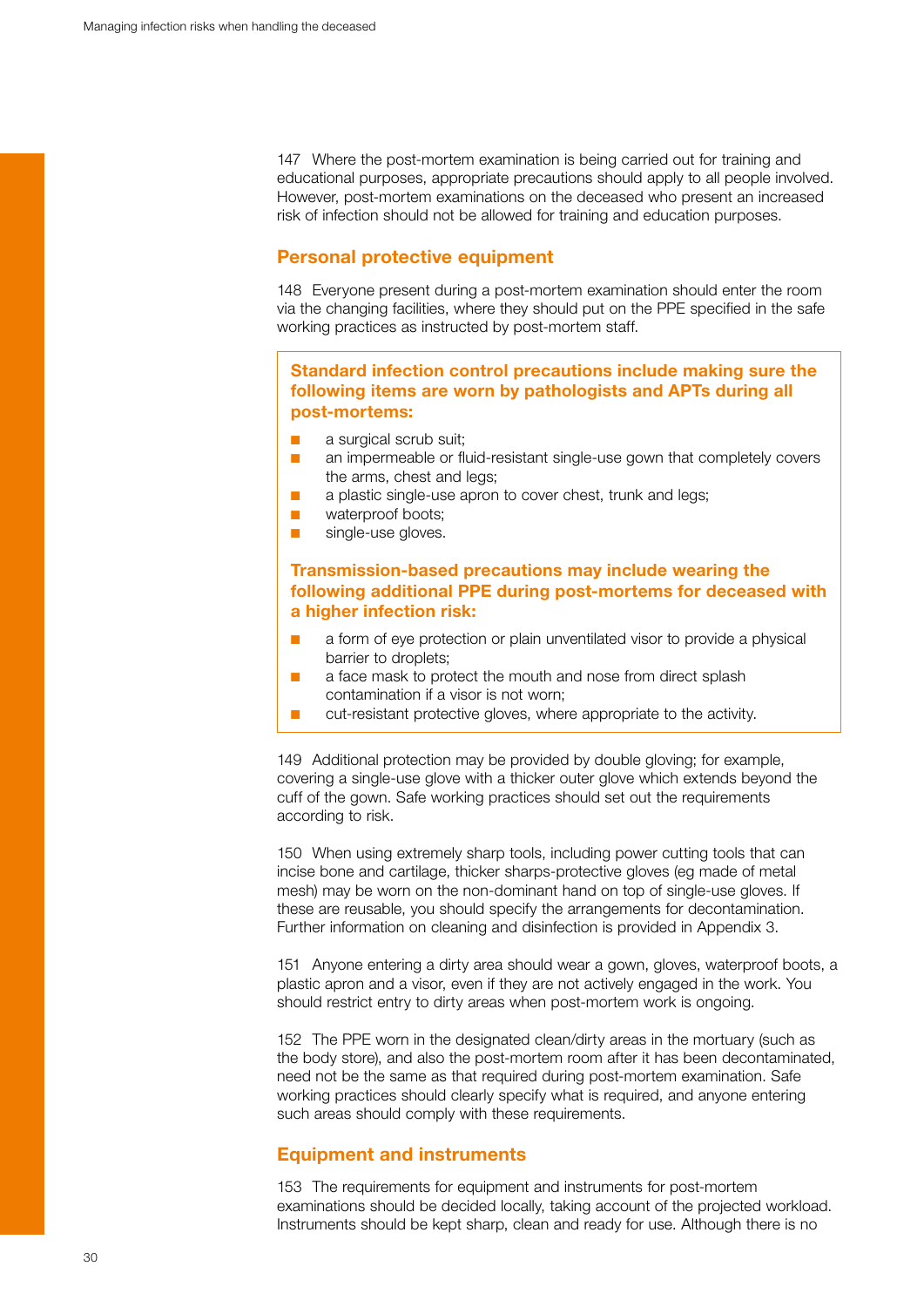147 Where the post-mortem examination is being carried out for training and educational purposes, appropriate precautions should apply to all people involved. However, post-mortem examinations on the deceased who present an increased risk of infection should not be allowed for training and education purposes.

## Personal protective equipment

148 Everyone present during a post-mortem examination should enter the room via the changing facilities, where they should put on the PPE specified in the safe working practices as instructed by post-mortem staff.

**Standard infection control precautions include making sure the following items are worn by pathologists and APTs during all post-mortems:**

- a surgical scrub suit;
- an impermeable or fluid-resistant single-use gown that completely covers the arms, chest and legs;
- a plastic single-use apron to cover chest, trunk and legs;
- waterproof boots;
- single-use gloves.

**Transmission-based precautions may include wearing the following additional PPE during post-mortems for deceased with a higher infection risk:**

- a form of eye protection or plain unventilated visor to provide a physical barrier to droplets;
- a face mask to protect the mouth and nose from direct splash contamination if a visor is not worn;
- cut-resistant protective gloves, where appropriate to the activity.

149 Additional protection may be provided by double gloving; for example, covering a single-use glove with a thicker outer glove which extends beyond the cuff of the gown. Safe working practices should set out the requirements according to risk.

150 When using extremely sharp tools, including power cutting tools that can incise bone and cartilage, thicker sharps-protective gloves (eg made of metal mesh) may be worn on the non-dominant hand on top of single-use gloves. If these are reusable, you should specify the arrangements for decontamination. Further information on cleaning and disinfection is provided in Appendix 3.

151 Anyone entering a dirty area should wear a gown, gloves, waterproof boots, a plastic apron and a visor, even if they are not actively engaged in the work. You should restrict entry to dirty areas when post-mortem work is ongoing.

152 The PPE worn in the designated clean/dirty areas in the mortuary (such as the body store), and also the post-mortem room after it has been decontaminated, need not be the same as that required during post-mortem examination. Safe working practices should clearly specify what is required, and anyone entering such areas should comply with these requirements.

## Equipment and instruments

153 The requirements for equipment and instruments for post-mortem examinations should be decided locally, taking account of the projected workload. Instruments should be kept sharp, clean and ready for use. Although there is no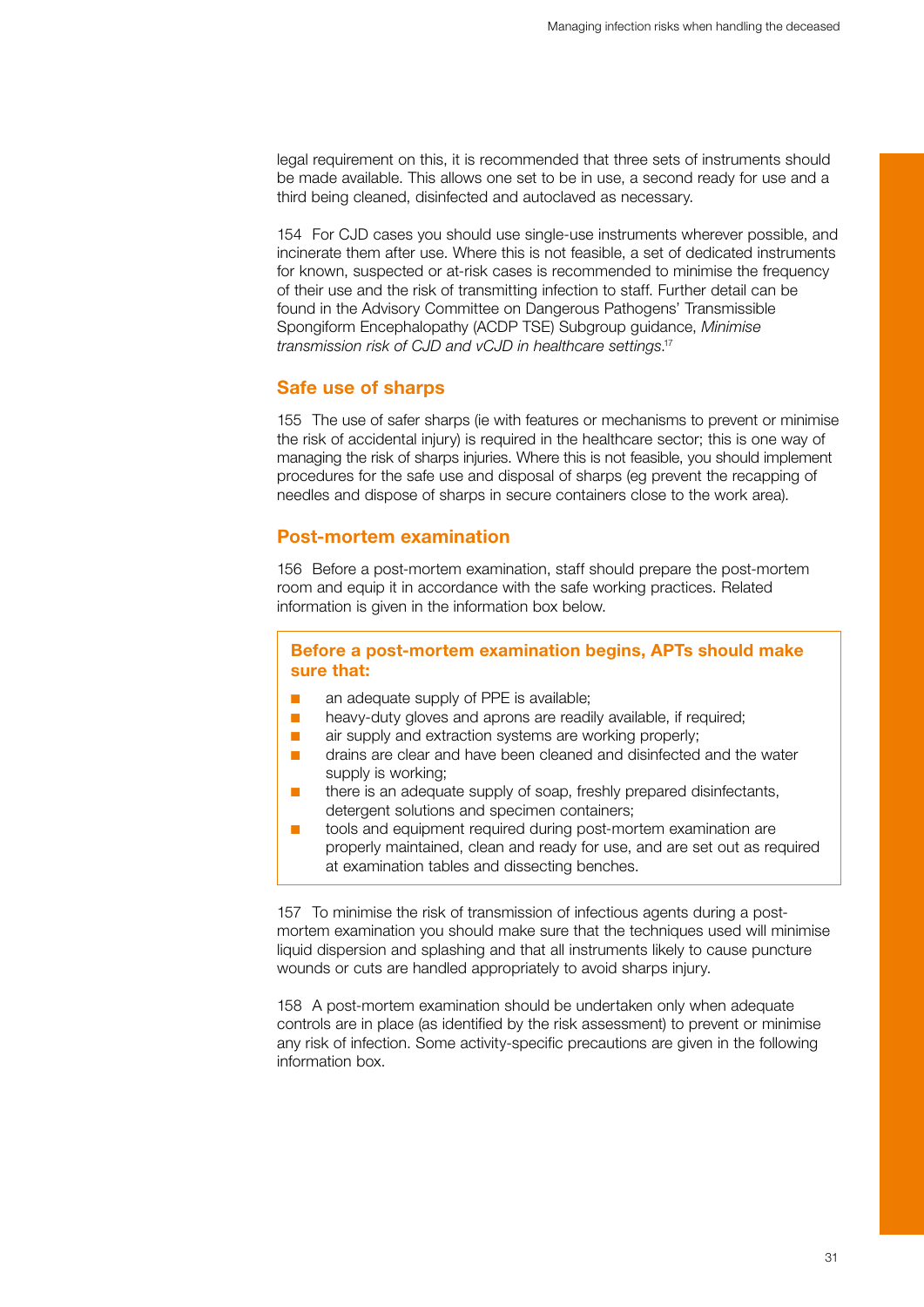legal requirement on this, it is recommended that three sets of instruments should be made available. This allows one set to be in use, a second ready for use and a third being cleaned, disinfected and autoclaved as necessary.

154 For CJD cases you should use single-use instruments wherever possible, and incinerate them after use. Where this is not feasible, a set of dedicated instruments for known, suspected or at-risk cases is recommended to minimise the frequency of their use and the risk of transmitting infection to staff. Further detail can be found in the Advisory Committee on Dangerous Pathogens' Transmissible Spongiform Encephalopathy (ACDP TSE) Subgroup guidance, *Minimise transmission risk of CJD and vCJD in healthcare settings*.[17]

## Safe use of sharps

155 The use of safer sharps (ie with features or mechanisms to prevent or minimise the risk of accidental injury) is required in the healthcare sector; this is one way of managing the risk of sharps injuries. Where this is not feasible, you should implement procedures for the safe use and disposal of sharps (eg prevent the recapping of needles and dispose of sharps in secure containers close to the work area).

## Post-mortem examination

156 Before a post-mortem examination, staff should prepare the post-mortem room and equip it in accordance with the safe working practices. Related information is given in the information box below.

**Before a post-mortem examination begins, APTs should make sure that:**

- an adequate supply of PPE is available;
- heavy-duty gloves and aprons are readily available, if required;
- air supply and extraction systems are working properly;
- drains are clear and have been cleaned and disinfected and the water supply is working;
- there is an adequate supply of soap, freshly prepared disinfectants, detergent solutions and specimen containers;
- tools and equipment required during post-mortem examination are properly maintained, clean and ready for use, and are set out as required at examination tables and dissecting benches.

157 To minimise the risk of transmission of infectious agents during a post-mortem examination you should make sure that the techniques used will minimise liquid dispersion and splashing and that all instruments likely to cause puncture wounds or cuts are handled appropriately to avoid sharps injury.

158 A post-mortem examination should be undertaken only when adequate controls are in place (as identified by the risk assessment) to prevent or minimise any risk of infection. Some activity-specific precautions are given in the following information box.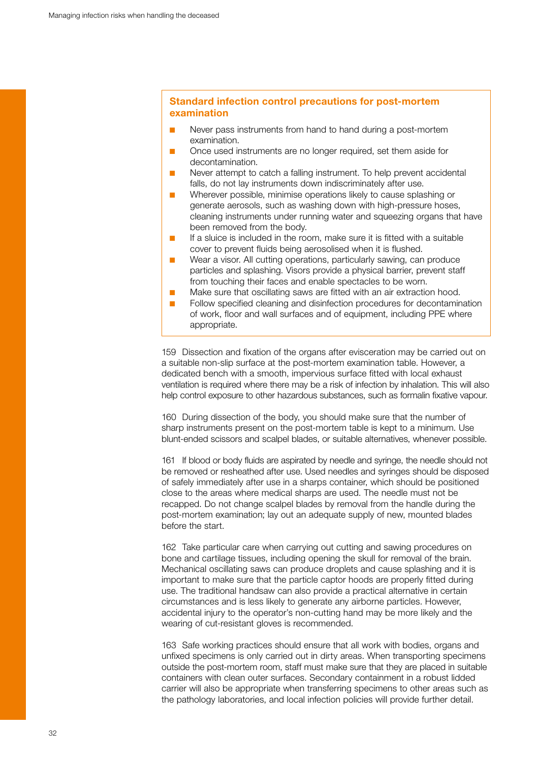### Standard infection control precautions for post-mortem examination

- Never pass instruments from hand to hand during a post-mortem examination.
- Once used instruments are no longer required, set them aside for decontamination.
- Never attempt to catch a falling instrument. To help prevent accidental falls, do not lay instruments down indiscriminately after use.
- Wherever possible, minimise operations likely to cause splashing or generate aerosols, such as washing down with high-pressure hoses, cleaning instruments under running water and squeezing organs that have been removed from the body.
- If a sluice is included in the room, make sure it is fitted with a suitable cover to prevent fluids being aerosolised when it is flushed.
- Wear a visor. All cutting operations, particularly sawing, can produce particles and splashing. Visors provide a physical barrier, prevent staff from touching their faces and enable spectacles to be worn.
- Make sure that oscillating saws are fitted with an air extraction hood.
- Follow specified cleaning and disinfection procedures for decontamination of work, floor and wall surfaces and of equipment, including PPE where appropriate.

159 Dissection and fixation of the organs after evisceration may be carried out on a suitable non-slip surface at the post-mortem examination table. However, a dedicated bench with a smooth, impervious surface fitted with local exhaust ventilation is required where there may be a risk of infection by inhalation. This will also help control exposure to other hazardous substances, such as formalin fixative vapour.

160 During dissection of the body, you should make sure that the number of sharp instruments present on the post-mortem table is kept to a minimum. Use blunt-ended scissors and scalpel blades, or suitable alternatives, whenever possible.

161 If blood or body fluids are aspirated by needle and syringe, the needle should not be removed or resheathed after use. Used needles and syringes should be disposed of safely immediately after use in a sharps container, which should be positioned close to the areas where medical sharps are used. The needle must not be recapped. Do not change scalpel blades by removal from the handle during the post-mortem examination; lay out an adequate supply of new, mounted blades before the start.

162 Take particular care when carrying out cutting and sawing procedures on bone and cartilage tissues, including opening the skull for removal of the brain. Mechanical oscillating saws can produce droplets and cause splashing and it is important to make sure that the particle captor hoods are properly fitted during use. The traditional handsaw can also provide a practical alternative in certain circumstances and is less likely to generate any airborne particles. However, accidental injury to the operator's non-cutting hand may be more likely and the wearing of cut-resistant gloves is recommended.

163 Safe working practices should ensure that all work with bodies, organs and unfixed specimens is only carried out in dirty areas. When transporting specimens outside the post-mortem room, staff must make sure that they are placed in suitable containers with clean outer surfaces. Secondary containment in a robust lidded carrier will also be appropriate when transferring specimens to other areas such as the pathology laboratories, and local infection policies will provide further detail.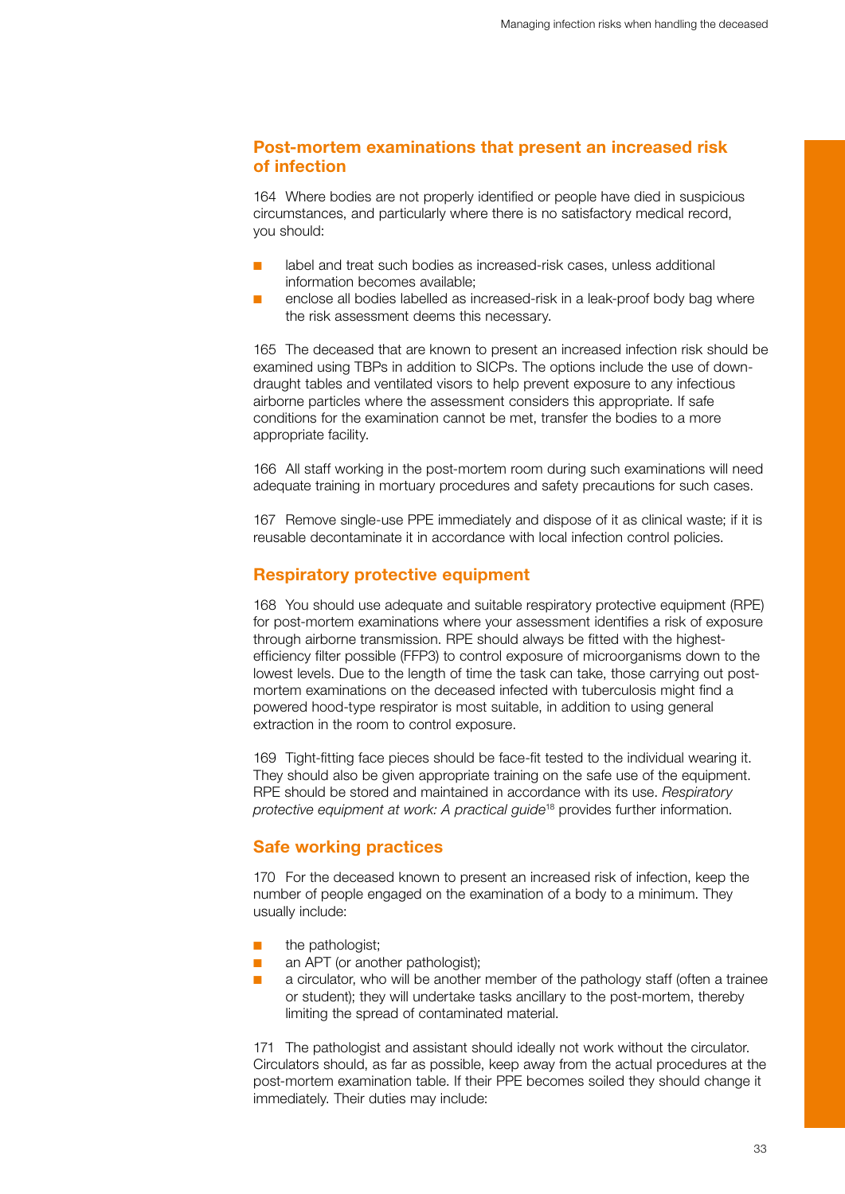## Post-mortem examinations that present an increased risk of infection

164 Where bodies are not properly identified or people have died in suspicious circumstances, and particularly where there is no satisfactory medical record, you should:

- label and treat such bodies as increased-risk cases, unless additional information becomes available;
- enclose all bodies labelled as increased-risk in a leak-proof body bag where the risk assessment deems this necessary.

165 The deceased that are known to present an increased infection risk should be examined using TBPs in addition to SICPs. The options include the use of down-draught tables and ventilated visors to help prevent exposure to any infectious airborne particles where the assessment considers this appropriate. If safe conditions for the examination cannot be met, transfer the bodies to a more appropriate facility.

166 All staff working in the post-mortem room during such examinations will need adequate training in mortuary procedures and safety precautions for such cases.

167 Remove single-use PPE immediately and dispose of it as clinical waste; if it is reusable decontaminate it in accordance with local infection control policies.

## Respiratory protective equipment

168 You should use adequate and suitable respiratory protective equipment (RPE) for post-mortem examinations where your assessment identifies a risk of exposure through airborne transmission. RPE should always be fitted with the highest-efficiency filter possible (FFP3) to control exposure of microorganisms down to the lowest levels. Due to the length of time the task can take, those carrying out post-mortem examinations on the deceased infected with tuberculosis might find a powered hood-type respirator is most suitable, in addition to using general extraction in the room to control exposure.

169 Tight-fitting face pieces should be face-fit tested to the individual wearing it. They should also be given appropriate training on the safe use of the equipment. RPE should be stored and maintained in accordance with its use. *Respiratory protective equipment at work: A practical guide*[18] provides further information.

## Safe working practices

170 For the deceased known to present an increased risk of infection, keep the number of people engaged on the examination of a body to a minimum. They usually include:

- the pathologist;
- an APT (or another pathologist);
- a circulator, who will be another member of the pathology staff (often a trainee or student); they will undertake tasks ancillary to the post-mortem, thereby limiting the spread of contaminated material.

171 The pathologist and assistant should ideally not work without the circulator. Circulators should, as far as possible, keep away from the actual procedures at the post-mortem examination table. If their PPE becomes soiled they should change it immediately. Their duties may include: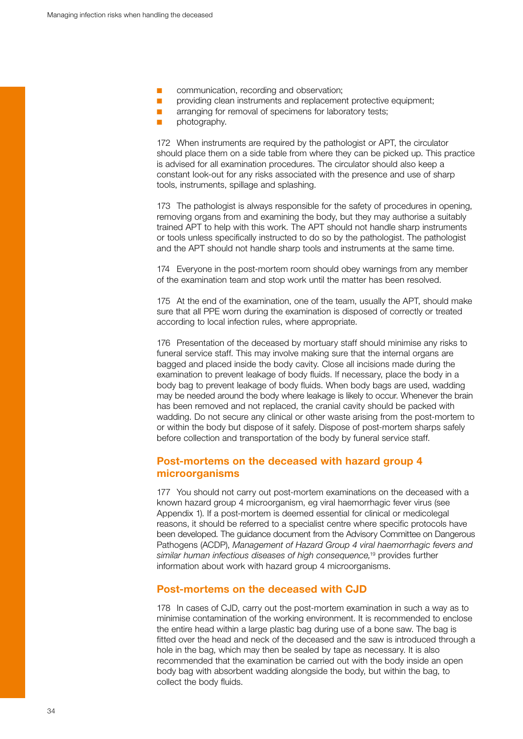- communication, recording and observation;
- providing clean instruments and replacement protective equipment;
- arranging for removal of specimens for laboratory tests;
- photography.

172 When instruments are required by the pathologist or APT, the circulator should place them on a side table from where they can be picked up. This practice is advised for all examination procedures. The circulator should also keep a constant look-out for any risks associated with the presence and use of sharp tools, instruments, spillage and splashing.

173 The pathologist is always responsible for the safety of procedures in opening, removing organs from and examining the body, but they may authorise a suitably trained APT to help with this work. The APT should not handle sharp instruments or tools unless specifically instructed to do so by the pathologist. The pathologist and the APT should not handle sharp tools and instruments at the same time.

174 Everyone in the post-mortem room should obey warnings from any member of the examination team and stop work until the matter has been resolved.

175 At the end of the examination, one of the team, usually the APT, should make sure that all PPE worn during the examination is disposed of correctly or treated according to local infection rules, where appropriate.

176 Presentation of the deceased by mortuary staff should minimise any risks to funeral service staff. This may involve making sure that the internal organs are bagged and placed inside the body cavity. Close all incisions made during the examination to prevent leakage of body fluids. If necessary, place the body in a body bag to prevent leakage of body fluids. When body bags are used, wadding may be needed around the body where leakage is likely to occur. Whenever the brain has been removed and not replaced, the cranial cavity should be packed with wadding. Do not secure any clinical or other waste arising from the post-mortem to or within the body but dispose of it safely. Dispose of post-mortem sharps safely before collection and transportation of the body by funeral service staff.

## Post-mortems on the deceased with hazard group 4 microorganisms

177 You should not carry out post-mortem examinations on the deceased with a known hazard group 4 microorganism, eg viral haemorrhagic fever virus (see Appendix 1). If a post-mortem is deemed essential for clinical or medicolegal reasons, it should be referred to a specialist centre where specific protocols have been developed. The guidance document from the Advisory Committee on Dangerous Pathogens (ACDP), *Management of Hazard Group 4 viral haemorrhagic fevers and similar human infectious diseases of high consequence,*[19] provides further information about work with hazard group 4 microorganisms.

## Post-mortems on the deceased with CJD

178 In cases of CJD, carry out the post-mortem examination in such a way as to minimise contamination of the working environment. It is recommended to enclose the entire head within a large plastic bag during use of a bone saw. The bag is fitted over the head and neck of the deceased and the saw is introduced through a hole in the bag, which may then be sealed by tape as necessary. It is also recommended that the examination be carried out with the body inside an open body bag with absorbent wadding alongside the body, but within the bag, to collect the body fluids.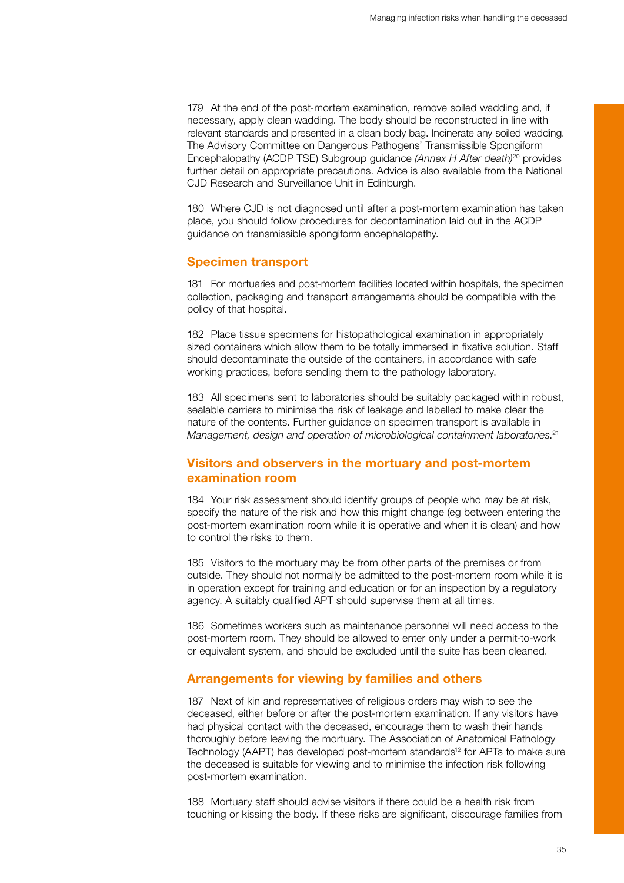179 At the end of the post-mortem examination, remove soiled wadding and, if necessary, apply clean wadding. The body should be reconstructed in line with relevant standards and presented in a clean body bag. Incinerate any soiled wadding. The Advisory Committee on Dangerous Pathogens' Transmissible Spongiform Encephalopathy (ACDP TSE) Subgroup guidance *(Annex H After death)*[20] provides further detail on appropriate precautions. Advice is also available from the National CJD Research and Surveillance Unit in Edinburgh.

180 Where CJD is not diagnosed until after a post-mortem examination has taken place, you should follow procedures for decontamination laid out in the ACDP guidance on transmissible spongiform encephalopathy.

## Specimen transport

181 For mortuaries and post-mortem facilities located within hospitals, the specimen collection, packaging and transport arrangements should be compatible with the policy of that hospital.

182 Place tissue specimens for histopathological examination in appropriately sized containers which allow them to be totally immersed in fixative solution. Staff should decontaminate the outside of the containers, in accordance with safe working practices, before sending them to the pathology laboratory.

183 All specimens sent to laboratories should be suitably packaged within robust, sealable carriers to minimise the risk of leakage and labelled to make clear the nature of the contents. Further guidance on specimen transport is available in *Management, design and operation of microbiological containment laboratories*.[21]

## Visitors and observers in the mortuary and post-mortem examination room

184 Your risk assessment should identify groups of people who may be at risk, specify the nature of the risk and how this might change (eg between entering the post-mortem examination room while it is operative and when it is clean) and how to control the risks to them.

185 Visitors to the mortuary may be from other parts of the premises or from outside. They should not normally be admitted to the post-mortem room while it is in operation except for training and education or for an inspection by a regulatory agency. A suitably qualified APT should supervise them at all times.

186 Sometimes workers such as maintenance personnel will need access to the post-mortem room. They should be allowed to enter only under a permit-to-work or equivalent system, and should be excluded until the suite has been cleaned.

## Arrangements for viewing by families and others

187 Next of kin and representatives of religious orders may wish to see the deceased, either before or after the post-mortem examination. If any visitors have had physical contact with the deceased, encourage them to wash their hands thoroughly before leaving the mortuary. The Association of Anatomical Pathology Technology (AAPT) has developed post-mortem standards[12] for APTs to make sure the deceased is suitable for viewing and to minimise the infection risk following post-mortem examination.

188 Mortuary staff should advise visitors if there could be a health risk from touching or kissing the body. If these risks are significant, discourage families from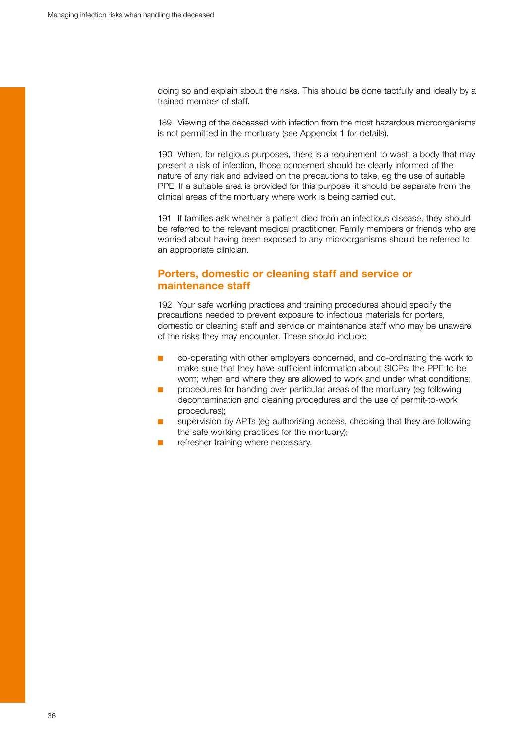doing so and explain about the risks. This should be done tactfully and ideally by a trained member of staff.

189 Viewing of the deceased with infection from the most hazardous microorganisms is not permitted in the mortuary (see Appendix 1 for details).

190 When, for religious purposes, there is a requirement to wash a body that may present a risk of infection, those concerned should be clearly informed of the nature of any risk and advised on the precautions to take, eg the use of suitable PPE. If a suitable area is provided for this purpose, it should be separate from the clinical areas of the mortuary where work is being carried out.

191 If families ask whether a patient died from an infectious disease, they should be referred to the relevant medical practitioner. Family members or friends who are worried about having been exposed to any microorganisms should be referred to an appropriate clinician.

## Porters, domestic or cleaning staff and service or maintenance staff

192 Your safe working practices and training procedures should specify the precautions needed to prevent exposure to infectious materials for porters, domestic or cleaning staff and service or maintenance staff who may be unaware of the risks they may encounter. These should include:

- co-operating with other employers concerned, and co-ordinating the work to make sure that they have sufficient information about SICPs; the PPE to be worn; when and where they are allowed to work and under what conditions;
- procedures for handing over particular areas of the mortuary (eg following decontamination and cleaning procedures and the use of permit-to-work procedures);
- supervision by APTs (eg authorising access, checking that they are following the safe working practices for the mortuary);
- refresher training where necessary.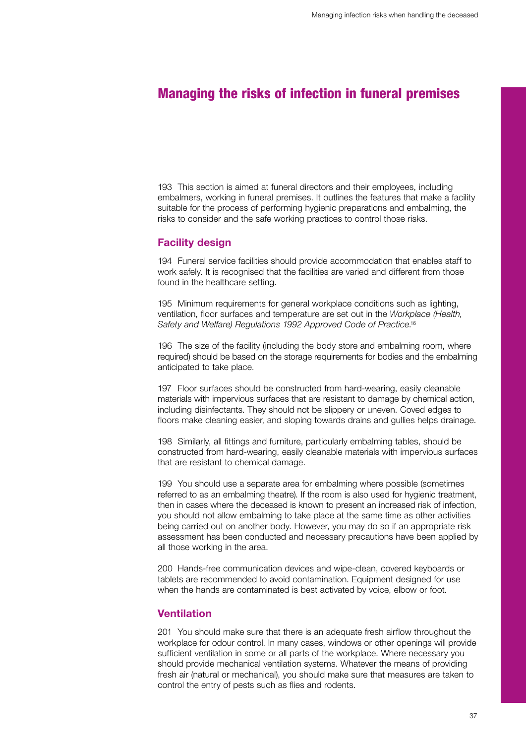# Managing the risks of infection in funeral premises

193 This section is aimed at funeral directors and their employees, including embalmers, working in funeral premises. It outlines the features that make a facility suitable for the process of performing hygienic preparations and embalming, the risks to consider and the safe working practices to control those risks.

## Facility design

194 Funeral service facilities should provide accommodation that enables staff to work safely. It is recognised that the facilities are varied and different from those found in the healthcare setting.

195 Minimum requirements for general workplace conditions such as lighting, ventilation, floor surfaces and temperature are set out in the *Workplace (Health, Safety and Welfare) Regulations 1992 Approved Code of Practice*.[16]

196 The size of the facility (including the body store and embalming room, where required) should be based on the storage requirements for bodies and the embalming anticipated to take place.

197 Floor surfaces should be constructed from hard-wearing, easily cleanable materials with impervious surfaces that are resistant to damage by chemical action, including disinfectants. They should not be slippery or uneven. Coved edges to floors make cleaning easier, and sloping towards drains and gullies helps drainage.

198 Similarly, all fittings and furniture, particularly embalming tables, should be constructed from hard-wearing, easily cleanable materials with impervious surfaces that are resistant to chemical damage.

199 You should use a separate area for embalming where possible (sometimes referred to as an embalming theatre). If the room is also used for hygienic treatment, then in cases where the deceased is known to present an increased risk of infection, you should not allow embalming to take place at the same time as other activities being carried out on another body. However, you may do so if an appropriate risk assessment has been conducted and necessary precautions have been applied by all those working in the area.

200 Hands-free communication devices and wipe-clean, covered keyboards or tablets are recommended to avoid contamination. Equipment designed for use when the hands are contaminated is best activated by voice, elbow or foot.

## Ventilation

201 You should make sure that there is an adequate fresh airflow throughout the workplace for odour control. In many cases, windows or other openings will provide sufficient ventilation in some or all parts of the workplace. Where necessary you should provide mechanical ventilation systems. Whatever the means of providing fresh air (natural or mechanical), you should make sure that measures are taken to control the entry of pests such as flies and rodents.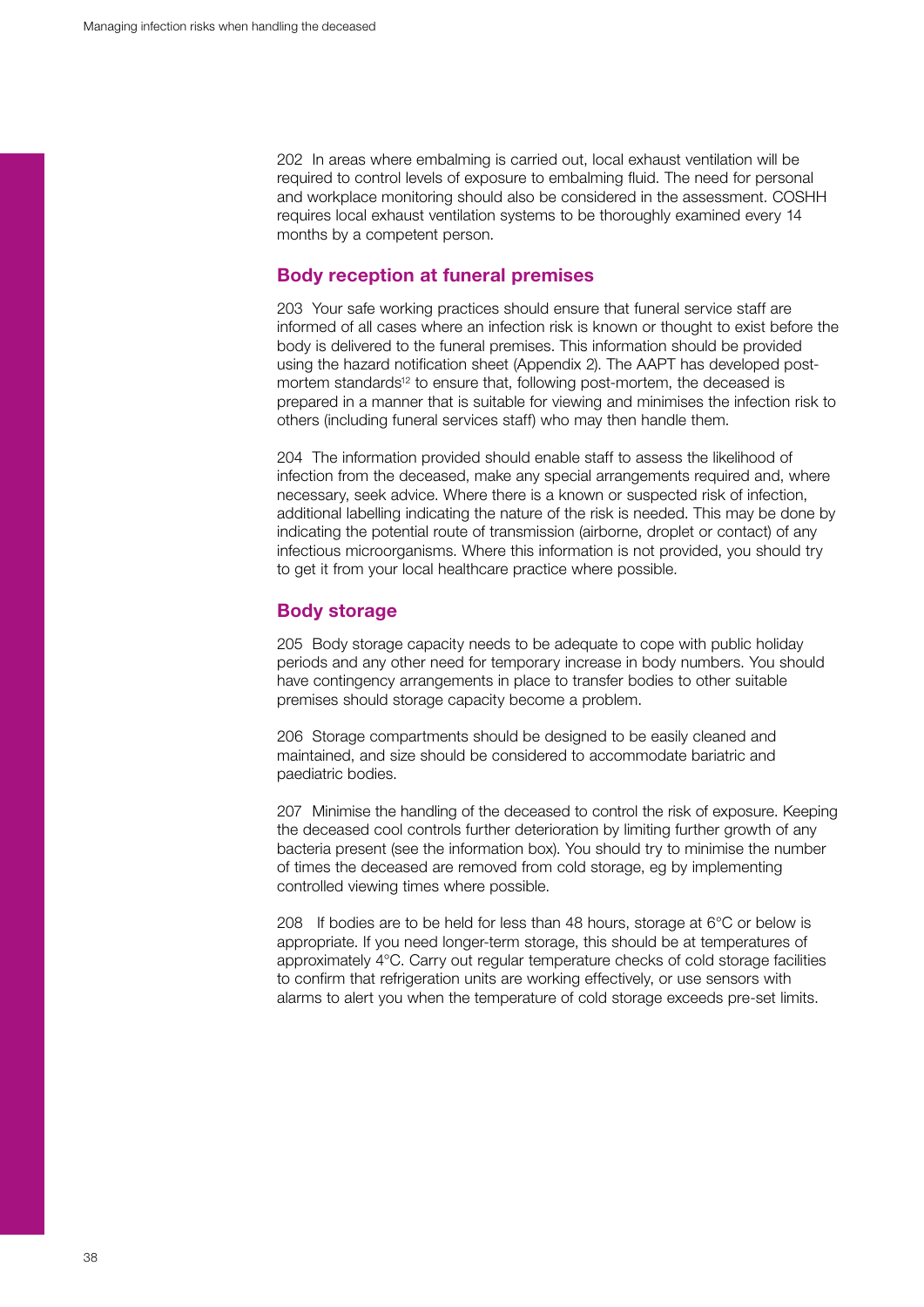202 In areas where embalming is carried out, local exhaust ventilation will be required to control levels of exposure to embalming fluid. The need for personal and workplace monitoring should also be considered in the assessment. COSHH requires local exhaust ventilation systems to be thoroughly examined every 14 months by a competent person.

## Body reception at funeral premises

203 Your safe working practices should ensure that funeral service staff are informed of all cases where an infection risk is known or thought to exist before the body is delivered to the funeral premises. This information should be provided using the hazard notification sheet (Appendix 2). The AAPT has developed post-mortem standards[12] to ensure that, following post-mortem, the deceased is prepared in a manner that is suitable for viewing and minimises the infection risk to others (including funeral services staff) who may then handle them.

204 The information provided should enable staff to assess the likelihood of infection from the deceased, make any special arrangements required and, where necessary, seek advice. Where there is a known or suspected risk of infection, additional labelling indicating the nature of the risk is needed. This may be done by indicating the potential route of transmission (airborne, droplet or contact) of any infectious microorganisms. Where this information is not provided, you should try to get it from your local healthcare practice where possible.

## Body storage

205 Body storage capacity needs to be adequate to cope with public holiday periods and any other need for temporary increase in body numbers. You should have contingency arrangements in place to transfer bodies to other suitable premises should storage capacity become a problem.

206 Storage compartments should be designed to be easily cleaned and maintained, and size should be considered to accommodate bariatric and paediatric bodies.

207 Minimise the handling of the deceased to control the risk of exposure. Keeping the deceased cool controls further deterioration by limiting further growth of any bacteria present (see the information box). You should try to minimise the number of times the deceased are removed from cold storage, eg by implementing controlled viewing times where possible.

208 If bodies are to be held for less than 48 hours, storage at 6°C or below is appropriate. If you need longer-term storage, this should be at temperatures of approximately 4°C. Carry out regular temperature checks of cold storage facilities to confirm that refrigeration units are working effectively, or use sensors with alarms to alert you when the temperature of cold storage exceeds pre-set limits.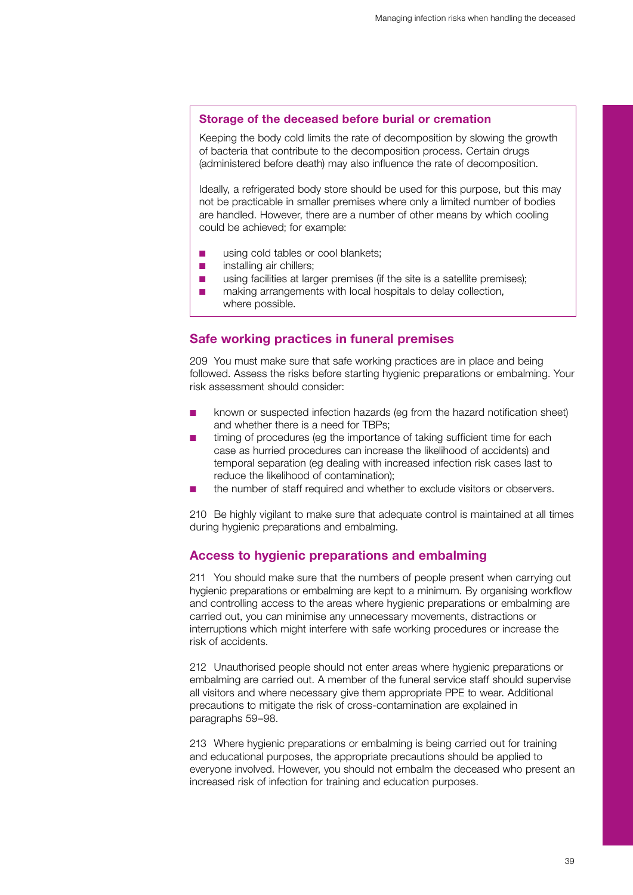### Storage of the deceased before burial or cremation

Keeping the body cold limits the rate of decomposition by slowing the growth of bacteria that contribute to the decomposition process. Certain drugs (administered before death) may also influence the rate of decomposition.

Ideally, a refrigerated body store should be used for this purpose, but this may not be practicable in smaller premises where only a limited number of bodies are handled. However, there are a number of other means by which cooling could be achieved; for example:

- using cold tables or cool blankets;
- installing air chillers;
- using facilities at larger premises (if the site is a satellite premises);
- making arrangements with local hospitals to delay collection, where possible.

## Safe working practices in funeral premises

209 You must make sure that safe working practices are in place and being followed. Assess the risks before starting hygienic preparations or embalming. Your risk assessment should consider:

- known or suspected infection hazards (eg from the hazard notification sheet) and whether there is a need for TBPs;
- timing of procedures (eg the importance of taking sufficient time for each case as hurried procedures can increase the likelihood of accidents) and temporal separation (eg dealing with increased infection risk cases last to reduce the likelihood of contamination);
- the number of staff required and whether to exclude visitors or observers.

210 Be highly vigilant to make sure that adequate control is maintained at all times during hygienic preparations and embalming.

## Access to hygienic preparations and embalming

211 You should make sure that the numbers of people present when carrying out hygienic preparations or embalming are kept to a minimum. By organising workflow and controlling access to the areas where hygienic preparations or embalming are carried out, you can minimise any unnecessary movements, distractions or interruptions which might interfere with safe working procedures or increase the risk of accidents.

212 Unauthorised people should not enter areas where hygienic preparations or embalming are carried out. A member of the funeral service staff should supervise all visitors and where necessary give them appropriate PPE to wear. Additional precautions to mitigate the risk of cross-contamination are explained in paragraphs 59–98.

213 Where hygienic preparations or embalming is being carried out for training and educational purposes, the appropriate precautions should be applied to everyone involved. However, you should not embalm the deceased who present an increased risk of infection for training and education purposes.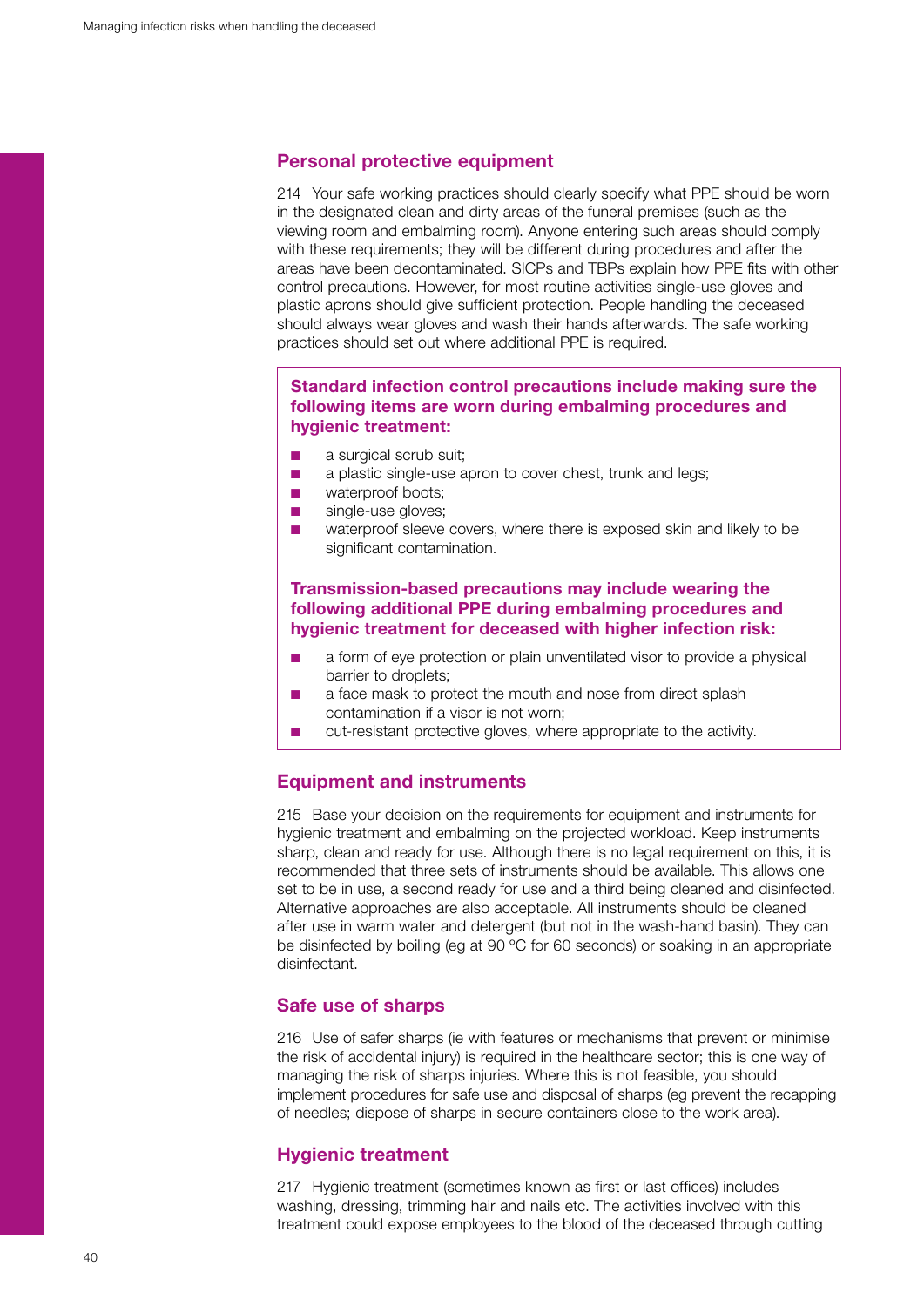## Personal protective equipment

214 Your safe working practices should clearly specify what PPE should be worn in the designated clean and dirty areas of the funeral premises (such as the viewing room and embalming room). Anyone entering such areas should comply with these requirements; they will be different during procedures and after the areas have been decontaminated. SICPs and TBPs explain how PPE fits with other control precautions. However, for most routine activities single-use gloves and plastic aprons should give sufficient protection. People handling the deceased should always wear gloves and wash their hands afterwards. The safe working practices should set out where additional PPE is required.

**Standard infection control precautions include making sure the following items are worn during embalming procedures and hygienic treatment:**

- a surgical scrub suit;
- a plastic single-use apron to cover chest, trunk and legs;
- waterproof boots;
- single-use gloves;
- waterproof sleeve covers, where there is exposed skin and likely to be significant contamination.

**Transmission-based precautions may include wearing the following additional PPE during embalming procedures and hygienic treatment for deceased with higher infection risk:**

- a form of eye protection or plain unventilated visor to provide a physical barrier to droplets;
- a face mask to protect the mouth and nose from direct splash contamination if a visor is not worn;
- cut-resistant protective gloves, where appropriate to the activity.

## Equipment and instruments

215 Base your decision on the requirements for equipment and instruments for hygienic treatment and embalming on the projected workload. Keep instruments sharp, clean and ready for use. Although there is no legal requirement on this, it is recommended that three sets of instruments should be available. This allows one set to be in use, a second ready for use and a third being cleaned and disinfected. Alternative approaches are also acceptable. All instruments should be cleaned after use in warm water and detergent (but not in the wash-hand basin). They can be disinfected by boiling (eg at 90 °C for 60 seconds) or soaking in an appropriate disinfectant.

## Safe use of sharps

216 Use of safer sharps (ie with features or mechanisms that prevent or minimise the risk of accidental injury) is required in the healthcare sector; this is one way of managing the risk of sharps injuries. Where this is not feasible, you should implement procedures for safe use and disposal of sharps (eg prevent the recapping of needles; dispose of sharps in secure containers close to the work area).

## Hygienic treatment

217 Hygienic treatment (sometimes known as first or last offices) includes washing, dressing, trimming hair and nails etc. The activities involved with this treatment could expose employees to the blood of the deceased through cutting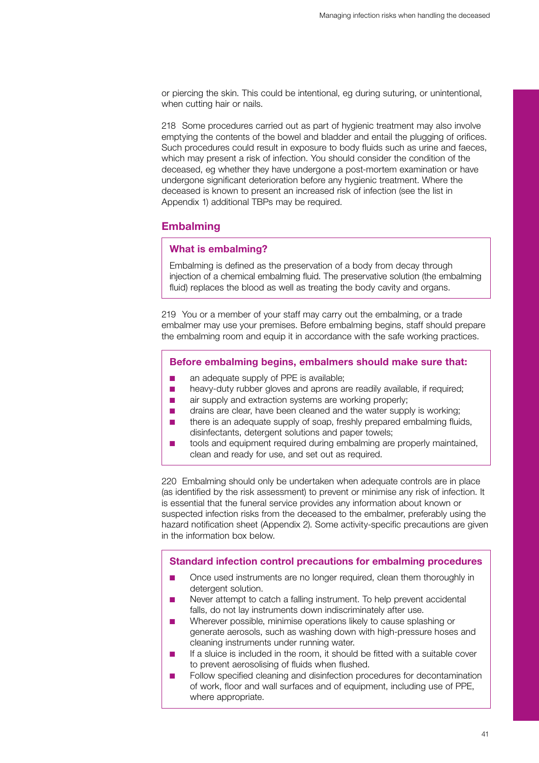or piercing the skin. This could be intentional, eg during suturing, or unintentional, when cutting hair or nails.

218 Some procedures carried out as part of hygienic treatment may also involve emptying the contents of the bowel and bladder and entail the plugging of orifices. Such procedures could result in exposure to body fluids such as urine and faeces, which may present a risk of infection. You should consider the condition of the deceased, eg whether they have undergone a post-mortem examination or have undergone significant deterioration before any hygienic treatment. Where the deceased is known to present an increased risk of infection (see the list in Appendix 1) additional TBPs may be required.

## Embalming

### What is embalming?

Embalming is defined as the preservation of a body from decay through injection of a chemical embalming fluid. The preservative solution (the embalming fluid) replaces the blood as well as treating the body cavity and organs.

219 You or a member of your staff may carry out the embalming, or a trade embalmer may use your premises. Before embalming begins, staff should prepare the embalming room and equip it in accordance with the safe working practices.

### Before embalming begins, embalmers should make sure that:

- an adequate supply of PPE is available;
- heavy-duty rubber gloves and aprons are readily available, if required;
- air supply and extraction systems are working properly;
- drains are clear, have been cleaned and the water supply is working;
- there is an adequate supply of soap, freshly prepared embalming fluids, disinfectants, detergent solutions and paper towels;
- tools and equipment required during embalming are properly maintained, clean and ready for use, and set out as required.

220 Embalming should only be undertaken when adequate controls are in place (as identified by the risk assessment) to prevent or minimise any risk of infection. It is essential that the funeral service provides any information about known or suspected infection risks from the deceased to the embalmer, preferably using the hazard notification sheet (Appendix 2). Some activity-specific precautions are given in the information box below.

### Standard infection control precautions for embalming procedures

- Once used instruments are no longer required, clean them thoroughly in detergent solution.
- Never attempt to catch a falling instrument. To help prevent accidental falls, do not lay instruments down indiscriminately after use.
- Wherever possible, minimise operations likely to cause splashing or generate aerosols, such as washing down with high-pressure hoses and cleaning instruments under running water.
- If a sluice is included in the room, it should be fitted with a suitable cover to prevent aerosolising of fluids when flushed.
- Follow specified cleaning and disinfection procedures for decontamination of work, floor and wall surfaces and of equipment, including use of PPE, where appropriate.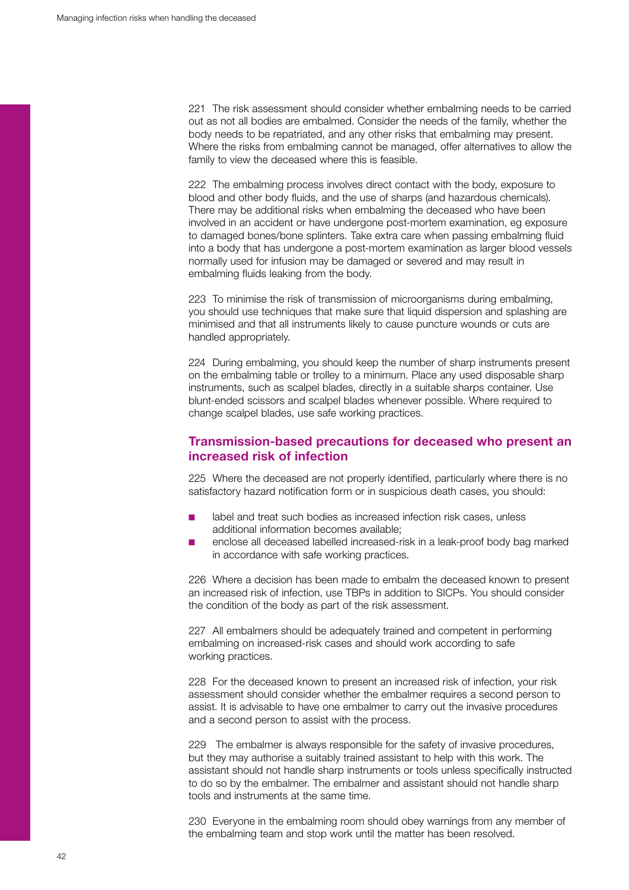221 The risk assessment should consider whether embalming needs to be carried out as not all bodies are embalmed. Consider the needs of the family, whether the body needs to be repatriated, and any other risks that embalming may present. Where the risks from embalming cannot be managed, offer alternatives to allow the family to view the deceased where this is feasible.

222 The embalming process involves direct contact with the body, exposure to blood and other body fluids, and the use of sharps (and hazardous chemicals). There may be additional risks when embalming the deceased who have been involved in an accident or have undergone post-mortem examination, eg exposure to damaged bones/bone splinters. Take extra care when passing embalming fluid into a body that has undergone a post-mortem examination as larger blood vessels normally used for infusion may be damaged or severed and may result in embalming fluids leaking from the body.

223 To minimise the risk of transmission of microorganisms during embalming, you should use techniques that make sure that liquid dispersion and splashing are minimised and that all instruments likely to cause puncture wounds or cuts are handled appropriately.

224 During embalming, you should keep the number of sharp instruments present on the embalming table or trolley to a minimum. Place any used disposable sharp instruments, such as scalpel blades, directly in a suitable sharps container. Use blunt-ended scissors and scalpel blades whenever possible. Where required to change scalpel blades, use safe working practices.

## Transmission-based precautions for deceased who present an increased risk of infection

225 Where the deceased are not properly identified, particularly where there is no satisfactory hazard notification form or in suspicious death cases, you should:

- label and treat such bodies as increased infection risk cases, unless additional information becomes available;
- enclose all deceased labelled increased-risk in a leak-proof body bag marked in accordance with safe working practices.

226 Where a decision has been made to embalm the deceased known to present an increased risk of infection, use TBPs in addition to SICPs. You should consider the condition of the body as part of the risk assessment.

227 All embalmers should be adequately trained and competent in performing embalming on increased-risk cases and should work according to safe working practices.

228 For the deceased known to present an increased risk of infection, your risk assessment should consider whether the embalmer requires a second person to assist. It is advisable to have one embalmer to carry out the invasive procedures and a second person to assist with the process.

229 The embalmer is always responsible for the safety of invasive procedures, but they may authorise a suitably trained assistant to help with this work. The assistant should not handle sharp instruments or tools unless specifically instructed to do so by the embalmer. The embalmer and assistant should not handle sharp tools and instruments at the same time.

230 Everyone in the embalming room should obey warnings from any member of the embalming team and stop work until the matter has been resolved.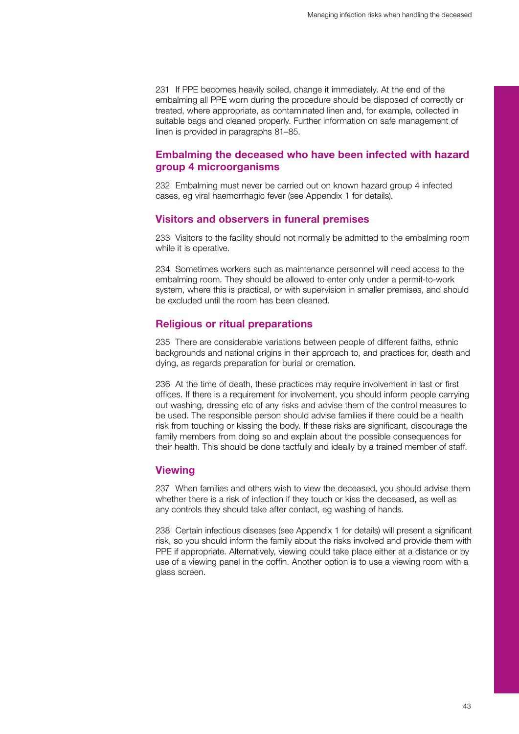231 If PPE becomes heavily soiled, change it immediately. At the end of the embalming all PPE worn during the procedure should be disposed of correctly or treated, where appropriate, as contaminated linen and, for example, collected in suitable bags and cleaned properly. Further information on safe management of linen is provided in paragraphs 81–85.

## Embalming the deceased who have been infected with hazard group 4 microorganisms

232 Embalming must never be carried out on known hazard group 4 infected cases, eg viral haemorrhagic fever (see Appendix 1 for details).

## Visitors and observers in funeral premises

233 Visitors to the facility should not normally be admitted to the embalming room while it is operative.

234 Sometimes workers such as maintenance personnel will need access to the embalming room. They should be allowed to enter only under a permit-to-work system, where this is practical, or with supervision in smaller premises, and should be excluded until the room has been cleaned.

## Religious or ritual preparations

235 There are considerable variations between people of different faiths, ethnic backgrounds and national origins in their approach to, and practices for, death and dying, as regards preparation for burial or cremation.

236 At the time of death, these practices may require involvement in last or first offices. If there is a requirement for involvement, you should inform people carrying out washing, dressing etc of any risks and advise them of the control measures to be used. The responsible person should advise families if there could be a health risk from touching or kissing the body. If these risks are significant, discourage the family members from doing so and explain about the possible consequences for their health. This should be done tactfully and ideally by a trained member of staff.

## Viewing

237 When families and others wish to view the deceased, you should advise them whether there is a risk of infection if they touch or kiss the deceased, as well as any controls they should take after contact, eg washing of hands.

238 Certain infectious diseases (see Appendix 1 for details) will present a significant risk, so you should inform the family about the risks involved and provide them with PPE if appropriate. Alternatively, viewing could take place either at a distance or by use of a viewing panel in the coffin. Another option is to use a viewing room with a glass screen.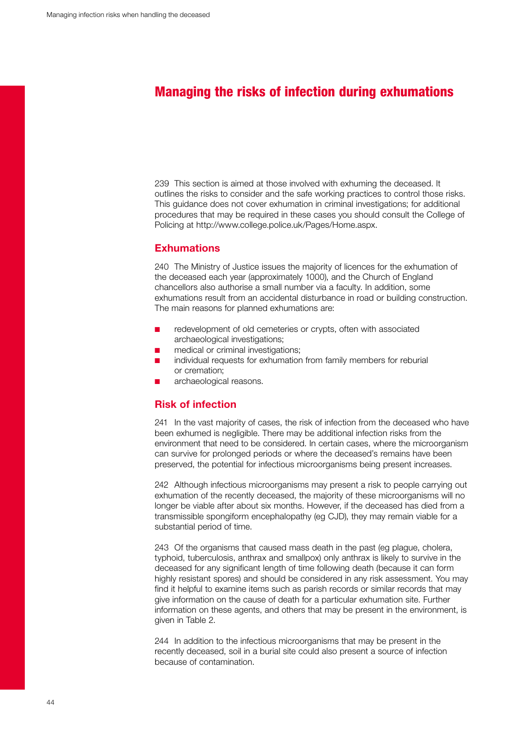# Managing the risks of infection during exhumations

239 This section is aimed at those involved with exhuming the deceased. It outlines the risks to consider and the safe working practices to control those risks. This guidance does not cover exhumation in criminal investigations; for additional procedures that may be required in these cases you should consult the College of Policing at http://www.college.police.uk/Pages/Home.aspx.

## Exhumations

240 The Ministry of Justice issues the majority of licences for the exhumation of the deceased each year (approximately 1000), and the Church of England chancellors also authorise a small number via a faculty. In addition, some exhumations result from an accidental disturbance in road or building construction. The main reasons for planned exhumations are:

- redevelopment of old cemeteries or crypts, often with associated archaeological investigations;
- medical or criminal investigations;
- individual requests for exhumation from family members for reburial or cremation;
- archaeological reasons.

## Risk of infection

241 In the vast majority of cases, the risk of infection from the deceased who have been exhumed is negligible. There may be additional infection risks from the environment that need to be considered. In certain cases, where the microorganism can survive for prolonged periods or where the deceased's remains have been preserved, the potential for infectious microorganisms being present increases.

242 Although infectious microorganisms may present a risk to people carrying out exhumation of the recently deceased, the majority of these microorganisms will no longer be viable after about six months. However, if the deceased has died from a transmissible spongiform encephalopathy (eg CJD), they may remain viable for a substantial period of time.

243 Of the organisms that caused mass death in the past (eg plague, cholera, typhoid, tuberculosis, anthrax and smallpox) only anthrax is likely to survive in the deceased for any significant length of time following death (because it can form highly resistant spores) and should be considered in any risk assessment. You may find it helpful to examine items such as parish records or similar records that may give information on the cause of death for a particular exhumation site. Further information on these agents, and others that may be present in the environment, is given in Table 2.

244 In addition to the infectious microorganisms that may be present in the recently deceased, soil in a burial site could also present a source of infection because of contamination.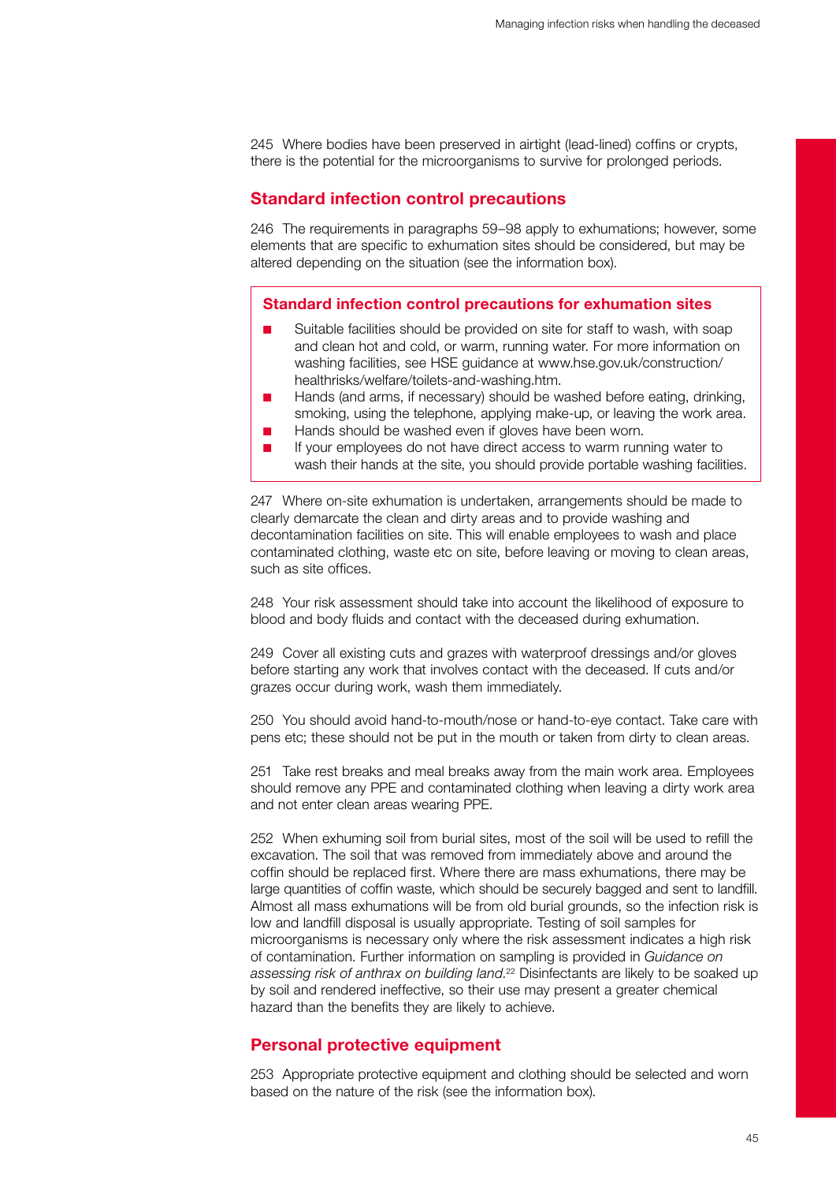245 Where bodies have been preserved in airtight (lead-lined) coffins or crypts, there is the potential for the microorganisms to survive for prolonged periods.

## Standard infection control precautions

246 The requirements in paragraphs 59–98 apply to exhumations; however, some elements that are specific to exhumation sites should be considered, but may be altered depending on the situation (see the information box).

### Standard infection control precautions for exhumation sites

- Suitable facilities should be provided on site for staff to wash, with soap and clean hot and cold, or warm, running water. For more information on washing facilities, see HSE guidance at www.hse.gov.uk/construction/healthrisks/welfare/toilets-and-washing.htm.
- Hands (and arms, if necessary) should be washed before eating, drinking, smoking, using the telephone, applying make-up, or leaving the work area.
- Hands should be washed even if gloves have been worn.
- If your employees do not have direct access to warm running water to wash their hands at the site, you should provide portable washing facilities.

247 Where on-site exhumation is undertaken, arrangements should be made to clearly demarcate the clean and dirty areas and to provide washing and decontamination facilities on site. This will enable employees to wash and place contaminated clothing, waste etc on site, before leaving or moving to clean areas, such as site offices.

248 Your risk assessment should take into account the likelihood of exposure to blood and body fluids and contact with the deceased during exhumation.

249 Cover all existing cuts and grazes with waterproof dressings and/or gloves before starting any work that involves contact with the deceased. If cuts and/or grazes occur during work, wash them immediately.

250 You should avoid hand-to-mouth/nose or hand-to-eye contact. Take care with pens etc; these should not be put in the mouth or taken from dirty to clean areas.

251 Take rest breaks and meal breaks away from the main work area. Employees should remove any PPE and contaminated clothing when leaving a dirty work area and not enter clean areas wearing PPE.

252 When exhuming soil from burial sites, most of the soil will be used to refill the excavation. The soil that was removed from immediately above and around the coffin should be replaced first. Where there are mass exhumations, there may be large quantities of coffin waste, which should be securely bagged and sent to landfill. Almost all mass exhumations will be from old burial grounds, so the infection risk is low and landfill disposal is usually appropriate. Testing of soil samples for microorganisms is necessary only where the risk assessment indicates a high risk of contamination. Further information on sampling is provided in *Guidance on assessing risk of anthrax on building land*.[22] Disinfectants are likely to be soaked up by soil and rendered ineffective, so their use may present a greater chemical hazard than the benefits they are likely to achieve.

## Personal protective equipment

253 Appropriate protective equipment and clothing should be selected and worn based on the nature of the risk (see the information box).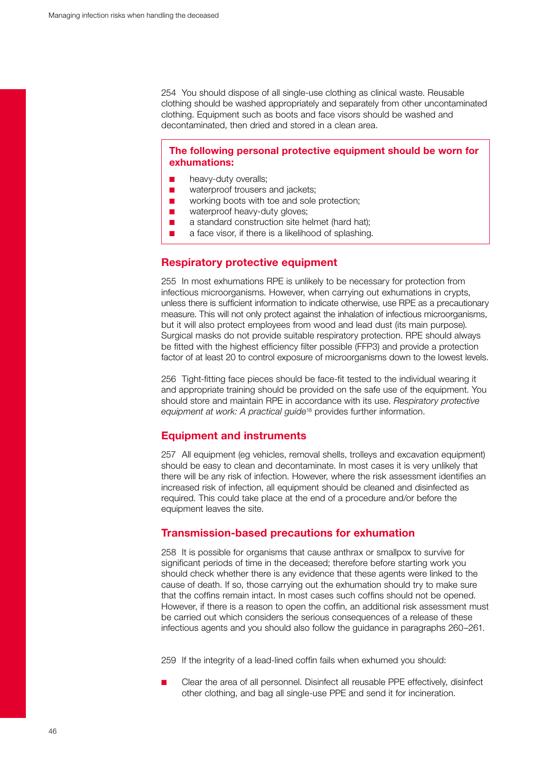254 You should dispose of all single-use clothing as clinical waste. Reusable clothing should be washed appropriately and separately from other uncontaminated clothing. Equipment such as boots and face visors should be washed and decontaminated, then dried and stored in a clean area.

**The following personal protective equipment should be worn for exhumations:**

- heavy-duty overalls;
- waterproof trousers and jackets;
- working boots with toe and sole protection;
- waterproof heavy-duty gloves;
- a standard construction site helmet (hard hat);
- a face visor, if there is a likelihood of splashing.

## Respiratory protective equipment

255 In most exhumations RPE is unlikely to be necessary for protection from infectious microorganisms. However, when carrying out exhumations in crypts, unless there is sufficient information to indicate otherwise, use RPE as a precautionary measure. This will not only protect against the inhalation of infectious microorganisms, but it will also protect employees from wood and lead dust (its main purpose). Surgical masks do not provide suitable respiratory protection. RPE should always be fitted with the highest efficiency filter possible (FFP3) and provide a protection factor of at least 20 to control exposure of microorganisms down to the lowest levels.

256 Tight-fitting face pieces should be face-fit tested to the individual wearing it and appropriate training should be provided on the safe use of the equipment. You should store and maintain RPE in accordance with its use. *Respiratory protective equipment at work: A practical guide*[18] provides further information.

## Equipment and instruments

257 All equipment (eg vehicles, removal shells, trolleys and excavation equipment) should be easy to clean and decontaminate. In most cases it is very unlikely that there will be any risk of infection. However, where the risk assessment identifies an increased risk of infection, all equipment should be cleaned and disinfected as required. This could take place at the end of a procedure and/or before the equipment leaves the site.

## Transmission-based precautions for exhumation

258 It is possible for organisms that cause anthrax or smallpox to survive for significant periods of time in the deceased; therefore before starting work you should check whether there is any evidence that these agents were linked to the cause of death. If so, those carrying out the exhumation should try to make sure that the coffins remain intact. In most cases such coffins should not be opened. However, if there is a reason to open the coffin, an additional risk assessment must be carried out which considers the serious consequences of a release of these infectious agents and you should also follow the guidance in paragraphs 260–261.

259 If the integrity of a lead-lined coffin fails when exhumed you should:

- Clear the area of all personnel. Disinfect all reusable PPE effectively, disinfect other clothing, and bag all single-use PPE and send it for incineration.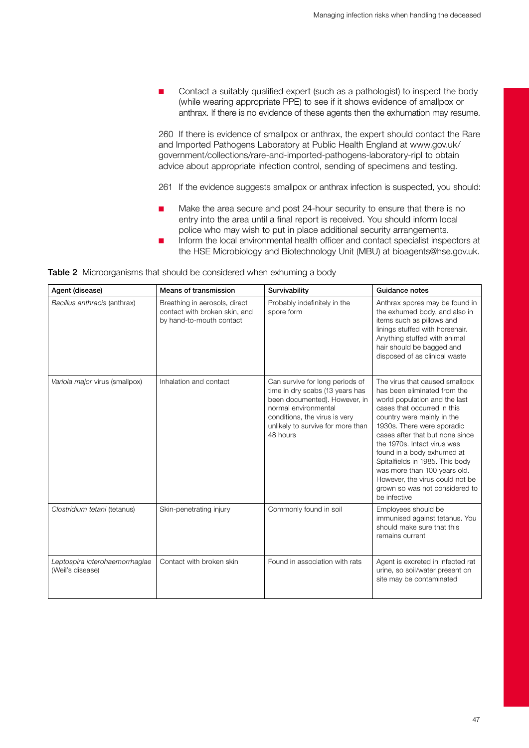- Contact a suitably qualified expert (such as a pathologist) to inspect the body (while wearing appropriate PPE) to see if it shows evidence of smallpox or anthrax. If there is no evidence of these agents then the exhumation may resume.

260 If there is evidence of smallpox or anthrax, the expert should contact the Rare and Imported Pathogens Laboratory at Public Health England at www.gov.uk/government/collections/rare-and-imported-pathogens-laboratory-ripl to obtain advice about appropriate infection control, sending of specimens and testing.

261 If the evidence suggests smallpox or anthrax infection is suspected, you should:

- Make the area secure and post 24-hour security to ensure that there is no entry into the area until a final report is received. You should inform local police who may wish to put in place additional security arrangements.
- Inform the local environmental health officer and contact specialist inspectors at the HSE Microbiology and Biotechnology Unit (MBU) at bioagents@hse.gov.uk.

**Table 2** Microorganisms that should be considered when exhuming a body

| Agent (disease) | Means of transmission | Survivability | Guidance notes |
|---|---|---|---|
| *Bacillus anthracis* (anthrax) | Breathing in aerosols, direct contact with broken skin, and by hand-to-mouth contact | Probably indefinitely in the spore form | Anthrax spores may be found in the exhumed body, and also in items such as pillows and linings stuffed with horsehair. Anything stuffed with animal hair should be bagged and disposed of as clinical waste |
| *Variola major* virus (smallpox) | Inhalation and contact | Can survive for long periods of time in dry scabs (13 years has been documented). However, in normal environmental conditions, the virus is very unlikely to survive for more than 48 hours | The virus that caused smallpox has been eliminated from the world population and the last cases that occurred in this country were mainly in the 1930s. There were sporadic cases after that but none since the 1970s. Intact virus was found in a body exhumed at Spitalfields in 1985. This body was more than 100 years old. However, the virus could not be grown so was not considered to be infective |
| *Clostridium tetani* (tetanus) | Skin-penetrating injury | Commonly found in soil | Employees should be immunised against tetanus. You should make sure that this remains current |
| *Leptospira icterohaemorrhagiae* (Weil's disease) | Contact with broken skin | Found in association with rats | Agent is excreted in infected rat urine, so soil/water present on site may be contaminated |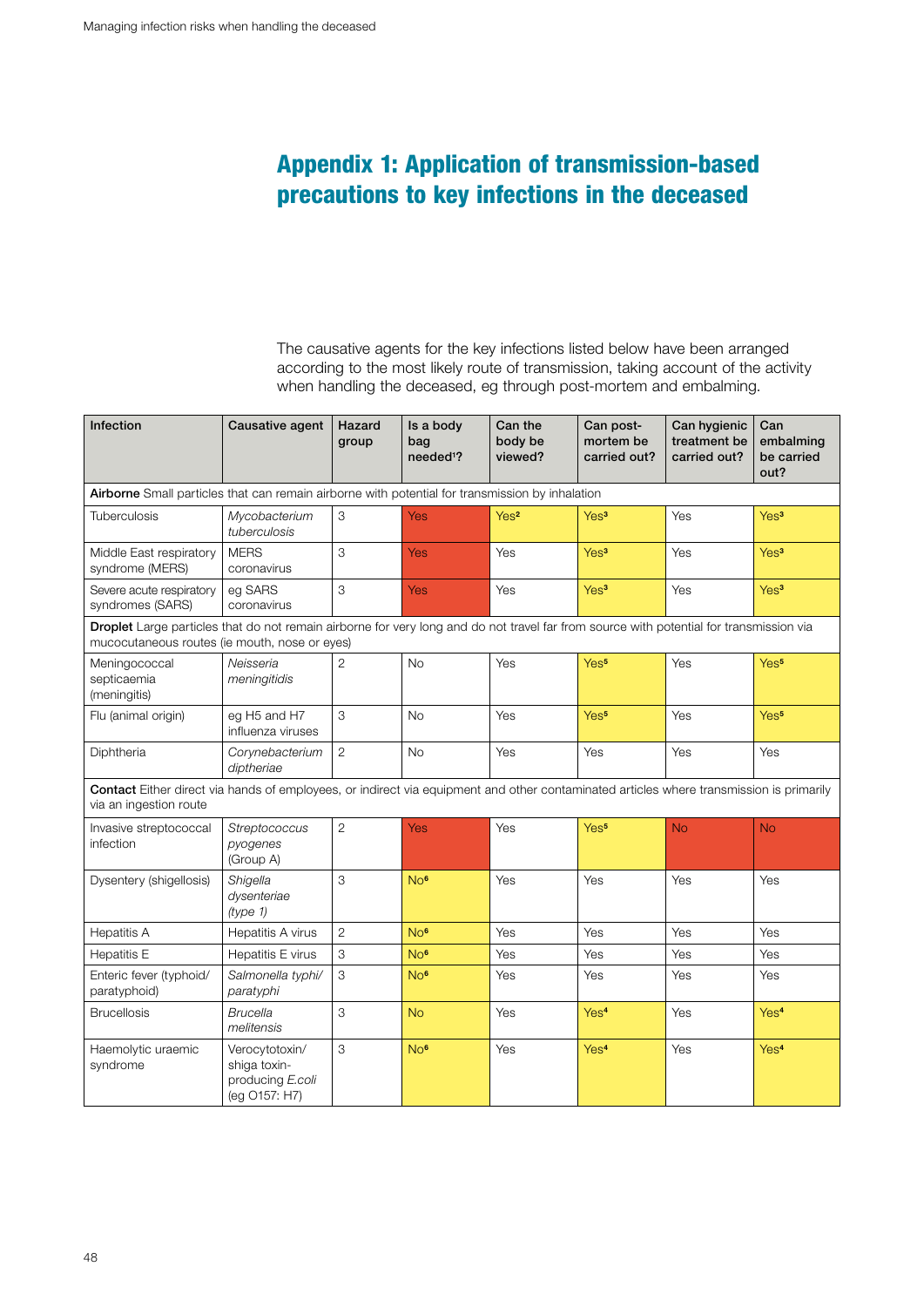# Appendix 1: Application of transmission-based precautions to key infections in the deceased

The causative agents for the key infections listed below have been arranged according to the most likely route of transmission, taking account of the activity when handling the deceased, eg through post-mortem and embalming.

| Infection | Causative agent | Hazard group | Is a body bag needed[1]? | Can the body be viewed? | Can post-mortem be carried out? | Can hygienic treatment be carried out? | Can embalming be carried out? |
|---|---|---|---|---|---|---|---|
| **Airborne** Small particles that can remain airborne with potential for transmission by inhalation | | | | | | | |
| Tuberculosis | *Mycobacterium tuberculosis* | 3 | Yes | Yes[2] | Yes[3] | Yes | Yes[3] |
| Middle East respiratory syndrome (MERS) | MERS coronavirus | 3 | Yes | Yes | Yes[3] | Yes | Yes[3] |
| Severe acute respiratory syndromes (SARS) | eg SARS coronavirus | 3 | Yes | Yes | Yes[3] | Yes | Yes[3] |
| **Droplet** Large particles that do not remain airborne for very long and do not travel far from source with potential for transmission via mucocutaneous routes (ie mouth, nose or eyes) | | | | | | | |
| Meningococcal septicaemia (meningitis) | *Neisseria meningitidis* | 2 | No | Yes | Yes[5] | Yes | Yes[5] |
| Flu (animal origin) | eg H5 and H7 influenza viruses | 3 | No | Yes | Yes[5] | Yes | Yes[5] |
| Diphtheria | *Corynebacterium diptheriae* | 2 | No | Yes | Yes | Yes | Yes |
| **Contact** Either direct via hands of employees, or indirect via equipment and other contaminated articles where transmission is primarily via an ingestion route | | | | | | | |
| Invasive streptococcal infection | *Streptococcus pyogenes* (Group A) | 2 | Yes | Yes | Yes[5] | No | No |
| Dysentery (shigellosis) | *Shigella dysenteriae (type 1)* | 3 | No[6] | Yes | Yes | Yes | Yes |
| Hepatitis A | Hepatitis A virus | 2 | No[6] | Yes | Yes | Yes | Yes |
| Hepatitis E | Hepatitis E virus | 3 | No[6] | Yes | Yes | Yes | Yes |
| Enteric fever (typhoid/ paratyphoid) | *Salmonella typhi/ paratyphi* | 3 | No[6] | Yes | Yes | Yes | Yes |
| Brucellosis | *Brucella melitensis* | 3 | No | Yes | Yes[4] | Yes | Yes[4] |
| Haemolytic uraemic syndrome | Verocytotoxin/ shiga toxin-producing *E.coli* (eg O157: H7) | 3 | No[6] | Yes | Yes[4] | Yes | Yes[4] |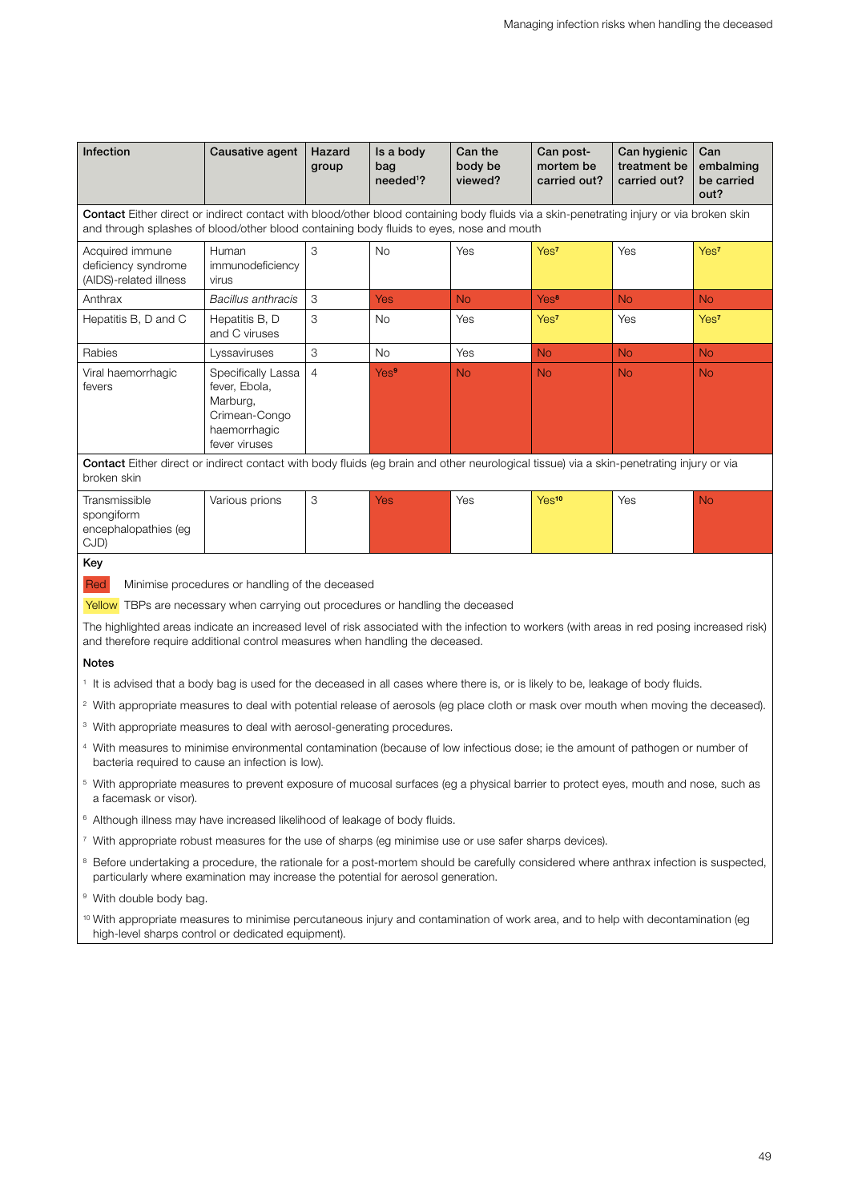| Infection | Causative agent | Hazard group | Is a body bag needed[1]? | Can the body be viewed? | Can post-mortem be carried out? | Can hygienic treatment be carried out? | Can embalming be carried out? |
|---|---|---|---|---|---|---|---|
| **Contact** Either direct or indirect contact with blood/other blood containing body fluids via a skin-penetrating injury or via broken skin and through splashes of blood/other blood containing body fluids to eyes, nose and mouth | | | | | | | |
| Acquired immune deficiency syndrome (AIDS)-related illness | Human immunodeficiency virus | 3 | No | Yes | Yes[7] | Yes | Yes[7] |
| Anthrax | *Bacillus anthracis* | 3 | Yes | No | Yes[8] | No | No |
| Hepatitis B, D and C | Hepatitis B, D and C viruses | 3 | No | Yes | Yes[7] | Yes | Yes[7] |
| Rabies | Lyssaviruses | 3 | No | Yes | No | No | No |
| Viral haemorrhagic fevers | Specifically Lassa fever, Ebola, Marburg, Crimean-Congo haemorrhagic fever viruses | 4 | Yes[9] | No | No | No | No |
| **Contact** Either direct or indirect contact with body fluids (eg brain and other neurological tissue) via a skin-penetrating injury or via broken skin | | | | | | | |
| Transmissible spongiform encephalopathies (eg CJD) | Various prions | 3 | Yes | Yes | Yes[10] | Yes | No |

**Key**

Red — Minimise procedures or handling of the deceased

Yellow — TBPs are necessary when carrying out procedures or handling the deceased

The highlighted areas indicate an increased level of risk associated with the infection to workers (with areas in red posing increased risk) and therefore require additional control measures when handling the deceased.

**Notes**

[1] It is advised that a body bag is used for the deceased in all cases where there is, or is likely to be, leakage of body fluids.

[2] With appropriate measures to deal with potential release of aerosols (eg place cloth or mask over mouth when moving the deceased).

[3] With appropriate measures to deal with aerosol-generating procedures.

[4] With measures to minimise environmental contamination (because of low infectious dose; ie the amount of pathogen or number of bacteria required to cause an infection is low).

[5] With appropriate measures to prevent exposure of mucosal surfaces (eg a physical barrier to protect eyes, mouth and nose, such as a facemask or visor).

[6] Although illness may have increased likelihood of leakage of body fluids.

[7] With appropriate robust measures for the use of sharps (eg minimise use or use safer sharps devices).

[8] Before undertaking a procedure, the rationale for a post-mortem should be carefully considered where anthrax infection is suspected, particularly where examination may increase the potential for aerosol generation.

[9] With double body bag.

[10] With appropriate measures to minimise percutaneous injury and contamination of work area, and to help with decontamination (eg high-level sharps control or dedicated equipment).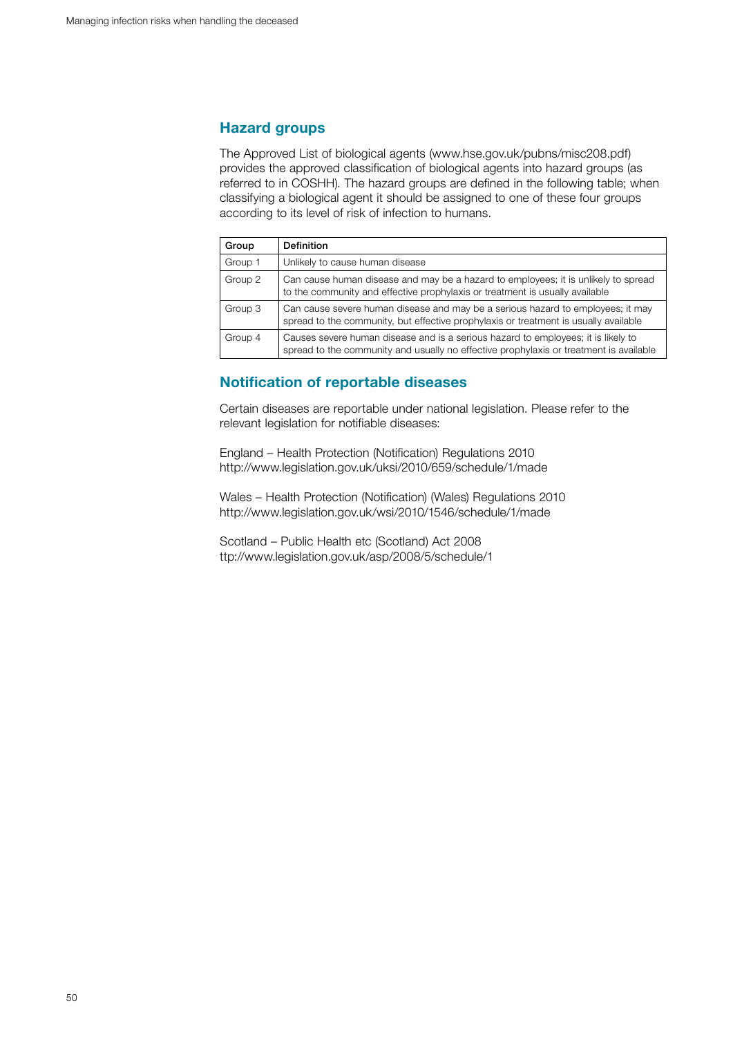## Hazard groups

The Approved List of biological agents (www.hse.gov.uk/pubns/misc208.pdf) provides the approved classification of biological agents into hazard groups (as referred to in COSHH). The hazard groups are defined in the following table; when classifying a biological agent it should be assigned to one of these four groups according to its level of risk of infection to humans.

| Group | Definition |
| --- | --- |
| Group 1 | Unlikely to cause human disease |
| Group 2 | Can cause human disease and may be a hazard to employees; it is unlikely to spread to the community and effective prophylaxis or treatment is usually available |
| Group 3 | Can cause severe human disease and may be a serious hazard to employees; it may spread to the community, but effective prophylaxis or treatment is usually available |
| Group 4 | Causes severe human disease and is a serious hazard to employees; it is likely to spread to the community and usually no effective prophylaxis or treatment is available |

## Notification of reportable diseases

Certain diseases are reportable under national legislation. Please refer to the relevant legislation for notifiable diseases:

England – Health Protection (Notification) Regulations 2010
http://www.legislation.gov.uk/uksi/2010/659/schedule/1/made

Wales – Health Protection (Notification) (Wales) Regulations 2010
http://www.legislation.gov.uk/wsi/2010/1546/schedule/1/made

Scotland – Public Health etc (Scotland) Act 2008
ttp://www.legislation.gov.uk/asp/2008/5/schedule/1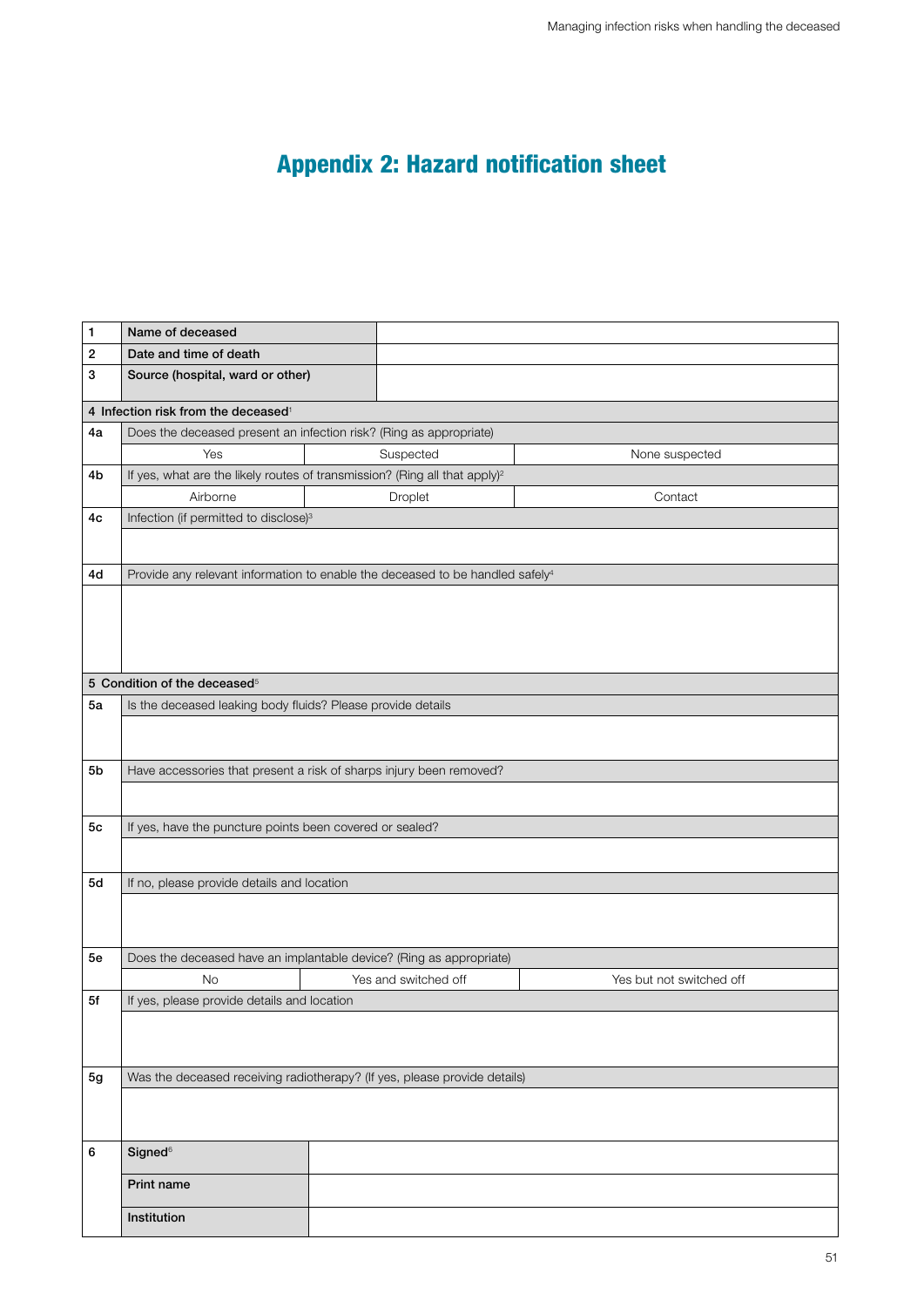# Appendix 2: Hazard notification sheet

| | | | |
|---|---|---|---|
| 1 | **Name of deceased** | | |
| 2 | **Date and time of death** | | |
| 3 | **Source (hospital, ward or other)** | | |
| **4 Infection risk from the deceased**[1] | | | |
| 4a | Does the deceased present an infection risk? (Ring as appropriate) | | |
| | Yes | Suspected | None suspected |
| 4b | If yes, what are the likely routes of transmission? (Ring all that apply)[2] | | |
| | Airborne | Droplet | Contact |
| 4c | Infection (if permitted to disclose)[3] | | |
| | | | |
| 4d | Provide any relevant information to enable the deceased to be handled safely[4] | | |
| | | | |
| **5 Condition of the deceased**[5] | | | |
| 5a | Is the deceased leaking body fluids? Please provide details | | |
| | | | |
| 5b | Have accessories that present a risk of sharps injury been removed? | | |
| | | | |
| 5c | If yes, have the puncture points been covered or sealed? | | |
| | | | |
| 5d | If no, please provide details and location | | |
| | | | |
| 5e | Does the deceased have an implantable device? (Ring as appropriate) | | |
| | No | Yes and switched off | Yes but not switched off |
| 5f | If yes, please provide details and location | | |
| | | | |
| 5g | Was the deceased receiving radiotherapy? (If yes, please provide details) | | |
| | | | |
| 6 | **Signed**[6] | | |
| | **Print name** | | |
| | **Institution** | | |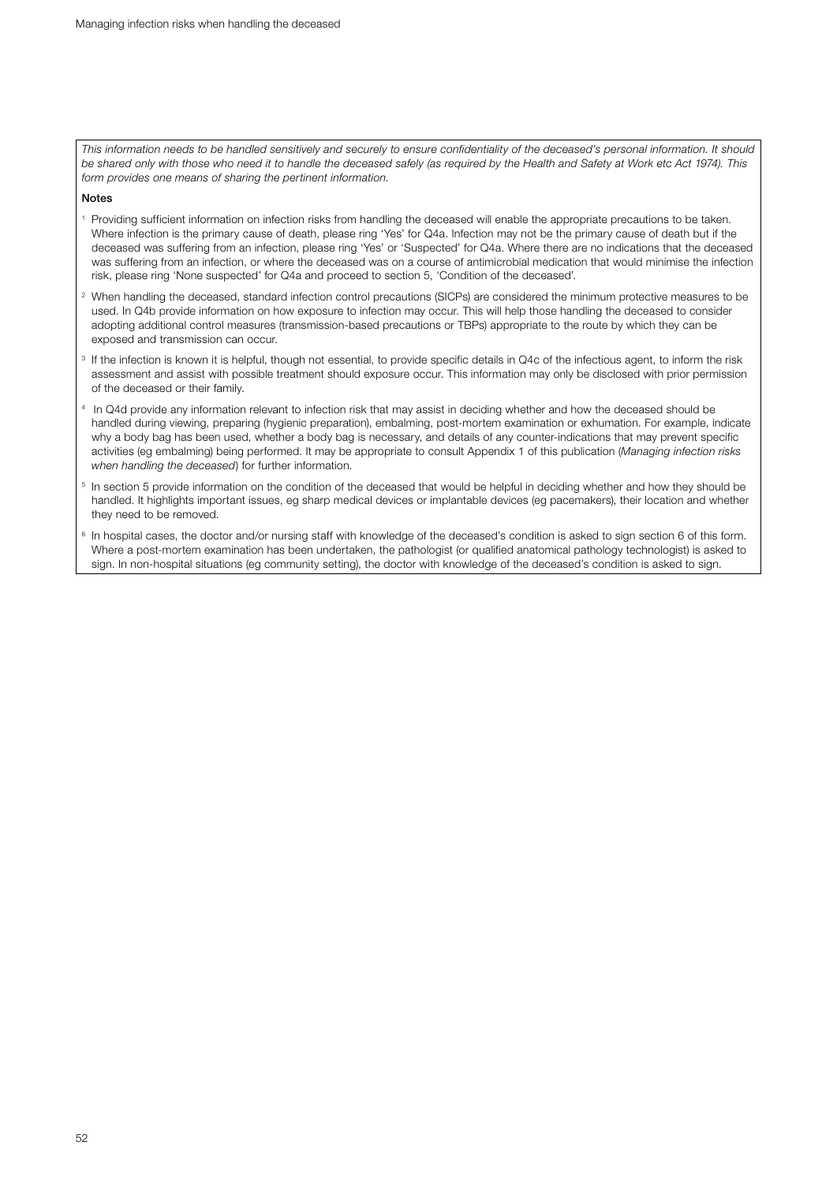*This information needs to be handled sensitively and securely to ensure confidentiality of the deceased's personal information. It should be shared only with those who need it to handle the deceased safely (as required by the Health and Safety at Work etc Act 1974). This form provides one means of sharing the pertinent information.*

**Notes**

[1] Providing sufficient information on infection risks from handling the deceased will enable the appropriate precautions to be taken. Where infection is the primary cause of death, please ring 'Yes' for Q4a. Infection may not be the primary cause of death but if the deceased was suffering from an infection, please ring 'Yes' or 'Suspected' for Q4a. Where there are no indications that the deceased was suffering from an infection, or where the deceased was on a course of antimicrobial medication that would minimise the infection risk, please ring 'None suspected' for Q4a and proceed to section 5, 'Condition of the deceased'.

[2] When handling the deceased, standard infection control precautions (SICPs) are considered the minimum protective measures to be used. In Q4b provide information on how exposure to infection may occur. This will help those handling the deceased to consider adopting additional control measures (transmission-based precautions or TBPs) appropriate to the route by which they can be exposed and transmission can occur.

[3] If the infection is known it is helpful, though not essential, to provide specific details in Q4c of the infectious agent, to inform the risk assessment and assist with possible treatment should exposure occur. This information may only be disclosed with prior permission of the deceased or their family.

[4] In Q4d provide any information relevant to infection risk that may assist in deciding whether and how the deceased should be handled during viewing, preparing (hygienic preparation), embalming, post-mortem examination or exhumation. For example, indicate why a body bag has been used, whether a body bag is necessary, and details of any counter-indications that may prevent specific activities (eg embalming) being performed. It may be appropriate to consult Appendix 1 of this publication (*Managing infection risks when handling the deceased*) for further information.

[5] In section 5 provide information on the condition of the deceased that would be helpful in deciding whether and how they should be handled. It highlights important issues, eg sharp medical devices or implantable devices (eg pacemakers), their location and whether they need to be removed.

[6] In hospital cases, the doctor and/or nursing staff with knowledge of the deceased's condition is asked to sign section 6 of this form. Where a post-mortem examination has been undertaken, the pathologist (or qualified anatomical pathology technologist) is asked to sign. In non-hospital situations (eg community setting), the doctor with knowledge of the deceased's condition is asked to sign.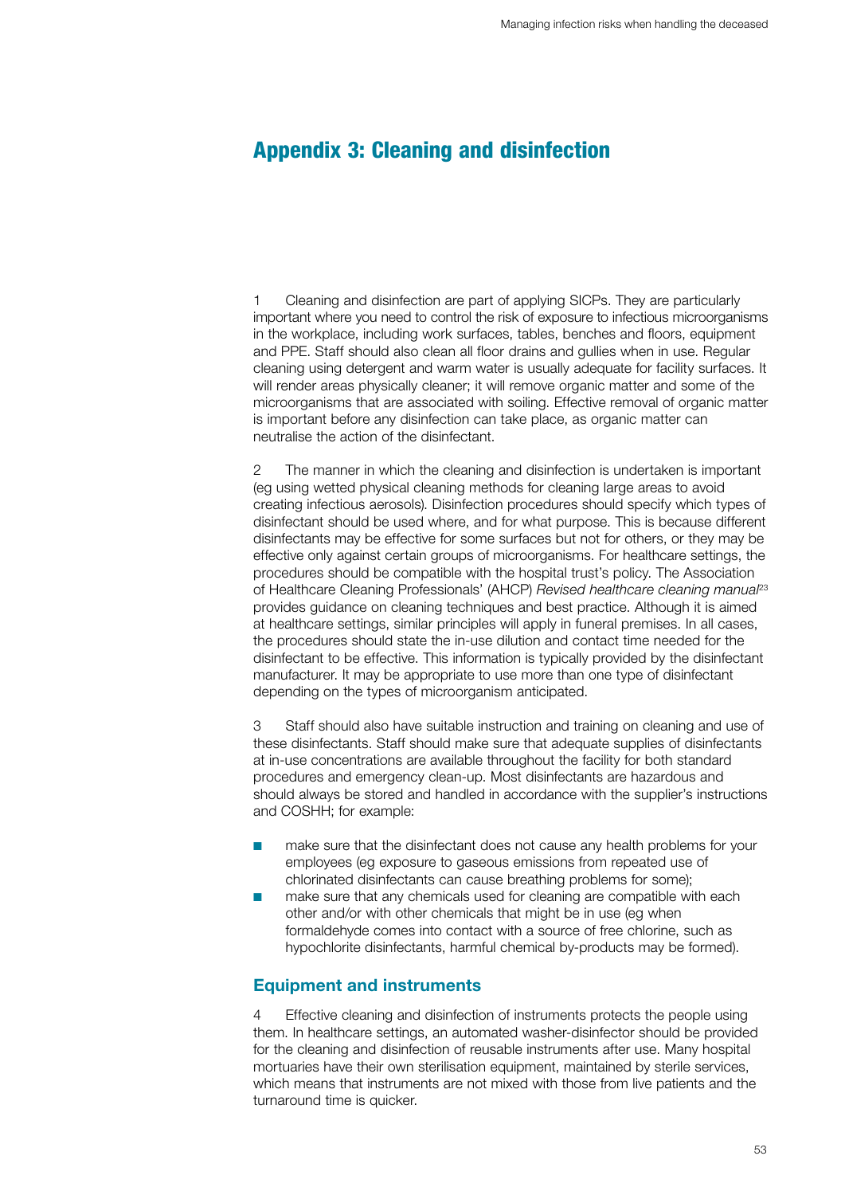# Appendix 3: Cleaning and disinfection

1 Cleaning and disinfection are part of applying SICPs. They are particularly important where you need to control the risk of exposure to infectious microorganisms in the workplace, including work surfaces, tables, benches and floors, equipment and PPE. Staff should also clean all floor drains and gullies when in use. Regular cleaning using detergent and warm water is usually adequate for facility surfaces. It will render areas physically cleaner; it will remove organic matter and some of the microorganisms that are associated with soiling. Effective removal of organic matter is important before any disinfection can take place, as organic matter can neutralise the action of the disinfectant.

2 The manner in which the cleaning and disinfection is undertaken is important (eg using wetted physical cleaning methods for cleaning large areas to avoid creating infectious aerosols). Disinfection procedures should specify which types of disinfectant should be used where, and for what purpose. This is because different disinfectants may be effective for some surfaces but not for others, or they may be effective only against certain groups of microorganisms. For healthcare settings, the procedures should be compatible with the hospital trust's policy. The Association of Healthcare Cleaning Professionals' (AHCP) *Revised healthcare cleaning manual*[23] provides guidance on cleaning techniques and best practice. Although it is aimed at healthcare settings, similar principles will apply in funeral premises. In all cases, the procedures should state the in-use dilution and contact time needed for the disinfectant to be effective. This information is typically provided by the disinfectant manufacturer. It may be appropriate to use more than one type of disinfectant depending on the types of microorganism anticipated.

3 Staff should also have suitable instruction and training on cleaning and use of these disinfectants. Staff should make sure that adequate supplies of disinfectants at in-use concentrations are available throughout the facility for both standard procedures and emergency clean-up. Most disinfectants are hazardous and should always be stored and handled in accordance with the supplier's instructions and COSHH; for example:

- make sure that the disinfectant does not cause any health problems for your employees (eg exposure to gaseous emissions from repeated use of chlorinated disinfectants can cause breathing problems for some);
- make sure that any chemicals used for cleaning are compatible with each other and/or with other chemicals that might be in use (eg when formaldehyde comes into contact with a source of free chlorine, such as hypochlorite disinfectants, harmful chemical by-products may be formed).

## Equipment and instruments

4 Effective cleaning and disinfection of instruments protects the people using them. In healthcare settings, an automated washer-disinfector should be provided for the cleaning and disinfection of reusable instruments after use. Many hospital mortuaries have their own sterilisation equipment, maintained by sterile services, which means that instruments are not mixed with those from live patients and the turnaround time is quicker.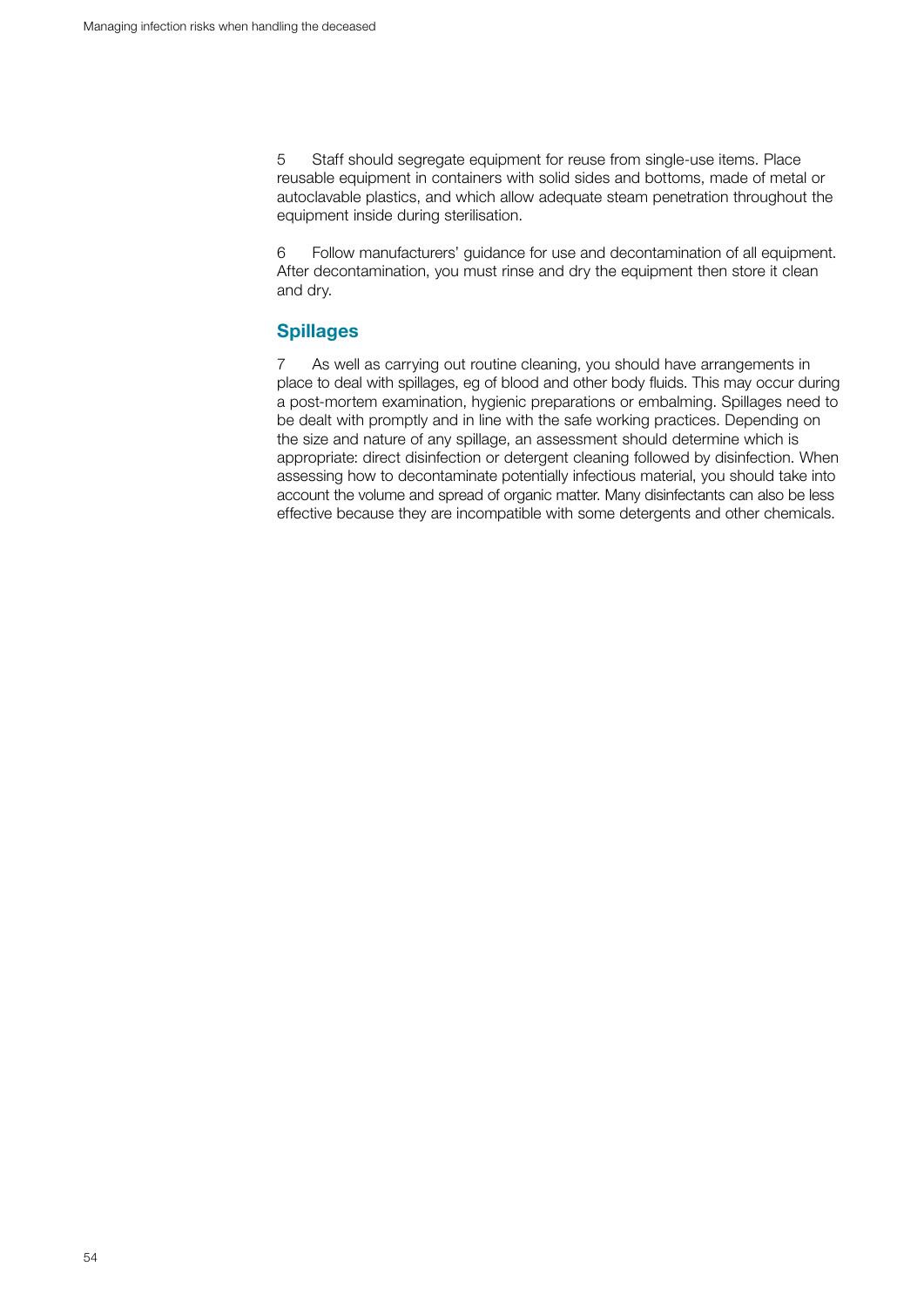5 Staff should segregate equipment for reuse from single-use items. Place reusable equipment in containers with solid sides and bottoms, made of metal or autoclavable plastics, and which allow adequate steam penetration throughout the equipment inside during sterilisation.

6 Follow manufacturers' guidance for use and decontamination of all equipment. After decontamination, you must rinse and dry the equipment then store it clean and dry.

## Spillages

7 As well as carrying out routine cleaning, you should have arrangements in place to deal with spillages, eg of blood and other body fluids. This may occur during a post-mortem examination, hygienic preparations or embalming. Spillages need to be dealt with promptly and in line with the safe working practices. Depending on the size and nature of any spillage, an assessment should determine which is appropriate: direct disinfection or detergent cleaning followed by disinfection. When assessing how to decontaminate potentially infectious material, you should take into account the volume and spread of organic matter. Many disinfectants can also be less effective because they are incompatible with some detergents and other chemicals.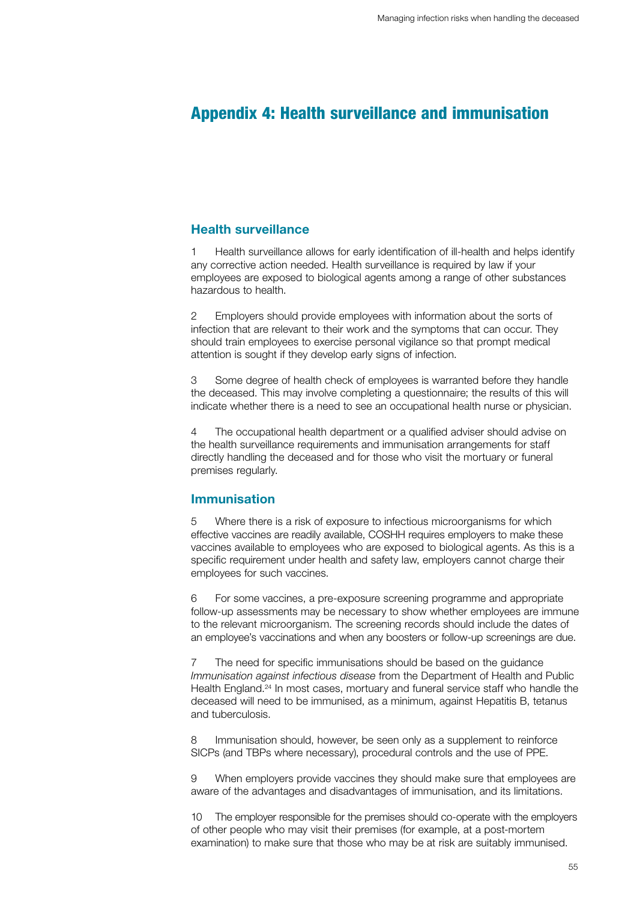# Appendix 4: Health surveillance and immunisation

## Health surveillance

1 Health surveillance allows for early identification of ill-health and helps identify any corrective action needed. Health surveillance is required by law if your employees are exposed to biological agents among a range of other substances hazardous to health.

2 Employers should provide employees with information about the sorts of infection that are relevant to their work and the symptoms that can occur. They should train employees to exercise personal vigilance so that prompt medical attention is sought if they develop early signs of infection.

3 Some degree of health check of employees is warranted before they handle the deceased. This may involve completing a questionnaire; the results of this will indicate whether there is a need to see an occupational health nurse or physician.

4 The occupational health department or a qualified adviser should advise on the health surveillance requirements and immunisation arrangements for staff directly handling the deceased and for those who visit the mortuary or funeral premises regularly.

## Immunisation

5 Where there is a risk of exposure to infectious microorganisms for which effective vaccines are readily available, COSHH requires employers to make these vaccines available to employees who are exposed to biological agents. As this is a specific requirement under health and safety law, employers cannot charge their employees for such vaccines.

6 For some vaccines, a pre-exposure screening programme and appropriate follow-up assessments may be necessary to show whether employees are immune to the relevant microorganism. The screening records should include the dates of an employee's vaccinations and when any boosters or follow-up screenings are due.

7 The need for specific immunisations should be based on the guidance *Immunisation against infectious disease* from the Department of Health and Public Health England.[24] In most cases, mortuary and funeral service staff who handle the deceased will need to be immunised, as a minimum, against Hepatitis B, tetanus and tuberculosis.

8 Immunisation should, however, be seen only as a supplement to reinforce SICPs (and TBPs where necessary), procedural controls and the use of PPE.

9 When employers provide vaccines they should make sure that employees are aware of the advantages and disadvantages of immunisation, and its limitations.

10 The employer responsible for the premises should co-operate with the employers of other people who may visit their premises (for example, at a post-mortem examination) to make sure that those who may be at risk are suitably immunised.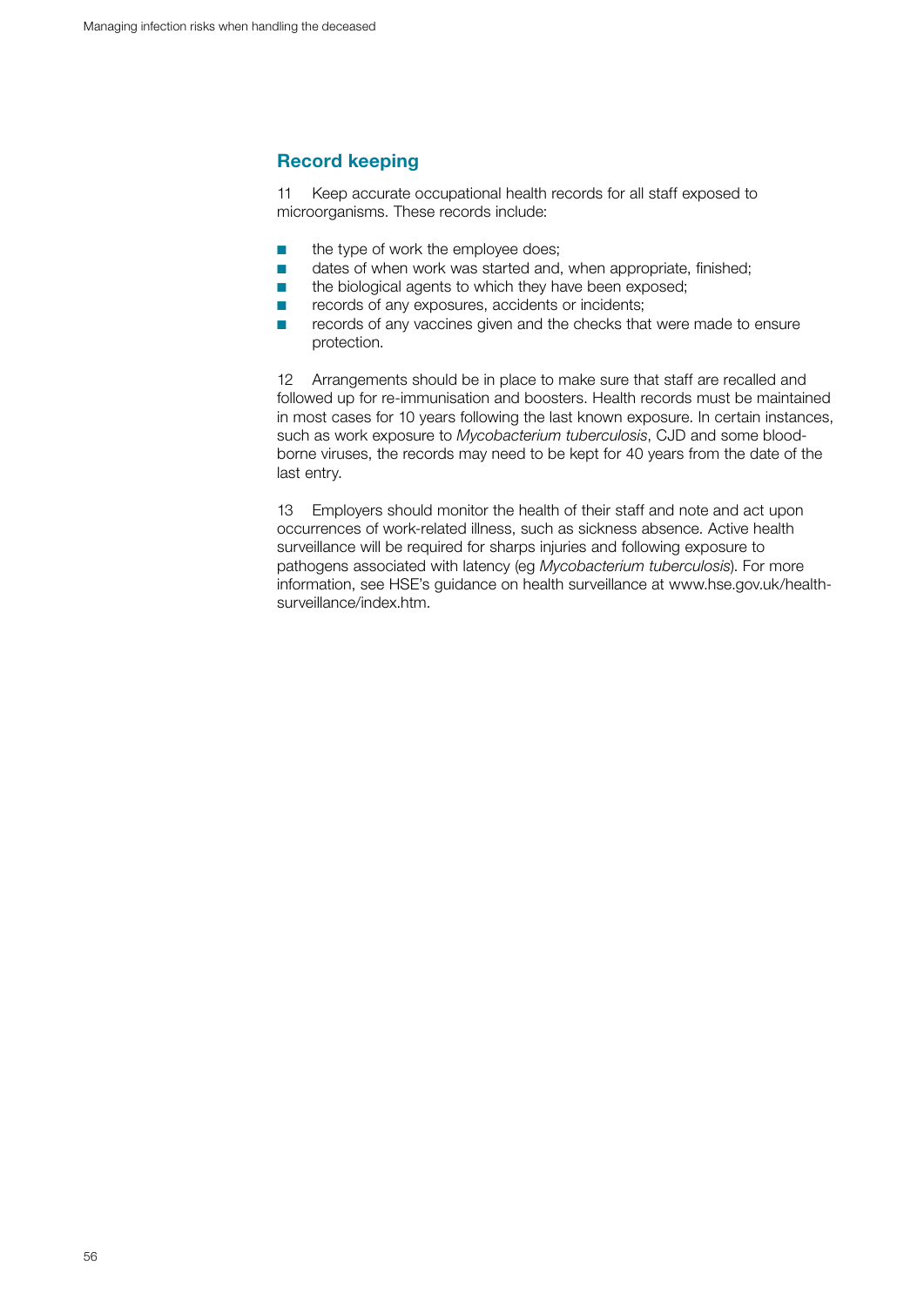## Record keeping

11 Keep accurate occupational health records for all staff exposed to microorganisms. These records include:

- the type of work the employee does;
- dates of when work was started and, when appropriate, finished;
- the biological agents to which they have been exposed;
- records of any exposures, accidents or incidents;
- records of any vaccines given and the checks that were made to ensure protection.

12 Arrangements should be in place to make sure that staff are recalled and followed up for re-immunisation and boosters. Health records must be maintained in most cases for 10 years following the last known exposure. In certain instances, such as work exposure to *Mycobacterium tuberculosis*, CJD and some blood-borne viruses, the records may need to be kept for 40 years from the date of the last entry.

13 Employers should monitor the health of their staff and note and act upon occurrences of work-related illness, such as sickness absence. Active health surveillance will be required for sharps injuries and following exposure to pathogens associated with latency (eg *Mycobacterium tuberculosis*). For more information, see HSE's guidance on health surveillance at www.hse.gov.uk/health-surveillance/index.htm.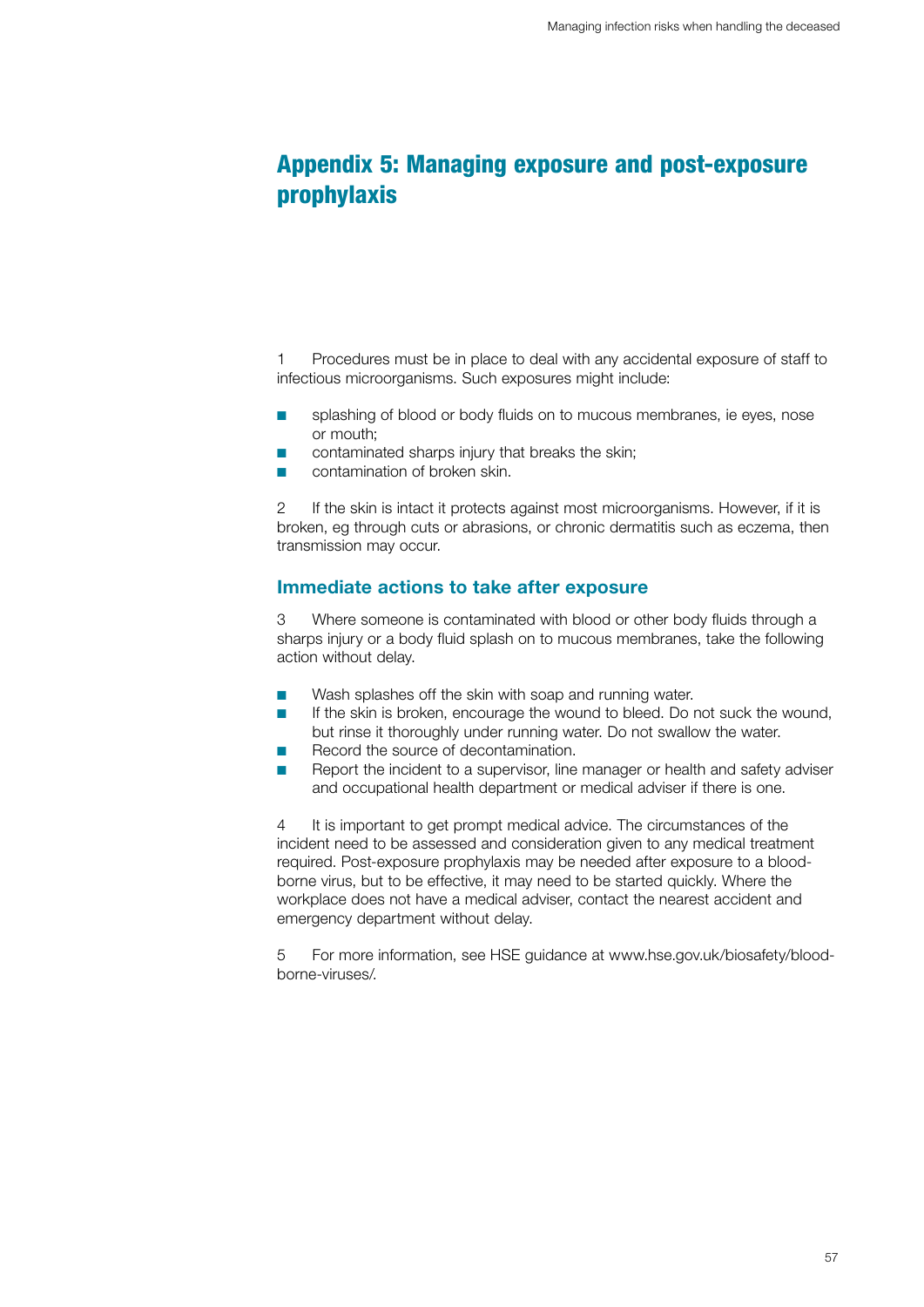# Appendix 5: Managing exposure and post-exposure prophylaxis

1 Procedures must be in place to deal with any accidental exposure of staff to infectious microorganisms. Such exposures might include:

- splashing of blood or body fluids on to mucous membranes, ie eyes, nose or mouth;
- contaminated sharps injury that breaks the skin;
- contamination of broken skin.

2 If the skin is intact it protects against most microorganisms. However, if it is broken, eg through cuts or abrasions, or chronic dermatitis such as eczema, then transmission may occur.

## Immediate actions to take after exposure

3 Where someone is contaminated with blood or other body fluids through a sharps injury or a body fluid splash on to mucous membranes, take the following action without delay.

- Wash splashes off the skin with soap and running water.
- If the skin is broken, encourage the wound to bleed. Do not suck the wound, but rinse it thoroughly under running water. Do not swallow the water.
- Record the source of decontamination.
- Report the incident to a supervisor, line manager or health and safety adviser and occupational health department or medical adviser if there is one.

4 It is important to get prompt medical advice. The circumstances of the incident need to be assessed and consideration given to any medical treatment required. Post-exposure prophylaxis may be needed after exposure to a blood-borne virus, but to be effective, it may need to be started quickly. Where the workplace does not have a medical adviser, contact the nearest accident and emergency department without delay.

5 For more information, see HSE guidance at www.hse.gov.uk/biosafety/blood-borne-viruses/.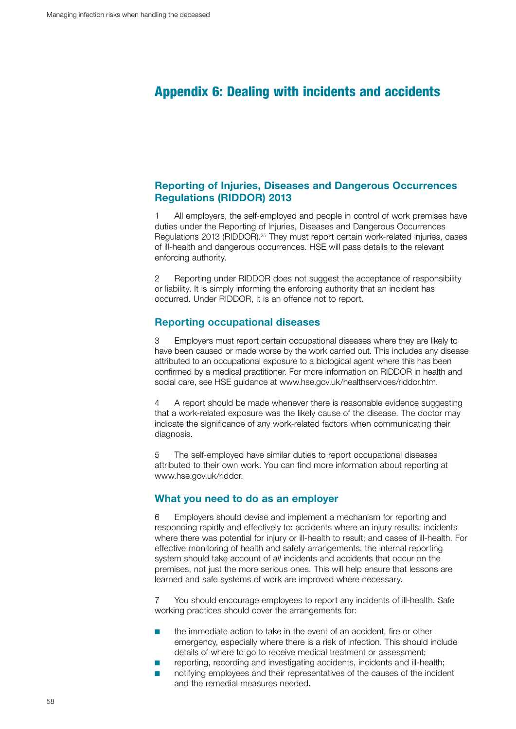# Appendix 6: Dealing with incidents and accidents

## Reporting of Injuries, Diseases and Dangerous Occurrences Regulations (RIDDOR) 2013

1 All employers, the self-employed and people in control of work premises have duties under the Reporting of Injuries, Diseases and Dangerous Occurrences Regulations 2013 (RIDDOR).[25] They must report certain work-related injuries, cases of ill-health and dangerous occurrences. HSE will pass details to the relevant enforcing authority.

2 Reporting under RIDDOR does not suggest the acceptance of responsibility or liability. It is simply informing the enforcing authority that an incident has occurred. Under RIDDOR, it is an offence not to report.

## Reporting occupational diseases

3 Employers must report certain occupational diseases where they are likely to have been caused or made worse by the work carried out. This includes any disease attributed to an occupational exposure to a biological agent where this has been confirmed by a medical practitioner. For more information on RIDDOR in health and social care, see HSE guidance at www.hse.gov.uk/healthservices/riddor.htm.

4 A report should be made whenever there is reasonable evidence suggesting that a work-related exposure was the likely cause of the disease. The doctor may indicate the significance of any work-related factors when communicating their diagnosis.

5 The self-employed have similar duties to report occupational diseases attributed to their own work. You can find more information about reporting at www.hse.gov.uk/riddor.

## What you need to do as an employer

6 Employers should devise and implement a mechanism for reporting and responding rapidly and effectively to: accidents where an injury results; incidents where there was potential for injury or ill-health to result; and cases of ill-health. For effective monitoring of health and safety arrangements, the internal reporting system should take account of *all* incidents and accidents that occur on the premises, not just the more serious ones. This will help ensure that lessons are learned and safe systems of work are improved where necessary.

7 You should encourage employees to report any incidents of ill-health. Safe working practices should cover the arrangements for:

- the immediate action to take in the event of an accident, fire or other emergency, especially where there is a risk of infection. This should include details of where to go to receive medical treatment or assessment;
- reporting, recording and investigating accidents, incidents and ill-health;
- notifying employees and their representatives of the causes of the incident and the remedial measures needed.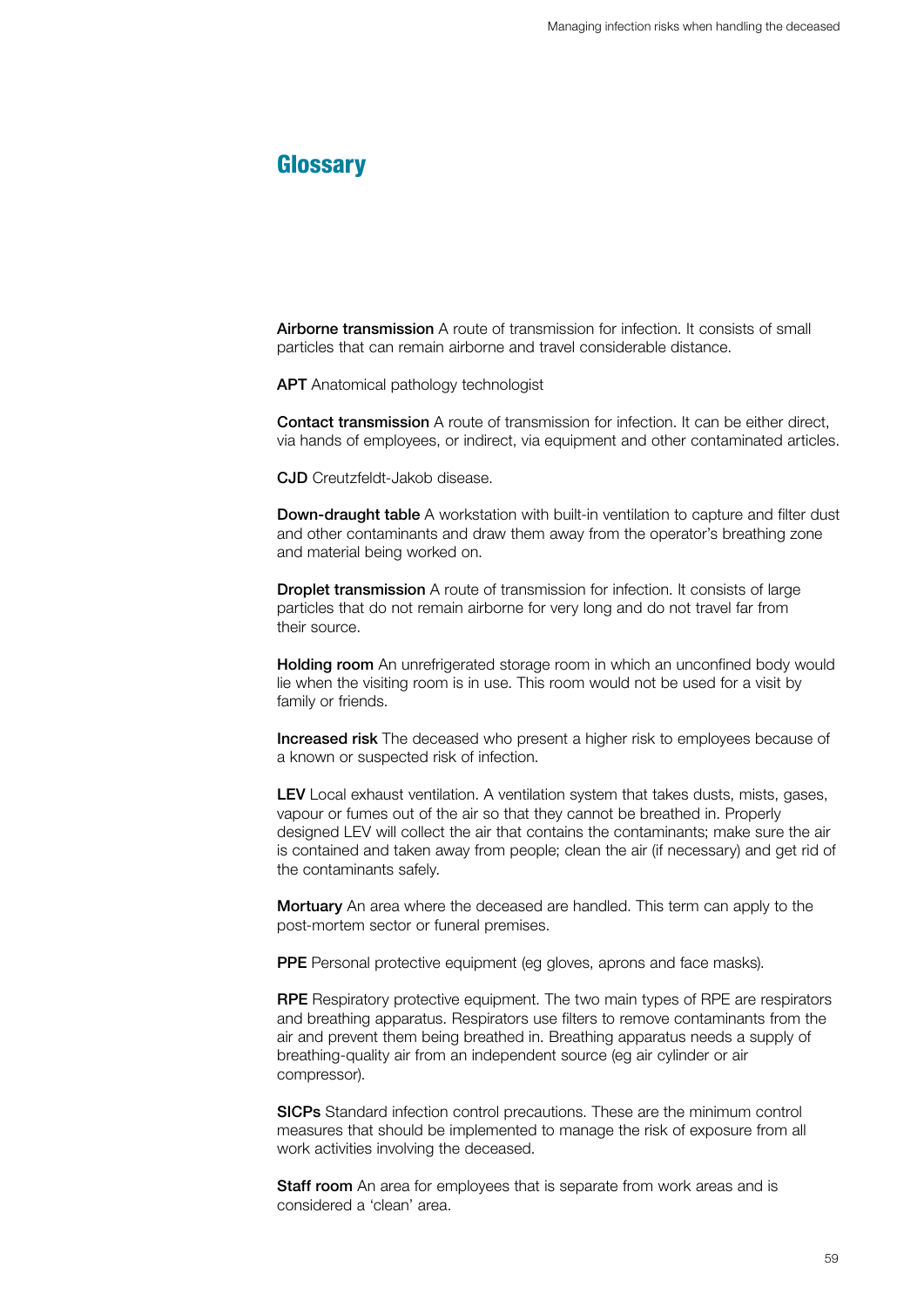## Glossary

**Airborne transmission** A route of transmission for infection. It consists of small particles that can remain airborne and travel considerable distance.

**APT** Anatomical pathology technologist

**Contact transmission** A route of transmission for infection. It can be either direct, via hands of employees, or indirect, via equipment and other contaminated articles.

**CJD** Creutzfeldt-Jakob disease.

**Down-draught table** A workstation with built-in ventilation to capture and filter dust and other contaminants and draw them away from the operator's breathing zone and material being worked on.

**Droplet transmission** A route of transmission for infection. It consists of large particles that do not remain airborne for very long and do not travel far from their source.

**Holding room** An unrefrigerated storage room in which an unconfined body would lie when the visiting room is in use. This room would not be used for a visit by family or friends.

**Increased risk** The deceased who present a higher risk to employees because of a known or suspected risk of infection.

**LEV** Local exhaust ventilation. A ventilation system that takes dusts, mists, gases, vapour or fumes out of the air so that they cannot be breathed in. Properly designed LEV will collect the air that contains the contaminants; make sure the air is contained and taken away from people; clean the air (if necessary) and get rid of the contaminants safely.

**Mortuary** An area where the deceased are handled. This term can apply to the post-mortem sector or funeral premises.

**PPE** Personal protective equipment (eg gloves, aprons and face masks).

**RPE** Respiratory protective equipment. The two main types of RPE are respirators and breathing apparatus. Respirators use filters to remove contaminants from the air and prevent them being breathed in. Breathing apparatus needs a supply of breathing-quality air from an independent source (eg air cylinder or air compressor).

**SICPs** Standard infection control precautions. These are the minimum control measures that should be implemented to manage the risk of exposure from all work activities involving the deceased.

**Staff room** An area for employees that is separate from work areas and is considered a 'clean' area.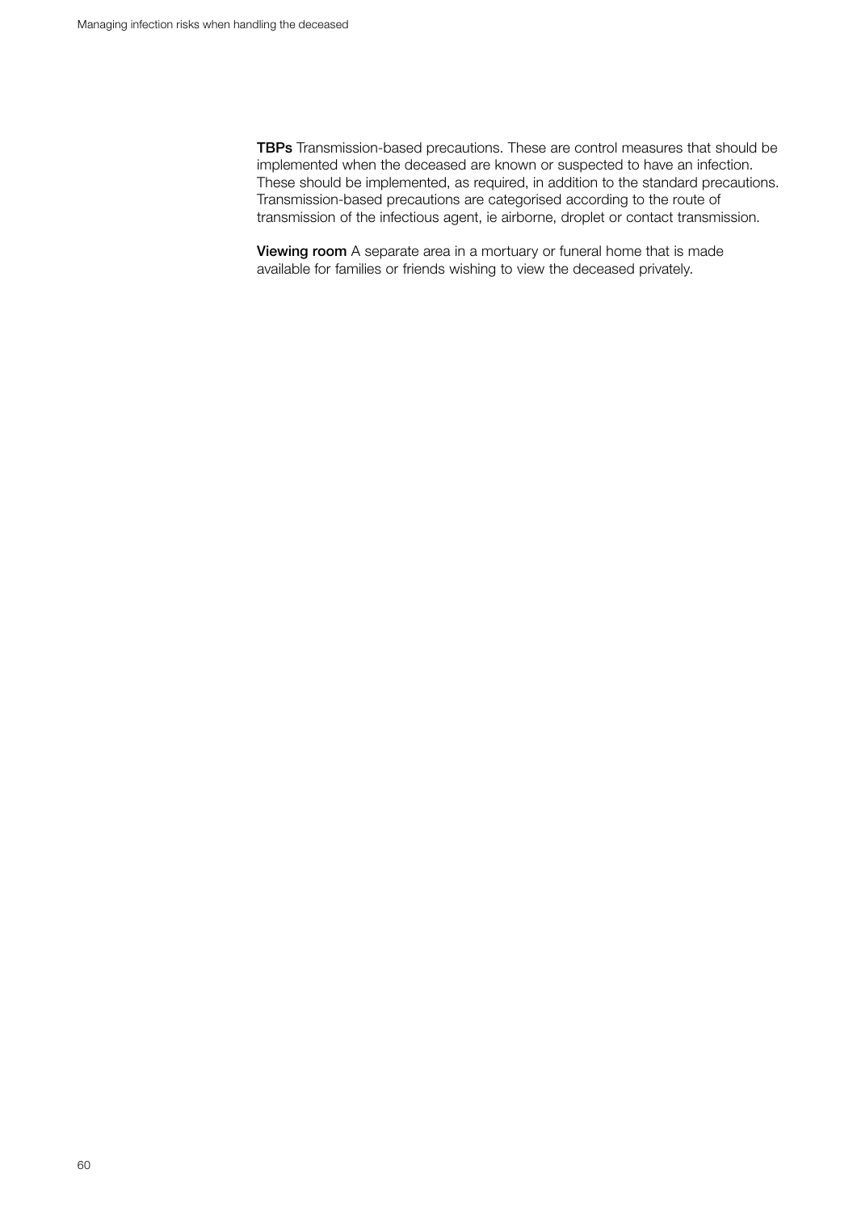**TBPs** Transmission-based precautions. These are control measures that should be implemented when the deceased are known or suspected to have an infection. These should be implemented, as required, in addition to the standard precautions. Transmission-based precautions are categorised according to the route of transmission of the infectious agent, ie airborne, droplet or contact transmission.

**Viewing room** A separate area in a mortuary or funeral home that is made available for families or friends wishing to view the deceased privately.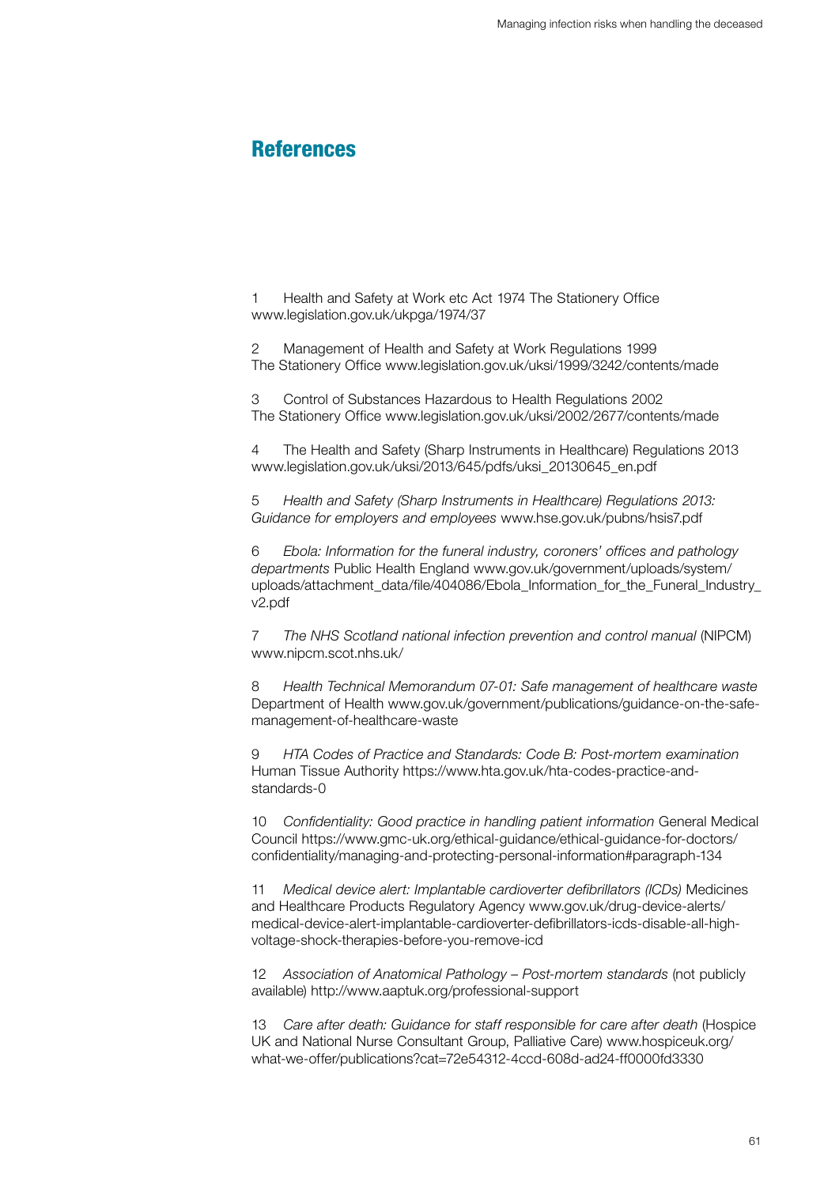## References

1 Health and Safety at Work etc Act 1974 The Stationery Office www.legislation.gov.uk/ukpga/1974/37

2 Management of Health and Safety at Work Regulations 1999 The Stationery Office www.legislation.gov.uk/uksi/1999/3242/contents/made

3 Control of Substances Hazardous to Health Regulations 2002 The Stationery Office www.legislation.gov.uk/uksi/2002/2677/contents/made

4 The Health and Safety (Sharp Instruments in Healthcare) Regulations 2013 www.legislation.gov.uk/uksi/2013/645/pdfs/uksi_20130645_en.pdf

5 *Health and Safety (Sharp Instruments in Healthcare) Regulations 2013: Guidance for employers and employees* www.hse.gov.uk/pubns/hsis7.pdf

6 *Ebola: Information for the funeral industry, coroners' offices and pathology departments* Public Health England www.gov.uk/government/uploads/system/uploads/attachment_data/file/404086/Ebola_Information_for_the_Funeral_Industry_v2.pdf

7 *The NHS Scotland national infection prevention and control manual* (NIPCM) www.nipcm.scot.nhs.uk/

8 *Health Technical Memorandum 07-01: Safe management of healthcare waste* Department of Health www.gov.uk/government/publications/guidance-on-the-safe-management-of-healthcare-waste

9 *HTA Codes of Practice and Standards: Code B: Post-mortem examination* Human Tissue Authority https://www.hta.gov.uk/hta-codes-practice-and-standards-0

10 *Confidentiality: Good practice in handling patient information* General Medical Council https://www.gmc-uk.org/ethical-guidance/ethical-guidance-for-doctors/confidentiality/managing-and-protecting-personal-information#paragraph-134

11 *Medical device alert: Implantable cardioverter defibrillators (ICDs)* Medicines and Healthcare Products Regulatory Agency www.gov.uk/drug-device-alerts/medical-device-alert-implantable-cardioverter-defibrillators-icds-disable-all-high-voltage-shock-therapies-before-you-remove-icd

12 *Association of Anatomical Pathology – Post-mortem standards* (not publicly available) http://www.aaptuk.org/professional-support

13 *Care after death: Guidance for staff responsible for care after death* (Hospice UK and National Nurse Consultant Group, Palliative Care) www.hospiceuk.org/what-we-offer/publications?cat=72e54312-4ccd-608d-ad24-ff0000fd3330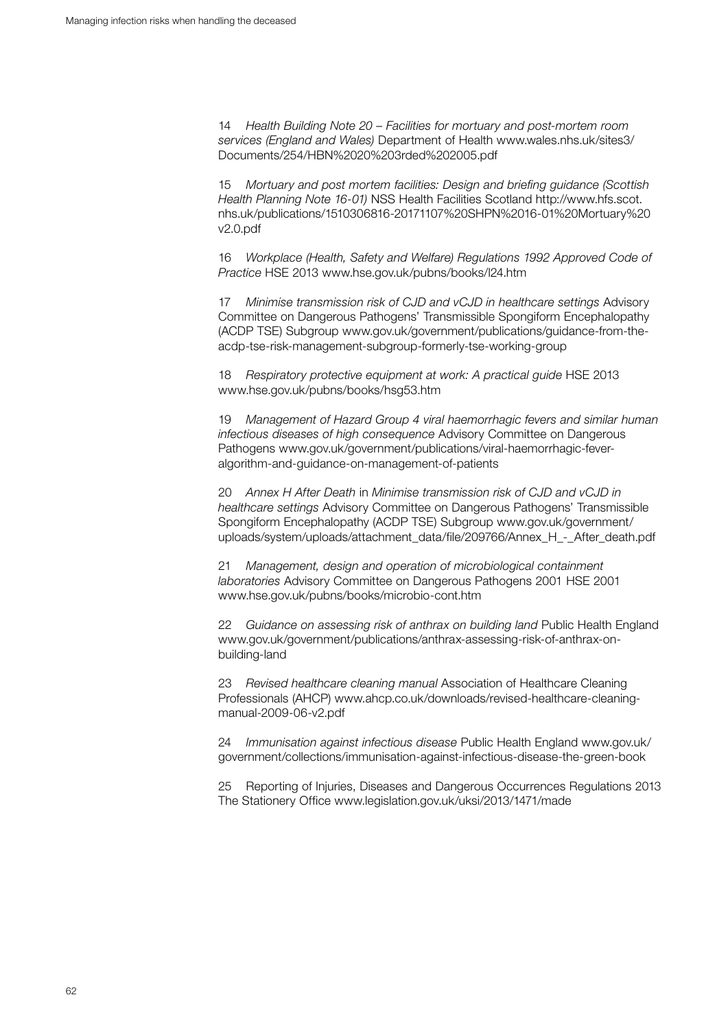14 *Health Building Note 20 – Facilities for mortuary and post-mortem room services (England and Wales)* Department of Health www.wales.nhs.uk/sites3/Documents/254/HBN%2020%203rded%202005.pdf

15 *Mortuary and post mortem facilities: Design and briefing guidance (Scottish Health Planning Note 16-01)* NSS Health Facilities Scotland http://www.hfs.scot.nhs.uk/publications/1510306816-20171107%20SHPN%2016-01%20Mortuary%20v2.0.pdf

16 *Workplace (Health, Safety and Welfare) Regulations 1992 Approved Code of Practice* HSE 2013 www.hse.gov.uk/pubns/books/l24.htm

17 *Minimise transmission risk of CJD and vCJD in healthcare settings* Advisory Committee on Dangerous Pathogens' Transmissible Spongiform Encephalopathy (ACDP TSE) Subgroup www.gov.uk/government/publications/guidance-from-the-acdp-tse-risk-management-subgroup-formerly-tse-working-group

18 *Respiratory protective equipment at work: A practical guide* HSE 2013 www.hse.gov.uk/pubns/books/hsg53.htm

19 *Management of Hazard Group 4 viral haemorrhagic fevers and similar human infectious diseases of high consequence* Advisory Committee on Dangerous Pathogens www.gov.uk/government/publications/viral-haemorrhagic-fever-algorithm-and-guidance-on-management-of-patients

20 *Annex H After Death* in *Minimise transmission risk of CJD and vCJD in healthcare settings* Advisory Committee on Dangerous Pathogens' Transmissible Spongiform Encephalopathy (ACDP TSE) Subgroup www.gov.uk/government/uploads/system/uploads/attachment_data/file/209766/Annex_H_-_After_death.pdf

21 *Management, design and operation of microbiological containment laboratories* Advisory Committee on Dangerous Pathogens 2001 HSE 2001 www.hse.gov.uk/pubns/books/microbio-cont.htm

22 *Guidance on assessing risk of anthrax on building land* Public Health England www.gov.uk/government/publications/anthrax-assessing-risk-of-anthrax-on-building-land

23 *Revised healthcare cleaning manual* Association of Healthcare Cleaning Professionals (AHCP) www.ahcp.co.uk/downloads/revised-healthcare-cleaning-manual-2009-06-v2.pdf

24 *Immunisation against infectious disease* Public Health England www.gov.uk/government/collections/immunisation-against-infectious-disease-the-green-book

25 Reporting of Injuries, Diseases and Dangerous Occurrences Regulations 2013 The Stationery Office www.legislation.gov.uk/uksi/2013/1471/made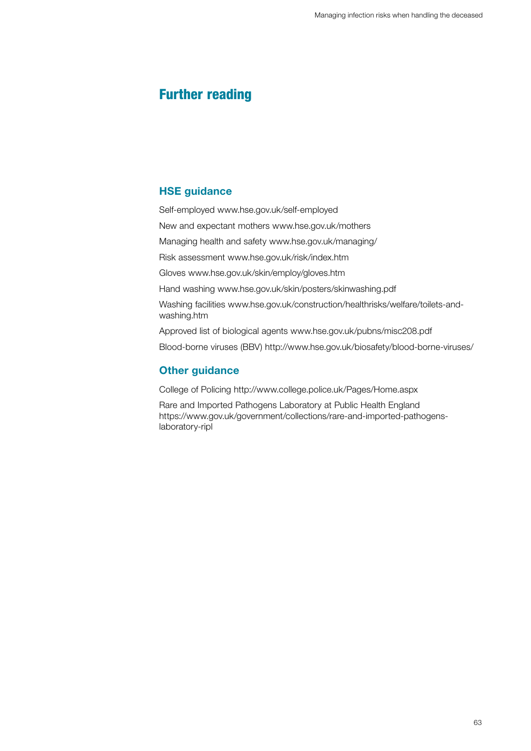# Further reading

## HSE guidance

Self-employed www.hse.gov.uk/self-employed

New and expectant mothers www.hse.gov.uk/mothers

Managing health and safety www.hse.gov.uk/managing/

Risk assessment www.hse.gov.uk/risk/index.htm

Gloves www.hse.gov.uk/skin/employ/gloves.htm

Hand washing www.hse.gov.uk/skin/posters/skinwashing.pdf

Washing facilities www.hse.gov.uk/construction/healthrisks/welfare/toilets-and-washing.htm

Approved list of biological agents www.hse.gov.uk/pubns/misc208.pdf

Blood-borne viruses (BBV) http://www.hse.gov.uk/biosafety/blood-borne-viruses/

## Other guidance

College of Policing http://www.college.police.uk/Pages/Home.aspx

Rare and Imported Pathogens Laboratory at Public Health England https://www.gov.uk/government/collections/rare-and-imported-pathogens-laboratory-ripl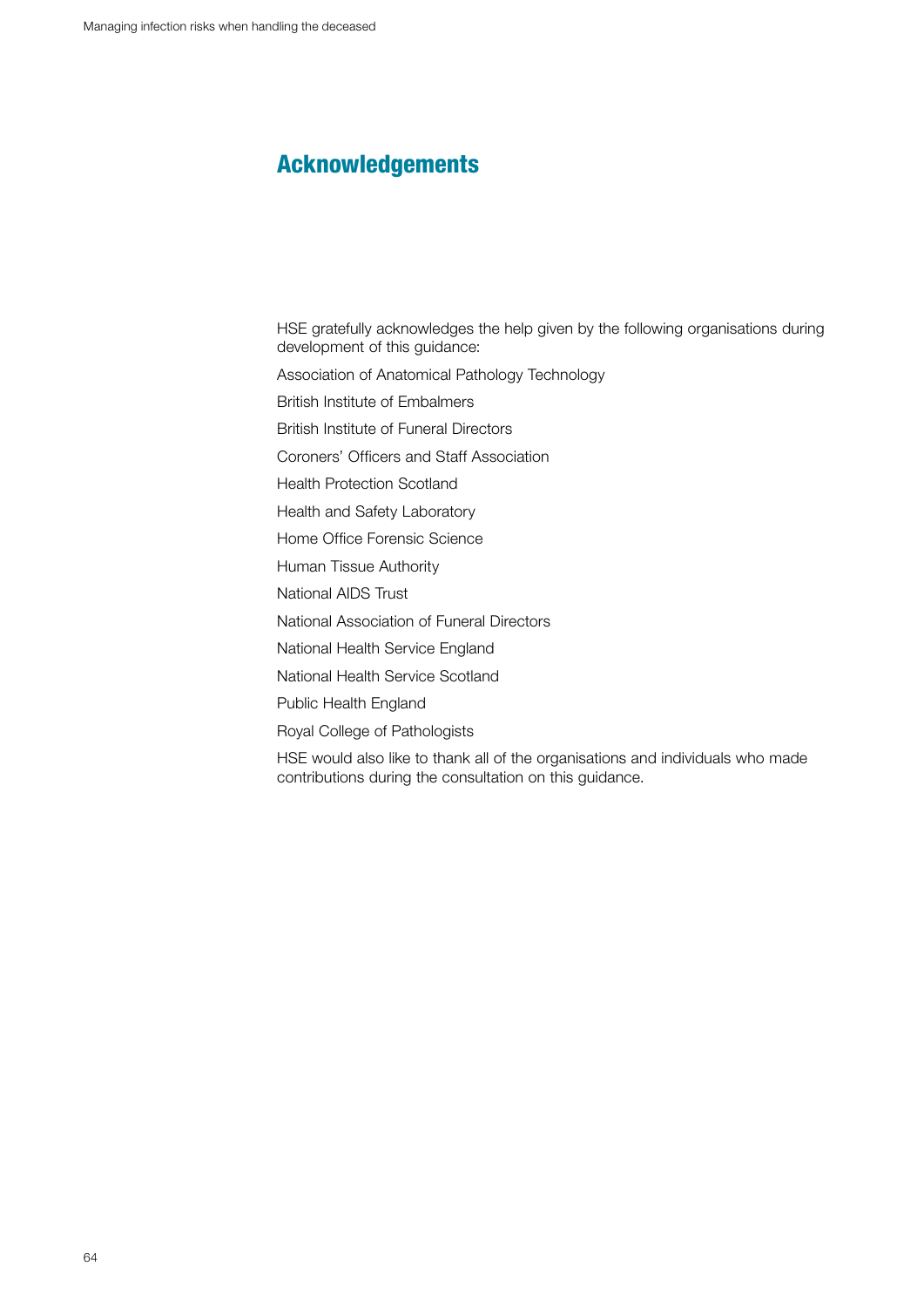# Acknowledgements

HSE gratefully acknowledges the help given by the following organisations during development of this guidance:

Association of Anatomical Pathology Technology

British Institute of Embalmers

British Institute of Funeral Directors

Coroners' Officers and Staff Association

Health Protection Scotland

Health and Safety Laboratory

Home Office Forensic Science

Human Tissue Authority

National AIDS Trust

National Association of Funeral Directors

National Health Service England

National Health Service Scotland

Public Health England

Royal College of Pathologists

HSE would also like to thank all of the organisations and individuals who made contributions during the consultation on this guidance.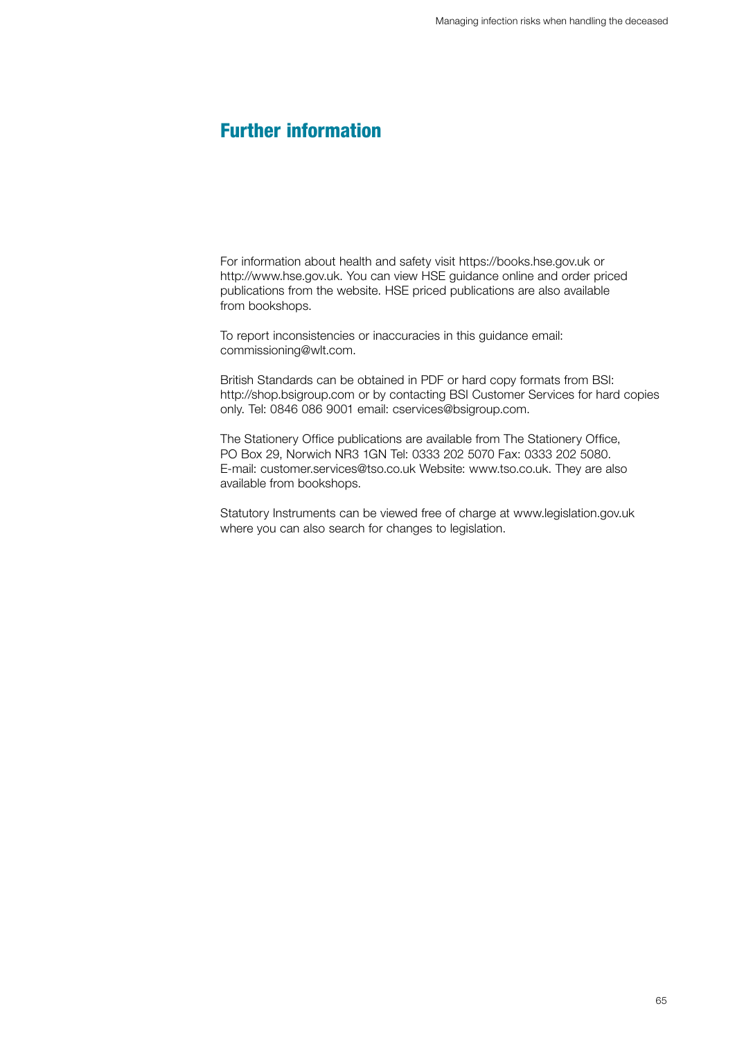## Further information

For information about health and safety visit https://books.hse.gov.uk or http://www.hse.gov.uk. You can view HSE guidance online and order priced publications from the website. HSE priced publications are also available from bookshops.

To report inconsistencies or inaccuracies in this guidance email: commissioning@wlt.com.

British Standards can be obtained in PDF or hard copy formats from BSI: http://shop.bsigroup.com or by contacting BSI Customer Services for hard copies only. Tel: 0846 086 9001 email: cservices@bsigroup.com.

The Stationery Office publications are available from The Stationery Office, PO Box 29, Norwich NR3 1GN Tel: 0333 202 5070 Fax: 0333 202 5080. E-mail: customer.services@tso.co.uk Website: www.tso.co.uk. They are also available from bookshops.

Statutory Instruments can be viewed free of charge at www.legislation.gov.uk where you can also search for changes to legislation.